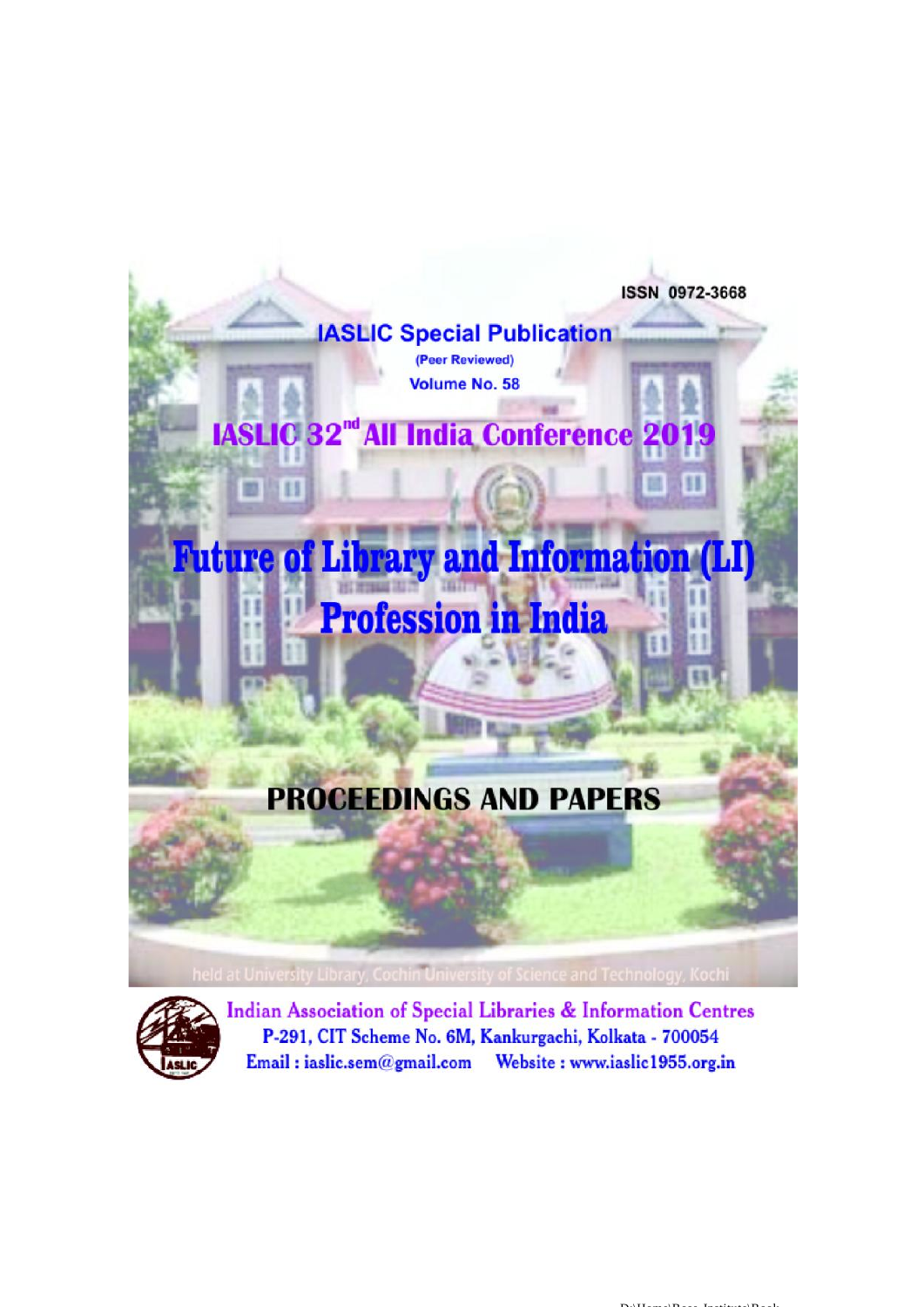ISSN 0972-3668

**IASLIC Special Publication**

(Peer Reviewed)

Volume No. 58

# IASLIC 32nd All India Conference 2019

# Future of Library and Information (LI) Profession in India

## PROCEEDINGS AND PAPERS

held at University Library, Cochin University of Science and Technology, Kochi

**Indian Association of Special Libraries & Information Centres**

P-291, CIT Scheme No. 6M, Kankurgachi, Kolkata - 700054

Email : iaslic.sem@gmail.com Website : www.iaslic1955.org.in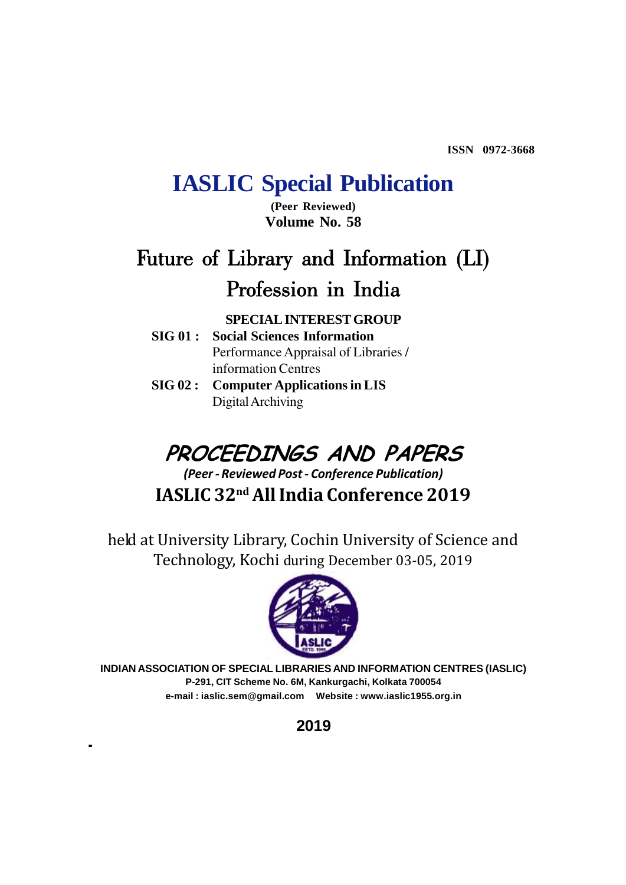ISSN 0972-3668

# IASLIC Special Publication

**(Peer Reviewed)**

**Volume No. 58**

# Future of Library and Information (LI) Profession in India

**SPECIAL INTEREST GROUP**

**SIG 01 : Social Sciences Information**
Performance Appraisal of Libraries / information Centres

**SIG 02 : Computer Applications in LIS**
Digital Archiving

## PROCEEDINGS AND PAPERS

***(Peer - Reviewed Post - Conference Publication)***

## IASLIC 32nd All India Conference 2019

held at University Library, Cochin University of Science and Technology, Kochi during December 03-05, 2019

**INDIAN ASSOCIATION OF SPECIAL LIBRARIES AND INFORMATION CENTRES (IASLIC)**

**P-291, CIT Scheme No. 6M, Kankurgachi, Kolkata 700054**

**e-mail : iaslic.sem@gmail.com Website : www.iaslic1955.org.in**

**2019**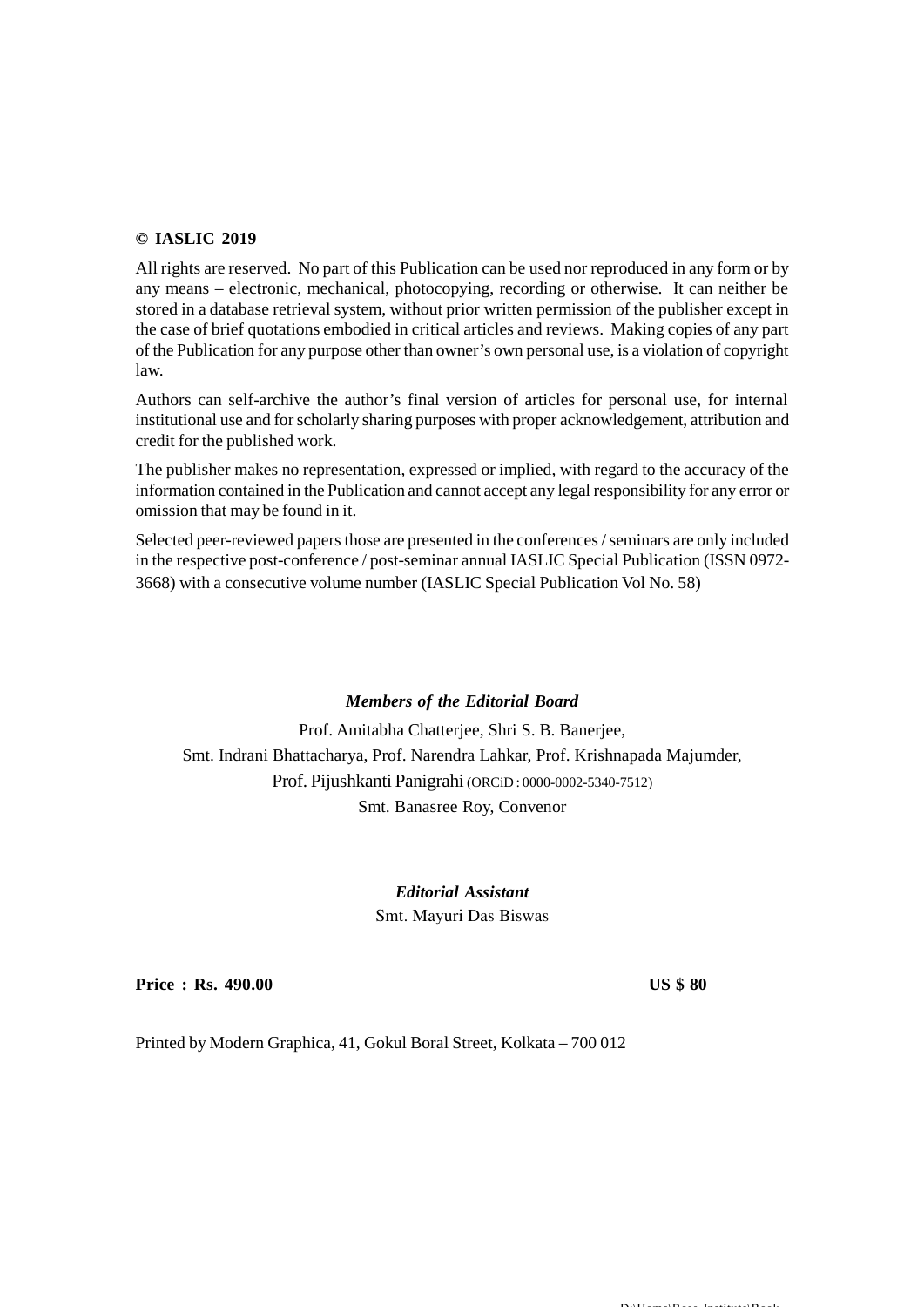**© IASLIC 2019**

All rights are reserved. No part of this Publication can be used nor reproduced in any form or by any means – electronic, mechanical, photocopying, recording or otherwise. It can neither be stored in a database retrieval system, without prior written permission of the publisher except in the case of brief quotations embodied in critical articles and reviews. Making copies of any part of the Publication for any purpose other than owner's own personal use, is a violation of copyright law.

Authors can self-archive the author's final version of articles for personal use, for internal institutional use and for scholarly sharing purposes with proper acknowledgement, attribution and credit for the published work.

The publisher makes no representation, expressed or implied, with regard to the accuracy of the information contained in the Publication and cannot accept any legal responsibility for any error or omission that may be found in it.

Selected peer-reviewed papers those are presented in the conferences / seminars are only included in the respective post-conference / post-seminar annual IASLIC Special Publication (ISSN 0972-3668) with a consecutive volume number (IASLIC Special Publication Vol No. 58)

***Members of the Editorial Board***

Prof. Amitabha Chatterjee, Shri S. B. Banerjee,
Smt. Indrani Bhattacharya, Prof. Narendra Lahkar, Prof. Krishnapada Majumder,
Prof. Pijushkanti Panigrahi (ORCiD : 0000-0002-5340-7512)
Smt. Banasree Roy, Convenor

***Editorial Assistant***

Smt. Mayuri Das Biswas

**Price : Rs. 490.00** **US $ 80**

Printed by Modern Graphica, 41, Gokul Boral Street, Kolkata – 700 012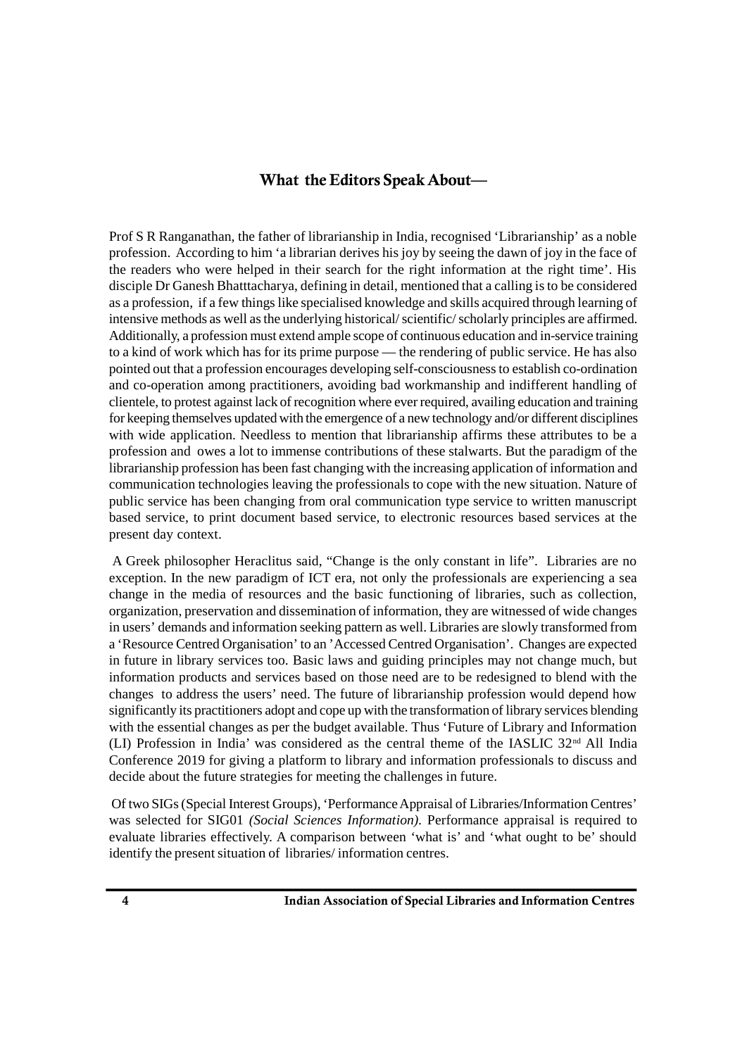## What the Editors Speak About—

Prof S R Ranganathan, the father of librarianship in India, recognised 'Librarianship' as a noble profession. According to him 'a librarian derives his joy by seeing the dawn of joy in the face of the readers who were helped in their search for the right information at the right time'. His disciple Dr Ganesh Bhatttacharya, defining in detail, mentioned that a calling is to be considered as a profession, if a few things like specialised knowledge and skills acquired through learning of intensive methods as well as the underlying historical/ scientific/ scholarly principles are affirmed. Additionally, a profession must extend ample scope of continuous education and in-service training to a kind of work which has for its prime purpose — the rendering of public service. He has also pointed out that a profession encourages developing self-consciousness to establish co-ordination and co-operation among practitioners, avoiding bad workmanship and indifferent handling of clientele, to protest against lack of recognition where ever required, availing education and training for keeping themselves updated with the emergence of a new technology and/or different disciplines with wide application. Needless to mention that librarianship affirms these attributes to be a profession and owes a lot to immense contributions of these stalwarts. But the paradigm of the librarianship profession has been fast changing with the increasing application of information and communication technologies leaving the professionals to cope with the new situation. Nature of public service has been changing from oral communication type service to written manuscript based service, to print document based service, to electronic resources based services at the present day context.

A Greek philosopher Heraclitus said, "Change is the only constant in life". Libraries are no exception. In the new paradigm of ICT era, not only the professionals are experiencing a sea change in the media of resources and the basic functioning of libraries, such as collection, organization, preservation and dissemination of information, they are witnessed of wide changes in users' demands and information seeking pattern as well. Libraries are slowly transformed from a 'Resource Centred Organisation' to an 'Accessed Centred Organisation'. Changes are expected in future in library services too. Basic laws and guiding principles may not change much, but information products and services based on those need are to be redesigned to blend with the changes to address the users' need. The future of librarianship profession would depend how significantly its practitioners adopt and cope up with the transformation of library services blending with the essential changes as per the budget available. Thus 'Future of Library and Information (LI) Profession in India' was considered as the central theme of the IASLIC 32nd All India Conference 2019 for giving a platform to library and information professionals to discuss and decide about the future strategies for meeting the challenges in future.

Of two SIGs (Special Interest Groups), 'Performance Appraisal of Libraries/Information Centres' was selected for SIG01 *(Social Sciences Information)*. Performance appraisal is required to evaluate libraries effectively. A comparison between 'what is' and 'what ought to be' should identify the present situation of libraries/ information centres.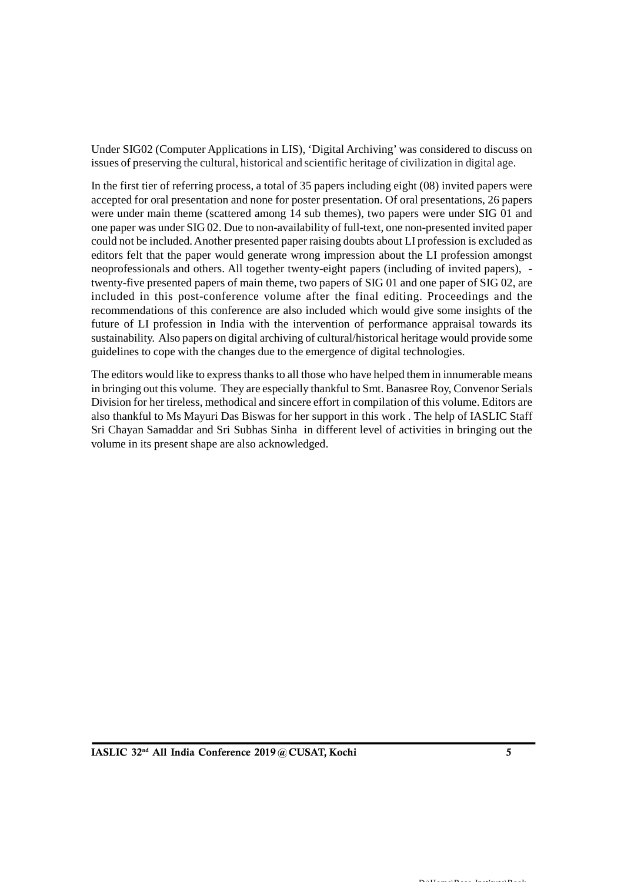Under SIG02 (Computer Applications in LIS), 'Digital Archiving' was considered to discuss on issues of preserving the cultural, historical and scientific heritage of civilization in digital age.

In the first tier of referring process, a total of 35 papers including eight (08) invited papers were accepted for oral presentation and none for poster presentation. Of oral presentations, 26 papers were under main theme (scattered among 14 sub themes), two papers were under SIG 01 and one paper was under SIG 02. Due to non-availability of full-text, one non-presented invited paper could not be included. Another presented paper raising doubts about LI profession is excluded as editors felt that the paper would generate wrong impression about the LI profession amongst neoprofessionals and others. All together twenty-eight papers (including of invited papers), - twenty-five presented papers of main theme, two papers of SIG 01 and one paper of SIG 02, are included in this post-conference volume after the final editing. Proceedings and the recommendations of this conference are also included which would give some insights of the future of LI profession in India with the intervention of performance appraisal towards its sustainability. Also papers on digital archiving of cultural/historical heritage would provide some guidelines to cope with the changes due to the emergence of digital technologies.

The editors would like to express thanks to all those who have helped them in innumerable means in bringing out this volume. They are especially thankful to Smt. Banasree Roy, Convenor Serials Division for her tireless, methodical and sincere effort in compilation of this volume. Editors are also thankful to Ms Mayuri Das Biswas for her support in this work . The help of IASLIC Staff Sri Chayan Samaddar and Sri Subhas Sinha in different level of activities in bringing out the volume in its present shape are also acknowledged.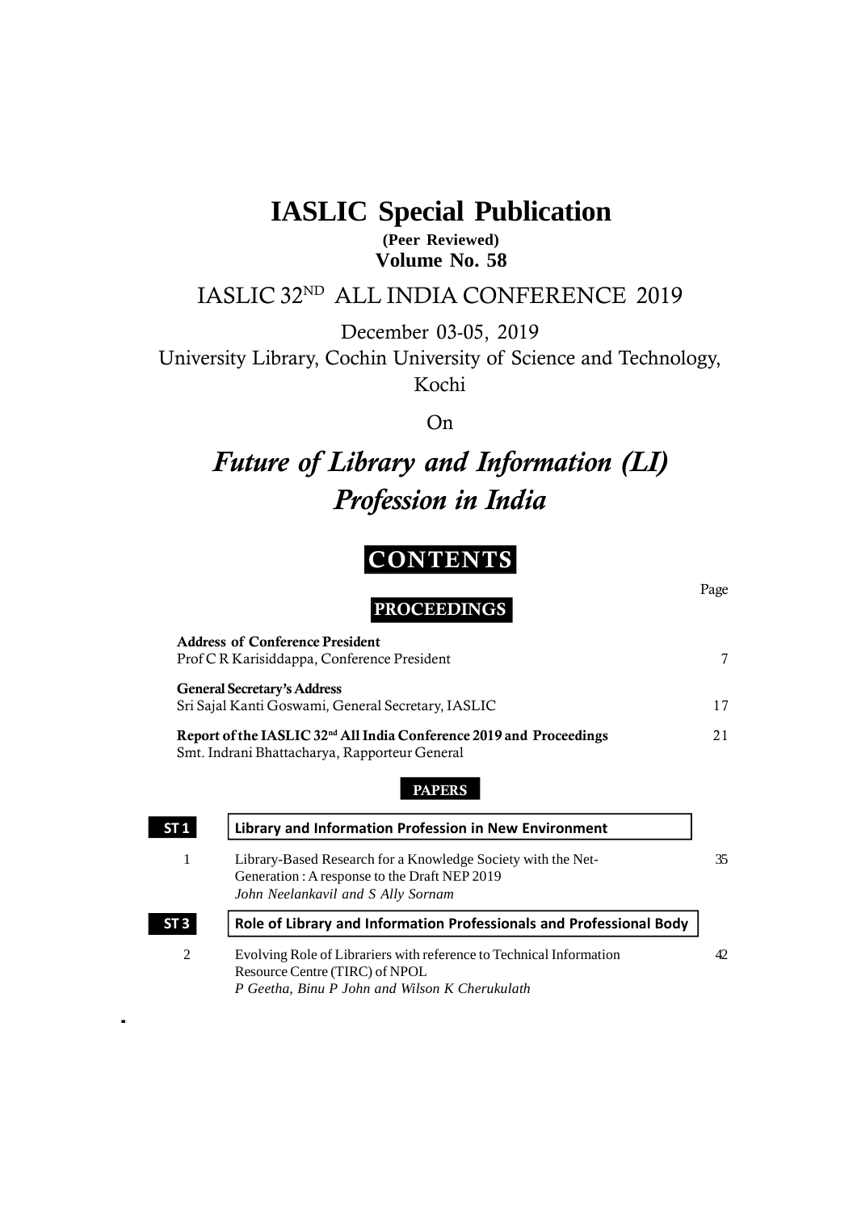# IASLIC Special Publication

**(Peer Reviewed)**

**Volume No. 58**

## IASLIC 32[ND] ALL INDIA CONFERENCE 2019

December 03-05, 2019

University Library, Cochin University of Science and Technology, Kochi

On

# *Future of Library and Information (LI) Profession in India*

## CONTENTS

Page

### PROCEEDINGS

**Address of Conference President**
Prof C R Karisiddappa, Conference President — 7

**General Secretary's Address**
Sri Sajal Kanti Goswami, General Secretary, IASLIC — 17

**Report of the IASLIC 32[nd] All India Conference 2019 and Proceedings** — 21
Smt. Indrani Bhattacharya, Rapporteur General

### PAPERS

**ST 1** — **Library and Information Profession in New Environment**

1. Library-Based Research for a Knowledge Society with the Net-Generation : A response to the Draft NEP 2019 — 35
   *John Neelankavil and S Ally Sornam*

**ST 3** — **Role of Library and Information Professionals and Professional Body**

2. Evolving Role of Librariers with reference to Technical Information Resource Centre (TIRC) of NPOL — 42
   *P Geetha, Binu P John and Wilson K Cherukulath*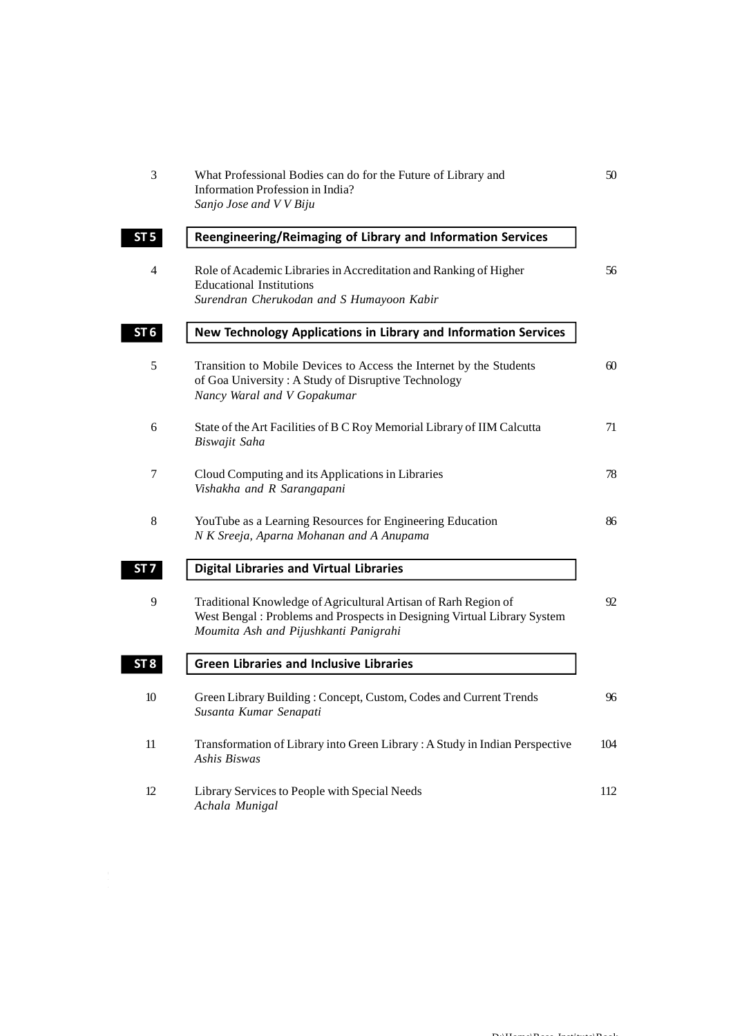3 What Professional Bodies can do for the Future of Library and Information Profession in India? — 50
*Sanjo Jose and V V Biju*

**ST 5** **Reengineering/Reimaging of Library and Information Services**

4 Role of Academic Libraries in Accreditation and Ranking of Higher Educational Institutions — 56
*Surendran Cherukodan and S Humayoon Kabir*

**ST 6** **New Technology Applications in Library and Information Services**

5 Transition to Mobile Devices to Access the Internet by the Students of Goa University : A Study of Disruptive Technology — 60
*Nancy Waral and V Gopakumar*

6 State of the Art Facilities of B C Roy Memorial Library of IIM Calcutta — 71
*Biswajit Saha*

7 Cloud Computing and its Applications in Libraries — 78
*Vishakha and R Sarangapani*

8 YouTube as a Learning Resources for Engineering Education — 86
*N K Sreeja, Aparna Mohanan and A Anupama*

**ST 7** **Digital Libraries and Virtual Libraries**

9 Traditional Knowledge of Agricultural Artisan of Rarh Region of West Bengal : Problems and Prospects in Designing Virtual Library System — 92
*Moumita Ash and Pijushkanti Panigrahi*

**ST 8** **Green Libraries and Inclusive Libraries**

10 Green Library Building : Concept, Custom, Codes and Current Trends — 96
*Susanta Kumar Senapati*

11 Transformation of Library into Green Library : A Study in Indian Perspective — 104
*Ashis Biswas*

12 Library Services to People with Special Needs — 112
*Achala Munigal*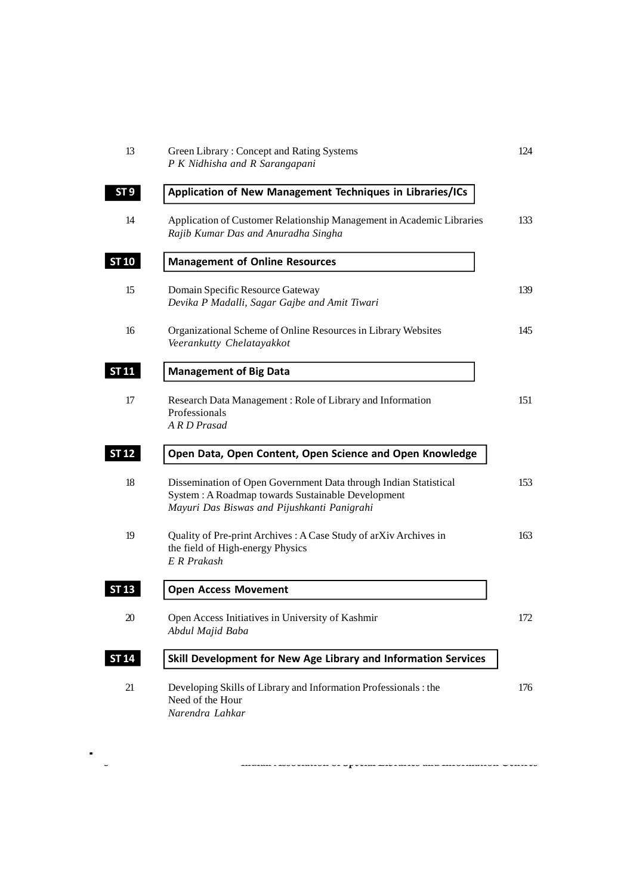13 Green Library : Concept and Rating Systems 124
*P K Nidhisha and R Sarangapani*

**ST 9** **Application of New Management Techniques in Libraries/ICs**

14 Application of Customer Relationship Management in Academic Libraries 133
*Rajib Kumar Das and Anuradha Singha*

**ST 10** **Management of Online Resources**

15 Domain Specific Resource Gateway 139
*Devika P Madalli, Sagar Gajbe and Amit Tiwari*

16 Organizational Scheme of Online Resources in Library Websites 145
*Veerankutty Chelatayakkot*

**ST 11** **Management of Big Data**

17 Research Data Management : Role of Library and Information Professionals 151
*A R D Prasad*

**ST 12** **Open Data, Open Content, Open Science and Open Knowledge**

18 Dissemination of Open Government Data through Indian Statistical System : A Roadmap towards Sustainable Development 153
*Mayuri Das Biswas and Pijushkanti Panigrahi*

19 Quality of Pre-print Archives : A Case Study of arXiv Archives in the field of High-energy Physics 163
*E R Prakash*

**ST 13** **Open Access Movement**

20 Open Access Initiatives in University of Kashmir 172
*Abdul Majid Baba*

**ST 14** **Skill Development for New Age Library and Information Services**

21 Developing Skills of Library and Information Professionals : the Need of the Hour 176
*Narendra Lahkar*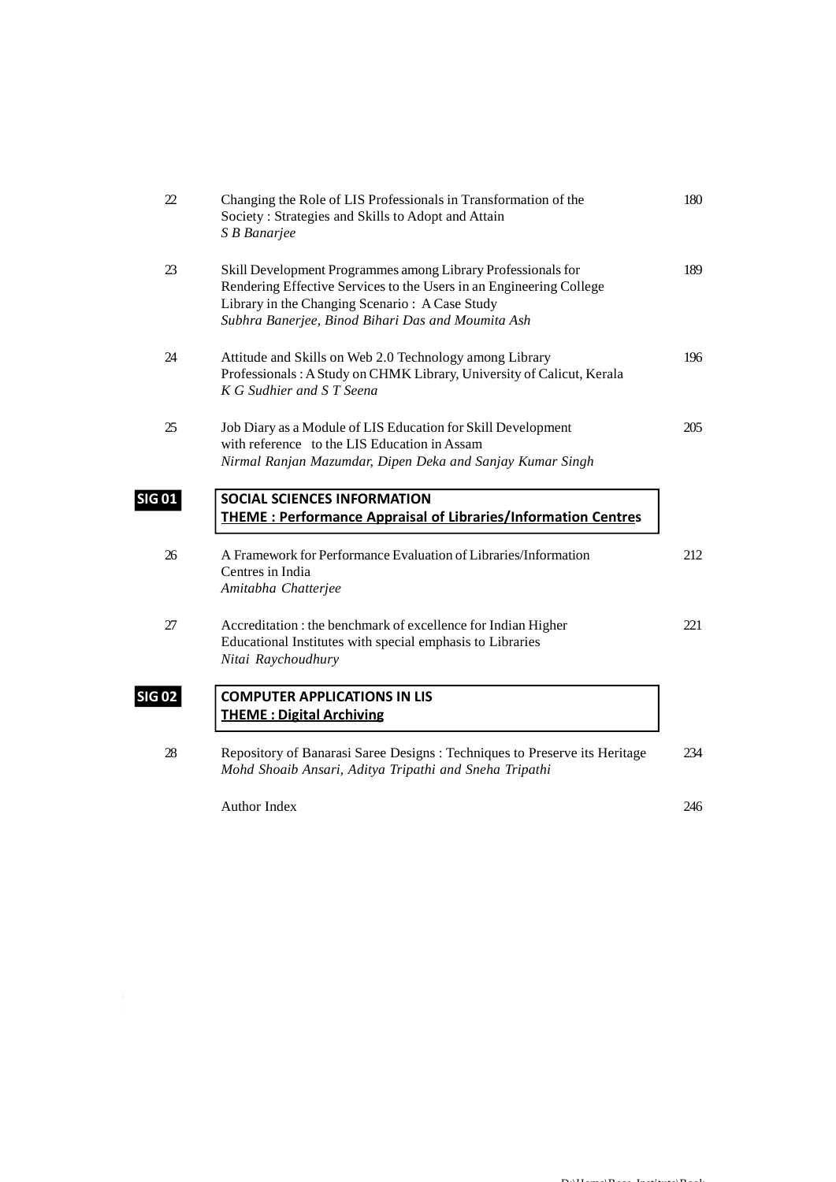| | | |
|---|---|---|
| 22 | Changing the Role of LIS Professionals in Transformation of the Society : Strategies and Skills to Adopt and Attain<br>*S B Banarjee* | 180 |
| 23 | Skill Development Programmes among Library Professionals for Rendering Effective Services to the Users in an Engineering College Library in the Changing Scenario : A Case Study<br>*Subhra Banerjee, Binod Bihari Das and Moumita Ash* | 189 |
| 24 | Attitude and Skills on Web 2.0 Technology among Library Professionals : A Study on CHMK Library, University of Calicut, Kerala<br>*K G Sudhier and S T Seena* | 196 |
| 25 | Job Diary as a Module of LIS Education for Skill Development with reference to the LIS Education in Assam<br>*Nirmal Ranjan Mazumdar, Dipen Deka and Sanjay Kumar Singh* | 205 |
| **SIG 01** | **SOCIAL SCIENCES INFORMATION**<br>**THEME : Performance Appraisal of Libraries/Information Centres** | |
| 26 | A Framework for Performance Evaluation of Libraries/Information Centres in India<br>*Amitabha Chatterjee* | 212 |
| 27 | Accreditation : the benchmark of excellence for Indian Higher Educational Institutes with special emphasis to Libraries<br>*Nitai Raychoudhury* | 221 |
| **SIG 02** | **COMPUTER APPLICATIONS IN LIS**<br>**THEME : Digital Archiving** | |
| 28 | Repository of Banarasi Saree Designs : Techniques to Preserve its Heritage<br>*Mohd Shoaib Ansari, Aditya Tripathi and Sneha Tripathi* | 234 |
| | Author Index | 246 |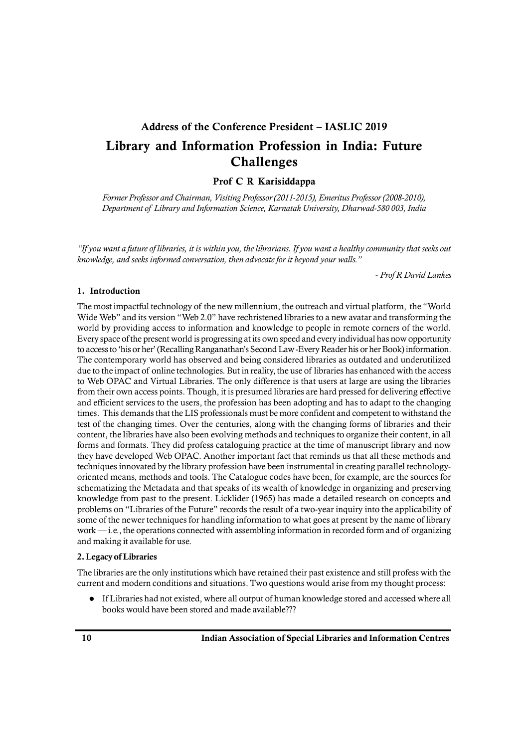### Address of the Conference President – IASLIC 2019

# Library and Information Profession in India: Future Challenges

**Prof C R Karisiddappa**

*Former Professor and Chairman, Visiting Professor (2011-2015), Emeritus Professor (2008-2010), Department of Library and Information Science, Karnatak University, Dharwad-580 003, India*

*"If you want a future of libraries, it is within you, the librarians. If you want a healthy community that seeks out knowledge, and seeks informed conversation, then advocate for it beyond your walls."*

*- Prof R David Lankes*

## 1. Introduction

The most impactful technology of the new millennium, the outreach and virtual platform, the "World Wide Web" and its version "Web 2.0" have rechristened libraries to a new avatar and transforming the world by providing access to information and knowledge to people in remote corners of the world. Every space of the present world is progressing at its own speed and every individual has now opportunity to access to 'his or her' (Recalling Ranganathan's Second Law -Every Reader his or her Book) information. The contemporary world has observed and being considered libraries as outdated and underutilized due to the impact of online technologies. But in reality, the use of libraries has enhanced with the access to Web OPAC and Virtual Libraries. The only difference is that users at large are using the libraries from their own access points. Though, it is presumed libraries are hard pressed for delivering effective and efficient services to the users, the profession has been adopting and has to adapt to the changing times. This demands that the LIS professionals must be more confident and competent to withstand the test of the changing times. Over the centuries, along with the changing forms of libraries and their content, the libraries have also been evolving methods and techniques to organize their content, in all forms and formats. They did profess cataloguing practice at the time of manuscript library and now they have developed Web OPAC. Another important fact that reminds us that all these methods and techniques innovated by the library profession have been instrumental in creating parallel technology-oriented means, methods and tools. The Catalogue codes have been, for example, are the sources for schematizing the Metadata and that speaks of its wealth of knowledge in organizing and preserving knowledge from past to the present. Licklider (1965) has made a detailed research on concepts and problems on "Libraries of the Future" records the result of a two-year inquiry into the applicability of some of the newer techniques for handling information to what goes at present by the name of library work — i.e., the operations connected with assembling information in recorded form and of organizing and making it available for use.

## 2. Legacy of Libraries

The libraries are the only institutions which have retained their past existence and still profess with the current and modern conditions and situations. Two questions would arise from my thought process:

- If Libraries had not existed, where all output of human knowledge stored and accessed where all books would have been stored and made available???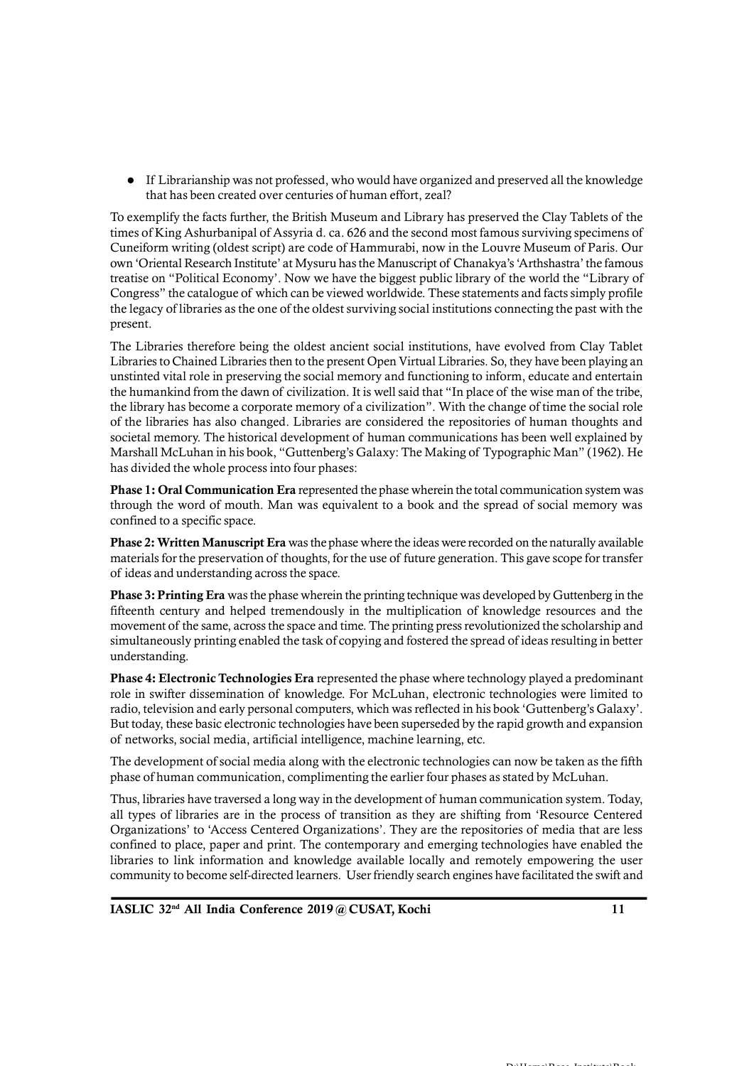- If Librarianship was not professed, who would have organized and preserved all the knowledge that has been created over centuries of human effort, zeal?

To exemplify the facts further, the British Museum and Library has preserved the Clay Tablets of the times of King Ashurbanipal of Assyria d. ca. 626 and the second most famous surviving specimens of Cuneiform writing (oldest script) are code of Hammurabi, now in the Louvre Museum of Paris. Our own 'Oriental Research Institute' at Mysuru has the Manuscript of Chanakya's 'Arthshastra' the famous treatise on "Political Economy'. Now we have the biggest public library of the world the "Library of Congress" the catalogue of which can be viewed worldwide. These statements and facts simply profile the legacy of libraries as the one of the oldest surviving social institutions connecting the past with the present.

The Libraries therefore being the oldest ancient social institutions, have evolved from Clay Tablet Libraries to Chained Libraries then to the present Open Virtual Libraries. So, they have been playing an unstinted vital role in preserving the social memory and functioning to inform, educate and entertain the humankind from the dawn of civilization. It is well said that "In place of the wise man of the tribe, the library has become a corporate memory of a civilization". With the change of time the social role of the libraries has also changed. Libraries are considered the repositories of human thoughts and societal memory. The historical development of human communications has been well explained by Marshall McLuhan in his book, "Guttenberg's Galaxy: The Making of Typographic Man" (1962). He has divided the whole process into four phases:

**Phase 1: Oral Communication Era** represented the phase wherein the total communication system was through the word of mouth. Man was equivalent to a book and the spread of social memory was confined to a specific space.

**Phase 2: Written Manuscript Era** was the phase where the ideas were recorded on the naturally available materials for the preservation of thoughts, for the use of future generation. This gave scope for transfer of ideas and understanding across the space.

**Phase 3: Printing Era** was the phase wherein the printing technique was developed by Guttenberg in the fifteenth century and helped tremendously in the multiplication of knowledge resources and the movement of the same, across the space and time. The printing press revolutionized the scholarship and simultaneously printing enabled the task of copying and fostered the spread of ideas resulting in better understanding.

**Phase 4: Electronic Technologies Era** represented the phase where technology played a predominant role in swifter dissemination of knowledge. For McLuhan, electronic technologies were limited to radio, television and early personal computers, which was reflected in his book 'Guttenberg's Galaxy'. But today, these basic electronic technologies have been superseded by the rapid growth and expansion of networks, social media, artificial intelligence, machine learning, etc.

The development of social media along with the electronic technologies can now be taken as the fifth phase of human communication, complimenting the earlier four phases as stated by McLuhan.

Thus, libraries have traversed a long way in the development of human communication system. Today, all types of libraries are in the process of transition as they are shifting from 'Resource Centered Organizations' to 'Access Centered Organizations'. They are the repositories of media that are less confined to place, paper and print. The contemporary and emerging technologies have enabled the libraries to link information and knowledge available locally and remotely empowering the user community to become self-directed learners. User friendly search engines have facilitated the swift and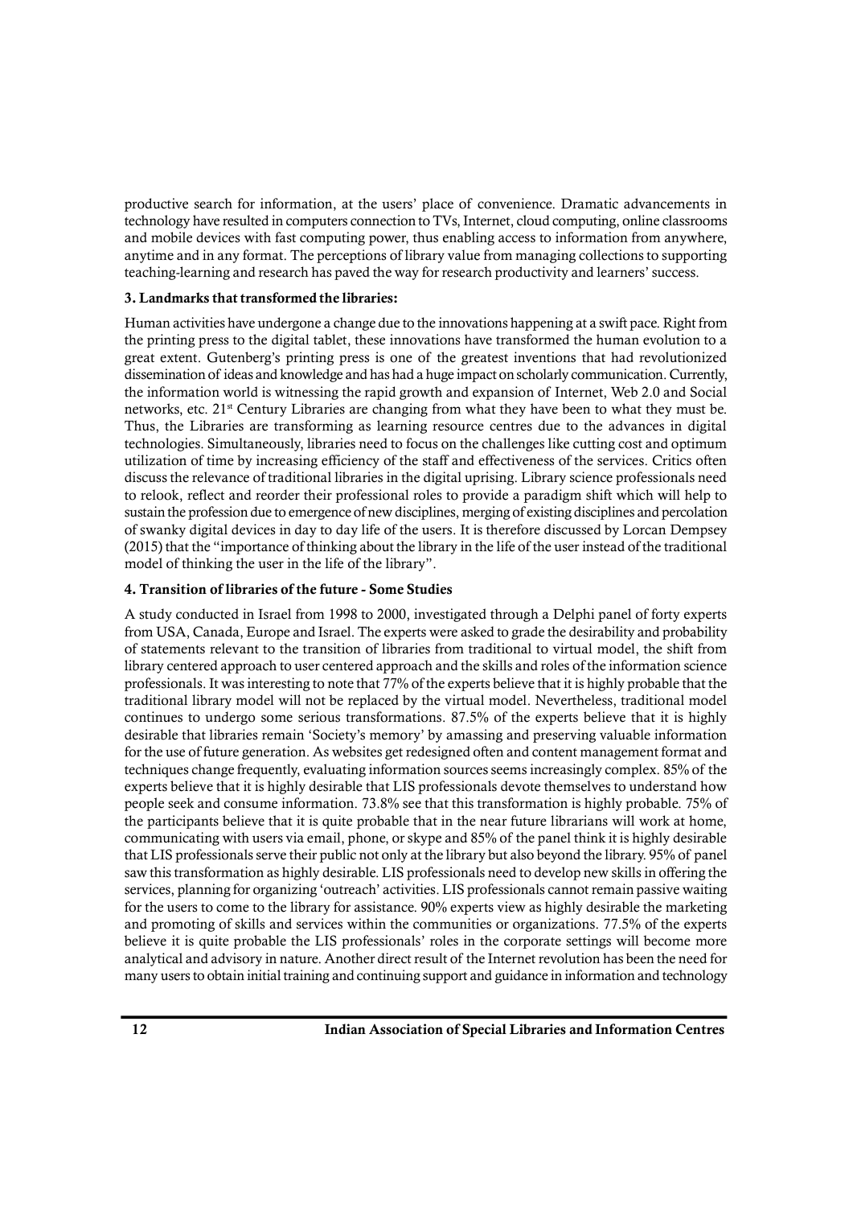productive search for information, at the users' place of convenience. Dramatic advancements in technology have resulted in computers connection to TVs, Internet, cloud computing, online classrooms and mobile devices with fast computing power, thus enabling access to information from anywhere, anytime and in any format. The perceptions of library value from managing collections to supporting teaching-learning and research has paved the way for research productivity and learners' success.

### 3. Landmarks that transformed the libraries:

Human activities have undergone a change due to the innovations happening at a swift pace. Right from the printing press to the digital tablet, these innovations have transformed the human evolution to a great extent. Gutenberg's printing press is one of the greatest inventions that had revolutionized dissemination of ideas and knowledge and has had a huge impact on scholarly communication. Currently, the information world is witnessing the rapid growth and expansion of Internet, Web 2.0 and Social networks, etc. 21st Century Libraries are changing from what they have been to what they must be. Thus, the Libraries are transforming as learning resource centres due to the advances in digital technologies. Simultaneously, libraries need to focus on the challenges like cutting cost and optimum utilization of time by increasing efficiency of the staff and effectiveness of the services. Critics often discuss the relevance of traditional libraries in the digital uprising. Library science professionals need to relook, reflect and reorder their professional roles to provide a paradigm shift which will help to sustain the profession due to emergence of new disciplines, merging of existing disciplines and percolation of swanky digital devices in day to day life of the users. It is therefore discussed by Lorcan Dempsey (2015) that the "importance of thinking about the library in the life of the user instead of the traditional model of thinking the user in the life of the library".

### 4. Transition of libraries of the future - Some Studies

A study conducted in Israel from 1998 to 2000, investigated through a Delphi panel of forty experts from USA, Canada, Europe and Israel. The experts were asked to grade the desirability and probability of statements relevant to the transition of libraries from traditional to virtual model, the shift from library centered approach to user centered approach and the skills and roles of the information science professionals. It was interesting to note that 77% of the experts believe that it is highly probable that the traditional library model will not be replaced by the virtual model. Nevertheless, traditional model continues to undergo some serious transformations. 87.5% of the experts believe that it is highly desirable that libraries remain 'Society's memory' by amassing and preserving valuable information for the use of future generation. As websites get redesigned often and content management format and techniques change frequently, evaluating information sources seems increasingly complex. 85% of the experts believe that it is highly desirable that LIS professionals devote themselves to understand how people seek and consume information. 73.8% see that this transformation is highly probable. 75% of the participants believe that it is quite probable that in the near future librarians will work at home, communicating with users via email, phone, or skype and 85% of the panel think it is highly desirable that LIS professionals serve their public not only at the library but also beyond the library. 95% of panel saw this transformation as highly desirable. LIS professionals need to develop new skills in offering the services, planning for organizing 'outreach' activities. LIS professionals cannot remain passive waiting for the users to come to the library for assistance. 90% experts view as highly desirable the marketing and promoting of skills and services within the communities or organizations. 77.5% of the experts believe it is quite probable the LIS professionals' roles in the corporate settings will become more analytical and advisory in nature. Another direct result of the Internet revolution has been the need for many users to obtain initial training and continuing support and guidance in information and technology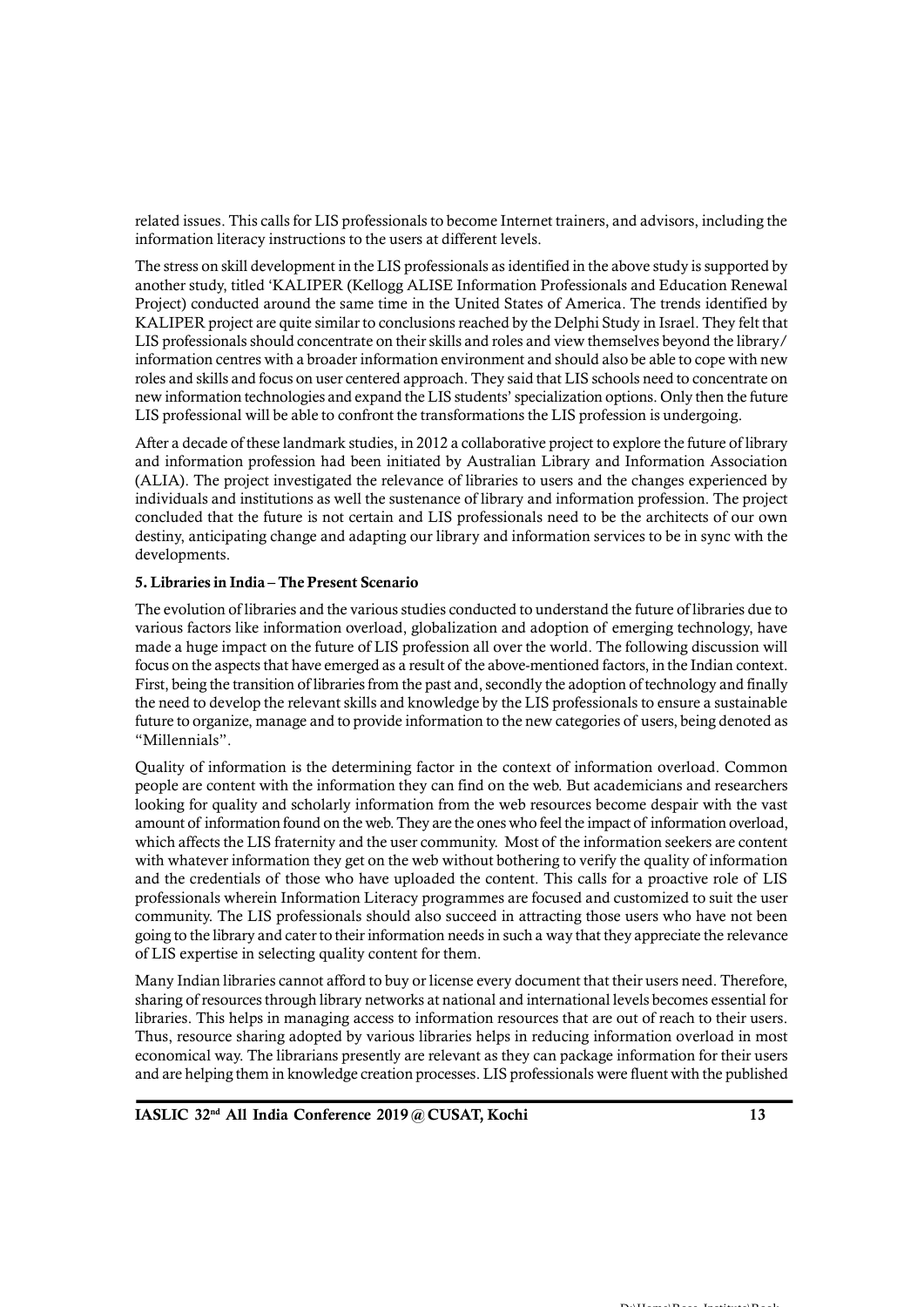related issues. This calls for LIS professionals to become Internet trainers, and advisors, including the information literacy instructions to the users at different levels.

The stress on skill development in the LIS professionals as identified in the above study is supported by another study, titled 'KALIPER (Kellogg ALISE Information Professionals and Education Renewal Project) conducted around the same time in the United States of America. The trends identified by KALIPER project are quite similar to conclusions reached by the Delphi Study in Israel. They felt that LIS professionals should concentrate on their skills and roles and view themselves beyond the library/ information centres with a broader information environment and should also be able to cope with new roles and skills and focus on user centered approach. They said that LIS schools need to concentrate on new information technologies and expand the LIS students' specialization options. Only then the future LIS professional will be able to confront the transformations the LIS profession is undergoing.

After a decade of these landmark studies, in 2012 a collaborative project to explore the future of library and information profession had been initiated by Australian Library and Information Association (ALIA). The project investigated the relevance of libraries to users and the changes experienced by individuals and institutions as well the sustenance of library and information profession. The project concluded that the future is not certain and LIS professionals need to be the architects of our own destiny, anticipating change and adapting our library and information services to be in sync with the developments.

### 5. Libraries in India – The Present Scenario

The evolution of libraries and the various studies conducted to understand the future of libraries due to various factors like information overload, globalization and adoption of emerging technology, have made a huge impact on the future of LIS profession all over the world. The following discussion will focus on the aspects that have emerged as a result of the above-mentioned factors, in the Indian context. First, being the transition of libraries from the past and, secondly the adoption of technology and finally the need to develop the relevant skills and knowledge by the LIS professionals to ensure a sustainable future to organize, manage and to provide information to the new categories of users, being denoted as "Millennials".

Quality of information is the determining factor in the context of information overload. Common people are content with the information they can find on the web. But academicians and researchers looking for quality and scholarly information from the web resources become despair with the vast amount of information found on the web. They are the ones who feel the impact of information overload, which affects the LIS fraternity and the user community. Most of the information seekers are content with whatever information they get on the web without bothering to verify the quality of information and the credentials of those who have uploaded the content. This calls for a proactive role of LIS professionals wherein Information Literacy programmes are focused and customized to suit the user community. The LIS professionals should also succeed in attracting those users who have not been going to the library and cater to their information needs in such a way that they appreciate the relevance of LIS expertise in selecting quality content for them.

Many Indian libraries cannot afford to buy or license every document that their users need. Therefore, sharing of resources through library networks at national and international levels becomes essential for libraries. This helps in managing access to information resources that are out of reach to their users. Thus, resource sharing adopted by various libraries helps in reducing information overload in most economical way. The librarians presently are relevant as they can package information for their users and are helping them in knowledge creation processes. LIS professionals were fluent with the published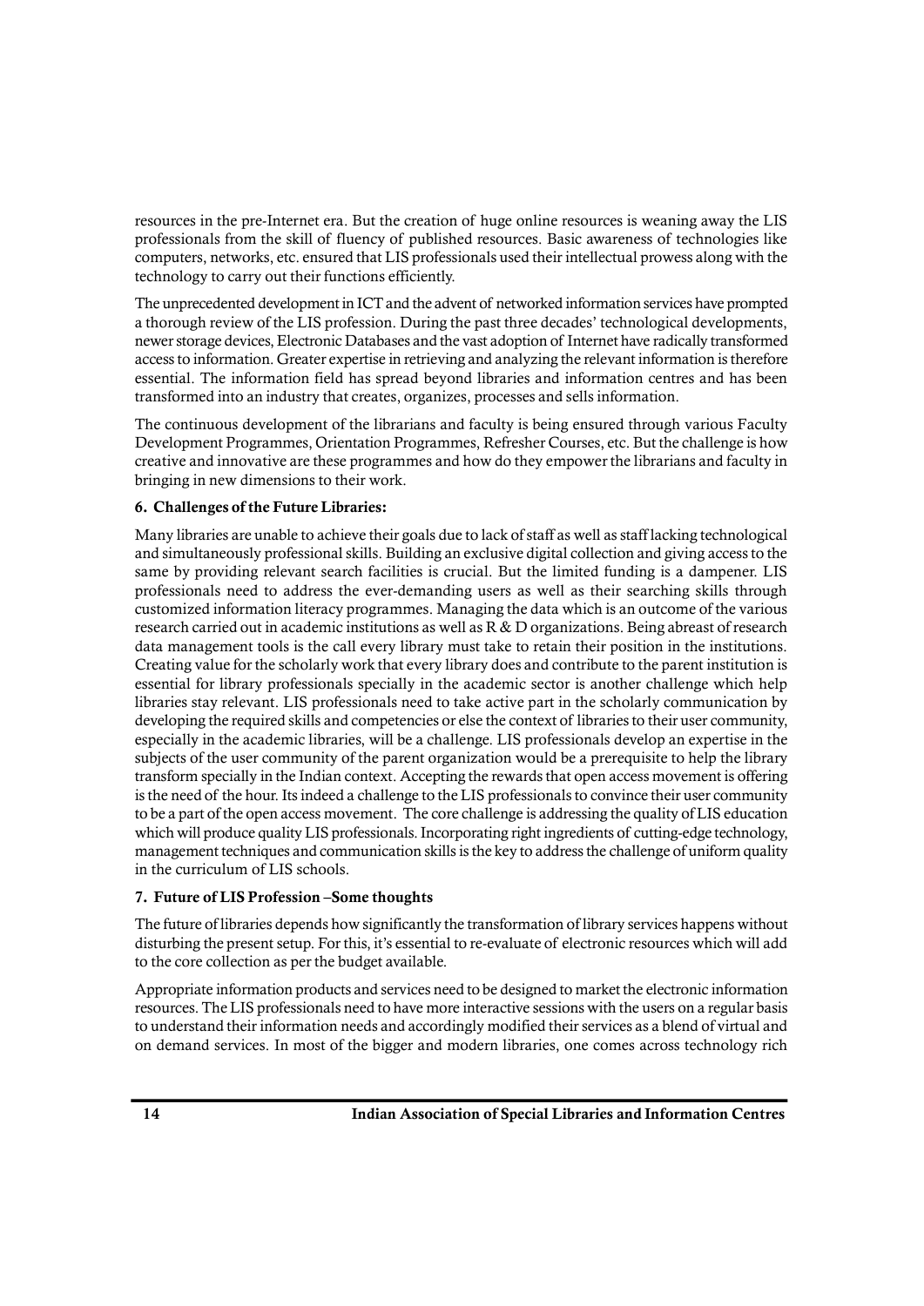resources in the pre-Internet era. But the creation of huge online resources is weaning away the LIS professionals from the skill of fluency of published resources. Basic awareness of technologies like computers, networks, etc. ensured that LIS professionals used their intellectual prowess along with the technology to carry out their functions efficiently.

The unprecedented development in ICT and the advent of networked information services have prompted a thorough review of the LIS profession. During the past three decades' technological developments, newer storage devices, Electronic Databases and the vast adoption of Internet have radically transformed access to information. Greater expertise in retrieving and analyzing the relevant information is therefore essential. The information field has spread beyond libraries and information centres and has been transformed into an industry that creates, organizes, processes and sells information.

The continuous development of the librarians and faculty is being ensured through various Faculty Development Programmes, Orientation Programmes, Refresher Courses, etc. But the challenge is how creative and innovative are these programmes and how do they empower the librarians and faculty in bringing in new dimensions to their work.

### 6. Challenges of the Future Libraries:

Many libraries are unable to achieve their goals due to lack of staff as well as staff lacking technological and simultaneously professional skills. Building an exclusive digital collection and giving access to the same by providing relevant search facilities is crucial. But the limited funding is a dampener. LIS professionals need to address the ever-demanding users as well as their searching skills through customized information literacy programmes. Managing the data which is an outcome of the various research carried out in academic institutions as well as R & D organizations. Being abreast of research data management tools is the call every library must take to retain their position in the institutions. Creating value for the scholarly work that every library does and contribute to the parent institution is essential for library professionals specially in the academic sector is another challenge which help libraries stay relevant. LIS professionals need to take active part in the scholarly communication by developing the required skills and competencies or else the context of libraries to their user community, especially in the academic libraries, will be a challenge. LIS professionals develop an expertise in the subjects of the user community of the parent organization would be a prerequisite to help the library transform specially in the Indian context. Accepting the rewards that open access movement is offering is the need of the hour. Its indeed a challenge to the LIS professionals to convince their user community to be a part of the open access movement. The core challenge is addressing the quality of LIS education which will produce quality LIS professionals. Incorporating right ingredients of cutting-edge technology, management techniques and communication skills is the key to address the challenge of uniform quality in the curriculum of LIS schools.

### 7. Future of LIS Profession –Some thoughts

The future of libraries depends how significantly the transformation of library services happens without disturbing the present setup. For this, it's essential to re-evaluate of electronic resources which will add to the core collection as per the budget available.

Appropriate information products and services need to be designed to market the electronic information resources. The LIS professionals need to have more interactive sessions with the users on a regular basis to understand their information needs and accordingly modified their services as a blend of virtual and on demand services. In most of the bigger and modern libraries, one comes across technology rich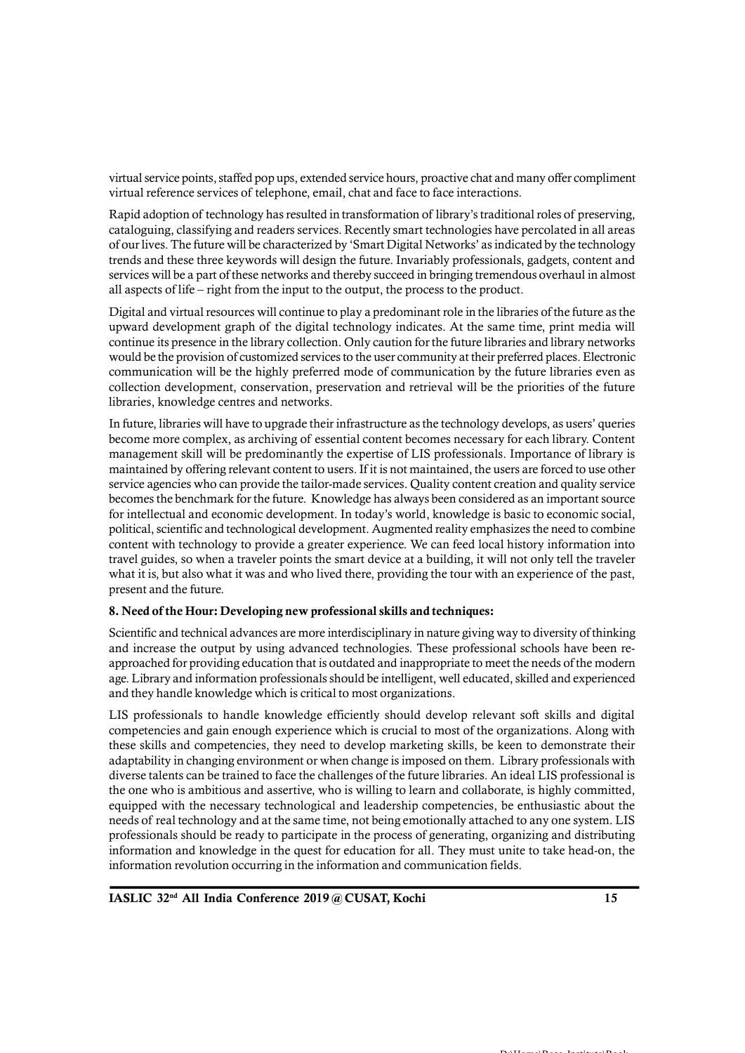virtual service points, staffed pop ups, extended service hours, proactive chat and many offer compliment virtual reference services of telephone, email, chat and face to face interactions.

Rapid adoption of technology has resulted in transformation of library's traditional roles of preserving, cataloguing, classifying and readers services. Recently smart technologies have percolated in all areas of our lives. The future will be characterized by 'Smart Digital Networks' as indicated by the technology trends and these three keywords will design the future. Invariably professionals, gadgets, content and services will be a part of these networks and thereby succeed in bringing tremendous overhaul in almost all aspects of life – right from the input to the output, the process to the product.

Digital and virtual resources will continue to play a predominant role in the libraries of the future as the upward development graph of the digital technology indicates. At the same time, print media will continue its presence in the library collection. Only caution for the future libraries and library networks would be the provision of customized services to the user community at their preferred places. Electronic communication will be the highly preferred mode of communication by the future libraries even as collection development, conservation, preservation and retrieval will be the priorities of the future libraries, knowledge centres and networks.

In future, libraries will have to upgrade their infrastructure as the technology develops, as users' queries become more complex, as archiving of essential content becomes necessary for each library. Content management skill will be predominantly the expertise of LIS professionals. Importance of library is maintained by offering relevant content to users. If it is not maintained, the users are forced to use other service agencies who can provide the tailor-made services. Quality content creation and quality service becomes the benchmark for the future. Knowledge has always been considered as an important source for intellectual and economic development. In today's world, knowledge is basic to economic social, political, scientific and technological development. Augmented reality emphasizes the need to combine content with technology to provide a greater experience. We can feed local history information into travel guides, so when a traveler points the smart device at a building, it will not only tell the traveler what it is, but also what it was and who lived there, providing the tour with an experience of the past, present and the future.

**8. Need of the Hour: Developing new professional skills and techniques:**

Scientific and technical advances are more interdisciplinary in nature giving way to diversity of thinking and increase the output by using advanced technologies. These professional schools have been re-approached for providing education that is outdated and inappropriate to meet the needs of the modern age. Library and information professionals should be intelligent, well educated, skilled and experienced and they handle knowledge which is critical to most organizations.

LIS professionals to handle knowledge efficiently should develop relevant soft skills and digital competencies and gain enough experience which is crucial to most of the organizations. Along with these skills and competencies, they need to develop marketing skills, be keen to demonstrate their adaptability in changing environment or when change is imposed on them. Library professionals with diverse talents can be trained to face the challenges of the future libraries. An ideal LIS professional is the one who is ambitious and assertive, who is willing to learn and collaborate, is highly committed, equipped with the necessary technological and leadership competencies, be enthusiastic about the needs of real technology and at the same time, not being emotionally attached to any one system. LIS professionals should be ready to participate in the process of generating, organizing and distributing information and knowledge in the quest for education for all. They must unite to take head-on, the information revolution occurring in the information and communication fields.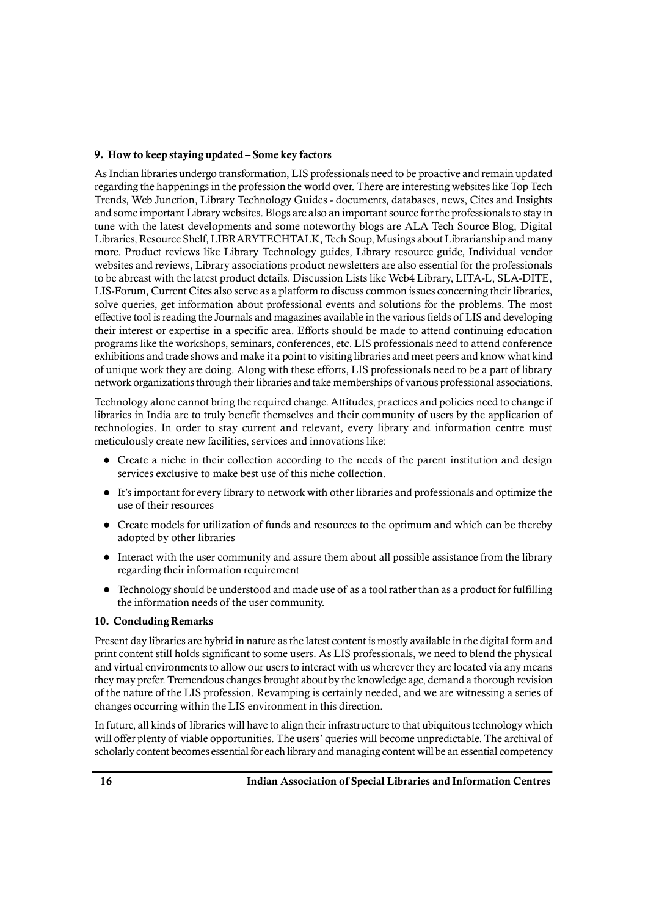## 9. How to keep staying updated – Some key factors

As Indian libraries undergo transformation, LIS professionals need to be proactive and remain updated regarding the happenings in the profession the world over. There are interesting websites like Top Tech Trends, Web Junction, Library Technology Guides - documents, databases, news, Cites and Insights and some important Library websites. Blogs are also an important source for the professionals to stay in tune with the latest developments and some noteworthy blogs are ALA Tech Source Blog, Digital Libraries, Resource Shelf, LIBRARYTECHTALK, Tech Soup, Musings about Librarianship and many more. Product reviews like Library Technology guides, Library resource guide, Individual vendor websites and reviews, Library associations product newsletters are also essential for the professionals to be abreast with the latest product details. Discussion Lists like Web4 Library, LITA-L, SLA-DITE, LIS-Forum, Current Cites also serve as a platform to discuss common issues concerning their libraries, solve queries, get information about professional events and solutions for the problems. The most effective tool is reading the Journals and magazines available in the various fields of LIS and developing their interest or expertise in a specific area. Efforts should be made to attend continuing education programs like the workshops, seminars, conferences, etc. LIS professionals need to attend conference exhibitions and trade shows and make it a point to visiting libraries and meet peers and know what kind of unique work they are doing. Along with these efforts, LIS professionals need to be a part of library network organizations through their libraries and take memberships of various professional associations.

Technology alone cannot bring the required change. Attitudes, practices and policies need to change if libraries in India are to truly benefit themselves and their community of users by the application of technologies. In order to stay current and relevant, every library and information centre must meticulously create new facilities, services and innovations like:

- Create a niche in their collection according to the needs of the parent institution and design services exclusive to make best use of this niche collection.
- It's important for every library to network with other libraries and professionals and optimize the use of their resources
- Create models for utilization of funds and resources to the optimum and which can be thereby adopted by other libraries
- Interact with the user community and assure them about all possible assistance from the library regarding their information requirement
- Technology should be understood and made use of as a tool rather than as a product for fulfilling the information needs of the user community.

## 10. Concluding Remarks

Present day libraries are hybrid in nature as the latest content is mostly available in the digital form and print content still holds significant to some users. As LIS professionals, we need to blend the physical and virtual environments to allow our users to interact with us wherever they are located via any means they may prefer. Tremendous changes brought about by the knowledge age, demand a thorough revision of the nature of the LIS profession. Revamping is certainly needed, and we are witnessing a series of changes occurring within the LIS environment in this direction.

In future, all kinds of libraries will have to align their infrastructure to that ubiquitous technology which will offer plenty of viable opportunities. The users' queries will become unpredictable. The archival of scholarly content becomes essential for each library and managing content will be an essential competency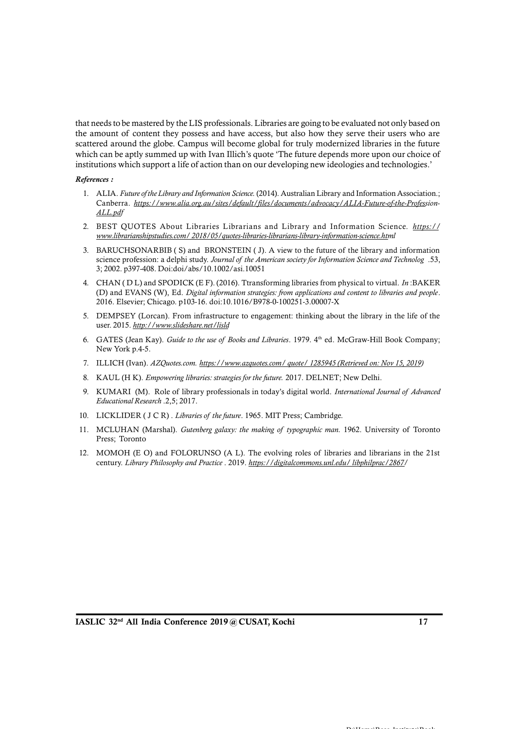that needs to be mastered by the LIS professionals. Libraries are going to be evaluated not only based on the amount of content they possess and have access, but also how they serve their users who are scattered around the globe. Campus will become global for truly modernized libraries in the future which can be aptly summed up with Ivan Illich's quote 'The future depends more upon our choice of institutions which support a life of action than on our developing new ideologies and technologies.'

***References :***

1. ALIA. *Future of the Library and Information Science.* (2014). Australian Library and Information Association.; Canberra. *https://www.alia.org.au/sites/default/files/documents/advocacy/ALIA-Future-of-the-Profession-ALL.pdf*
2. BEST QUOTES About Libraries Librarians and Library and Information Science. *https://www.librarianshipstudies.com/ 2018/05/quotes-libraries-librarians-library-information-science.html*
3. BARUCHSONARBIB ( S) and BRONSTEIN ( J). A view to the future of the library and information science profession: a delphi study. *Journal of the American society for Information Science and Technolog* .53, 3; 2002. p397-408. Doi:doi/abs/10.1002/asi.10051
4. CHAN ( D L) and SPODICK (E F). (2016). Ttransforming libraries from physical to virtual. *In* :BAKER (D) and EVANS (W), Ed. *Digital information strategies: from applications and content to libraries and people*. 2016. Elsevier; Chicago. p103-16. doi:10.1016/B978-0-100251-3.00007-X
5. DEMPSEY (Lorcan). From infrastructure to engagement: thinking about the library in the life of the user. 2015. *http://www.slideshare.net/lisld*
6. GATES (Jean Kay). *Guide to the use of Books and Libraries*. 1979. 4th ed. McGraw-Hill Book Company; New York p.4-5.
7. ILLICH (Ivan). *AZQuotes.com. https://www.azquotes.com/ quote/ 1285945 (Retrieved on: Nov 15, 2019)*
8. KAUL (H K). *Empowering libraries: strategies for the future.* 2017. DELNET; New Delhi.
9. KUMARI (M). Role of library professionals in today's digital world. *International Journal of Advanced Educational Research* .2,5; 2017.
10. LICKLIDER ( J C R) . *Libraries of the future*. 1965. MIT Press; Cambridge.
11. MCLUHAN (Marshal). *Gutenberg galaxy: the making of typographic man.* 1962. University of Toronto Press; Toronto
12. MOMOH (E O) and FOLORUNSO (A L). The evolving roles of libraries and librarians in the 21st century. *Library Philosophy and Practice* . 2019. *https://digitalcommons.unl.edu/ libphilprac/2867/*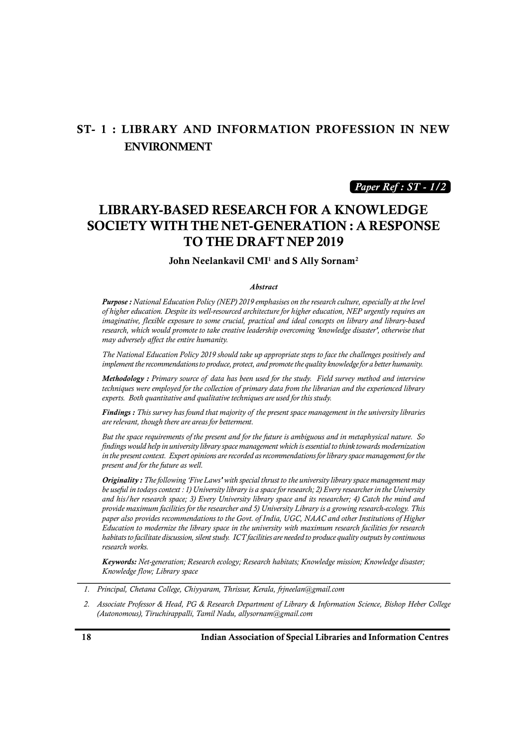## ST- 1 : LIBRARY AND INFORMATION PROFESSION IN NEW ENVIRONMENT

***Paper Ref : ST - 1/2***

# LIBRARY-BASED RESEARCH FOR A KNOWLEDGE SOCIETY WITH THE NET-GENERATION : A RESPONSE TO THE DRAFT NEP 2019

**John Neelankavil CMI[1] and S Ally Sornam[2]**

***Abstract***

***Purpose :*** *National Education Policy (NEP) 2019 emphasises on the research culture, especially at the level of higher education. Despite its well-resourced architecture for higher education, NEP urgently requires an imaginative, flexible exposure to some crucial, practical and ideal concepts on library and library-based research, which would promote to take creative leadership overcoming 'knowledge disaster', otherwise that may adversely affect the entire humanity.*

*The National Education Policy 2019 should take up appropriate steps to face the challenges positively and implement the recommendations to produce, protect, and promote the quality knowledge for a better humanity.*

***Methodology :*** *Primary source of data has been used for the study. Field survey method and interview techniques were employed for the collection of primary data from the librarian and the experienced library experts. Both quantitative and qualitative techniques are used for this study.*

***Findings :*** *This survey has found that majority of the present space management in the university libraries are relevant, though there are areas for betterment.*

*But the space requirements of the present and for the future is ambiguous and in metaphysical nature. So findings would help in university library space management which is essential to think towards modernization in the present context. Expert opinions are recorded as recommendations for library space management for the present and for the future as well.*

***Originality :*** *The following 'Five Laws' with special thrust to the university library space management may be useful in todays context : 1) University library is a space for research; 2) Every researcher in the University and his/her research space; 3) Every University library space and its researcher; 4) Catch the mind and provide maximum facilities for the researcher and 5) University Library is a growing research-ecology. This paper also provides recommendations to the Govt. of India, UGC, NAAC and other Institutions of Higher Education to modernize the library space in the university with maximum research facilities for research habitats to facilitate discussion, silent study. ICT facilities are needed to produce quality outputs by continuous research works.*

***Keywords:*** *Net-generation; Research ecology; Research habitats; Knowledge mission; Knowledge disaster; Knowledge flow; Library space*

---

1. *Principal, Chetana College, Chiyyaram, Thrissur, Kerala, frjneelan@gmail.com*
2. *Associate Professor & Head, PG & Research Department of Library & Information Science, Bishop Heber College (Autonomous), Tiruchirappalli, Tamil Nadu, allysornam@gmail.com*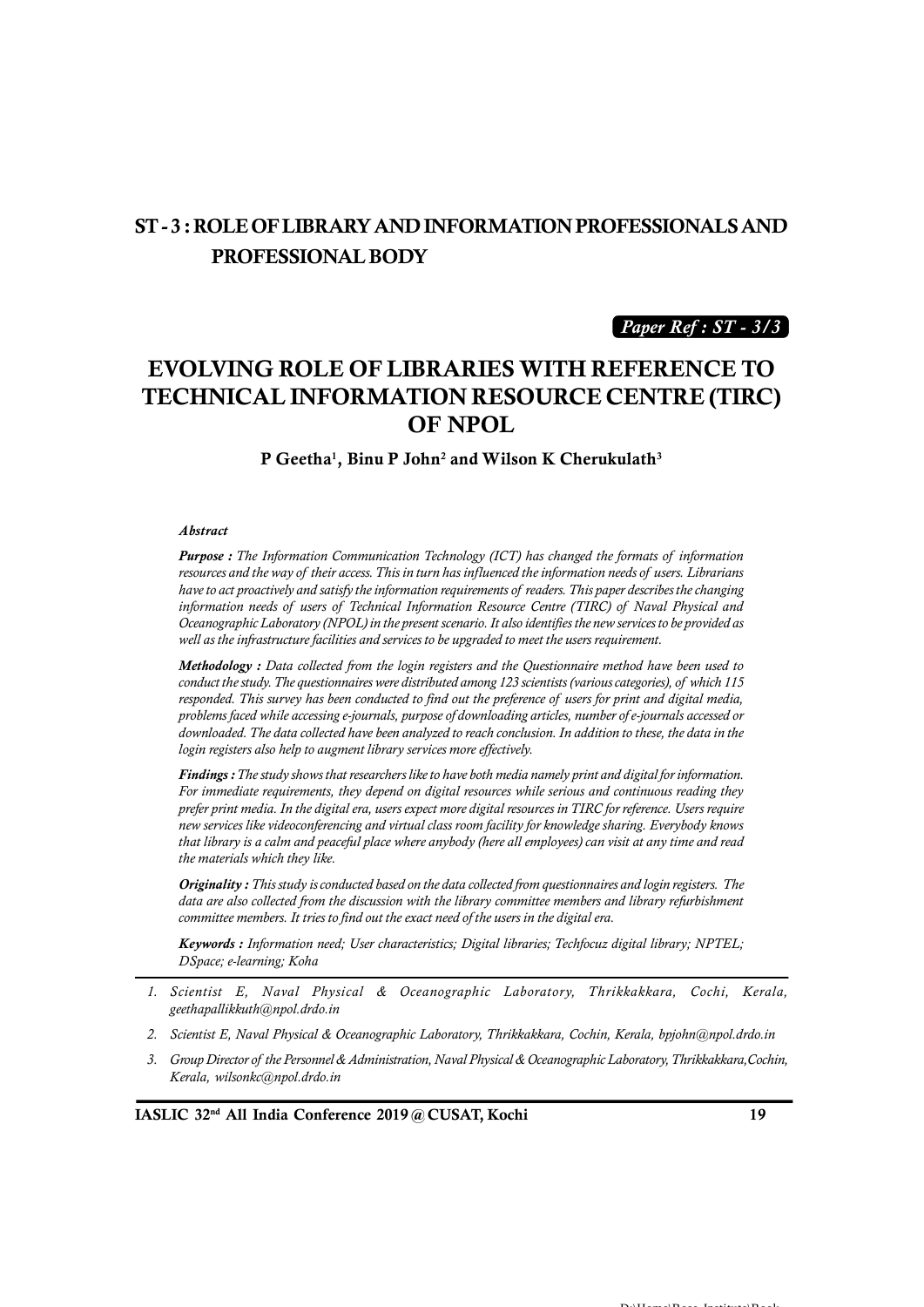## ST - 3 : ROLE OF LIBRARY AND INFORMATION PROFESSIONALS AND PROFESSIONAL BODY

*Paper Ref : ST - 3/3*

# EVOLVING ROLE OF LIBRARIES WITH REFERENCE TO TECHNICAL INFORMATION RESOURCE CENTRE (TIRC) OF NPOL

**P Geetha[1], Binu P John[2] and Wilson K Cherukulath[3]**

***Abstract***

***Purpose :*** *The Information Communication Technology (ICT) has changed the formats of information resources and the way of their access. This in turn has influenced the information needs of users. Librarians have to act proactively and satisfy the information requirements of readers. This paper describes the changing information needs of users of Technical Information Resource Centre (TIRC) of Naval Physical and Oceanographic Laboratory (NPOL) in the present scenario. It also identifies the new services to be provided as well as the infrastructure facilities and services to be upgraded to meet the users requirement.*

***Methodology :*** *Data collected from the login registers and the Questionnaire method have been used to conduct the study. The questionnaires were distributed among 123 scientists (various categories), of which 115 responded. This survey has been conducted to find out the preference of users for print and digital media, problems faced while accessing e-journals, purpose of downloading articles, number of e-journals accessed or downloaded. The data collected have been analyzed to reach conclusion. In addition to these, the data in the login registers also help to augment library services more effectively.*

***Findings :*** *The study shows that researchers like to have both media namely print and digital for information. For immediate requirements, they depend on digital resources while serious and continuous reading they prefer print media. In the digital era, users expect more digital resources in TIRC for reference. Users require new services like videoconferencing and virtual class room facility for knowledge sharing. Everybody knows that library is a calm and peaceful place where anybody (here all employees) can visit at any time and read the materials which they like.*

***Originality :*** *This study is conducted based on the data collected from questionnaires and login registers. The data are also collected from the discussion with the library committee members and library refurbishment committee members. It tries to find out the exact need of the users in the digital era.*

***Keywords :*** *Information need; User characteristics; Digital libraries; Techfocuz digital library; NPTEL; DSpace; e-learning; Koha*

---

1. *Scientist E, Naval Physical & Oceanographic Laboratory, Thrikkakkara, Cochi, Kerala, geethapallikkuth@npol.drdo.in*
2. *Scientist E, Naval Physical & Oceanographic Laboratory, Thrikkakkara, Cochin, Kerala, bpjohn@npol.drdo.in*
3. *Group Director of the Personnel & Administration, Naval Physical & Oceanographic Laboratory, Thrikkakkara,Cochin, Kerala, wilsonkc@npol.drdo.in*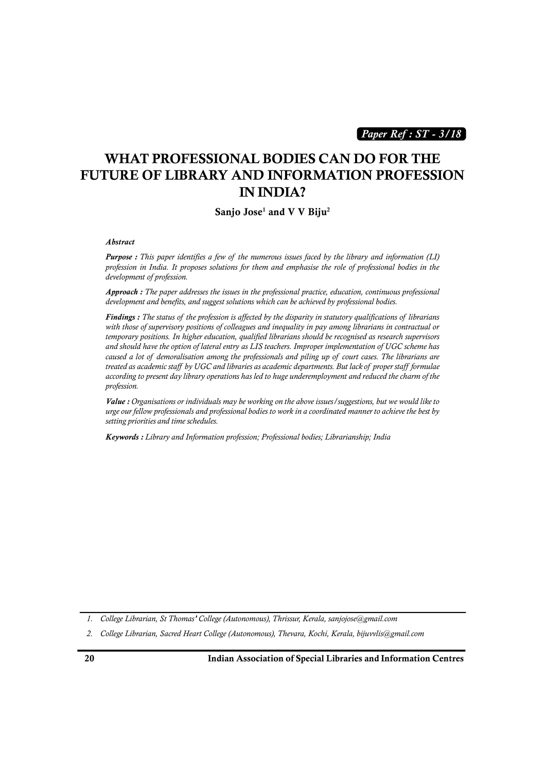*Paper Ref : ST - 3/18*

# WHAT PROFESSIONAL BODIES CAN DO FOR THE FUTURE OF LIBRARY AND INFORMATION PROFESSION IN INDIA?

**Sanjo Jose[1] and V V Biju[2]**

***Abstract***

***Purpose :*** *This paper identifies a few of the numerous issues faced by the library and information (LI) profession in India. It proposes solutions for them and emphasise the role of professional bodies in the development of profession.*

***Approach :*** *The paper addresses the issues in the professional practice, education, continuous professional development and benefits, and suggest solutions which can be achieved by professional bodies.*

***Findings :*** *The status of the profession is affected by the disparity in statutory qualifications of librarians with those of supervisory positions of colleagues and inequality in pay among librarians in contractual or temporary positions. In higher education, qualified librarians should be recognised as research supervisors and should have the option of lateral entry as LIS teachers. Improper implementation of UGC scheme has caused a lot of demoralisation among the professionals and piling up of court cases. The librarians are treated as academic staff by UGC and libraries as academic departments. But lack of proper staff formulae according to present day library operations has led to huge underemployment and reduced the charm of the profession.*

***Value :*** *Organisations or individuals may be working on the above issues/suggestions, but we would like to urge our fellow professionals and professional bodies to work in a coordinated manner to achieve the best by setting priorities and time schedules.*

***Keywords :*** *Library and Information profession; Professional bodies; Librarianship; India*

---

1. *College Librarian, St Thomas' College (Autonomous), Thrissur, Kerala, sanjojose@gmail.com*
2. *College Librarian, Sacred Heart College (Autonomous), Thevara, Kochi, Kerala, bijuvvlis@gmail.com*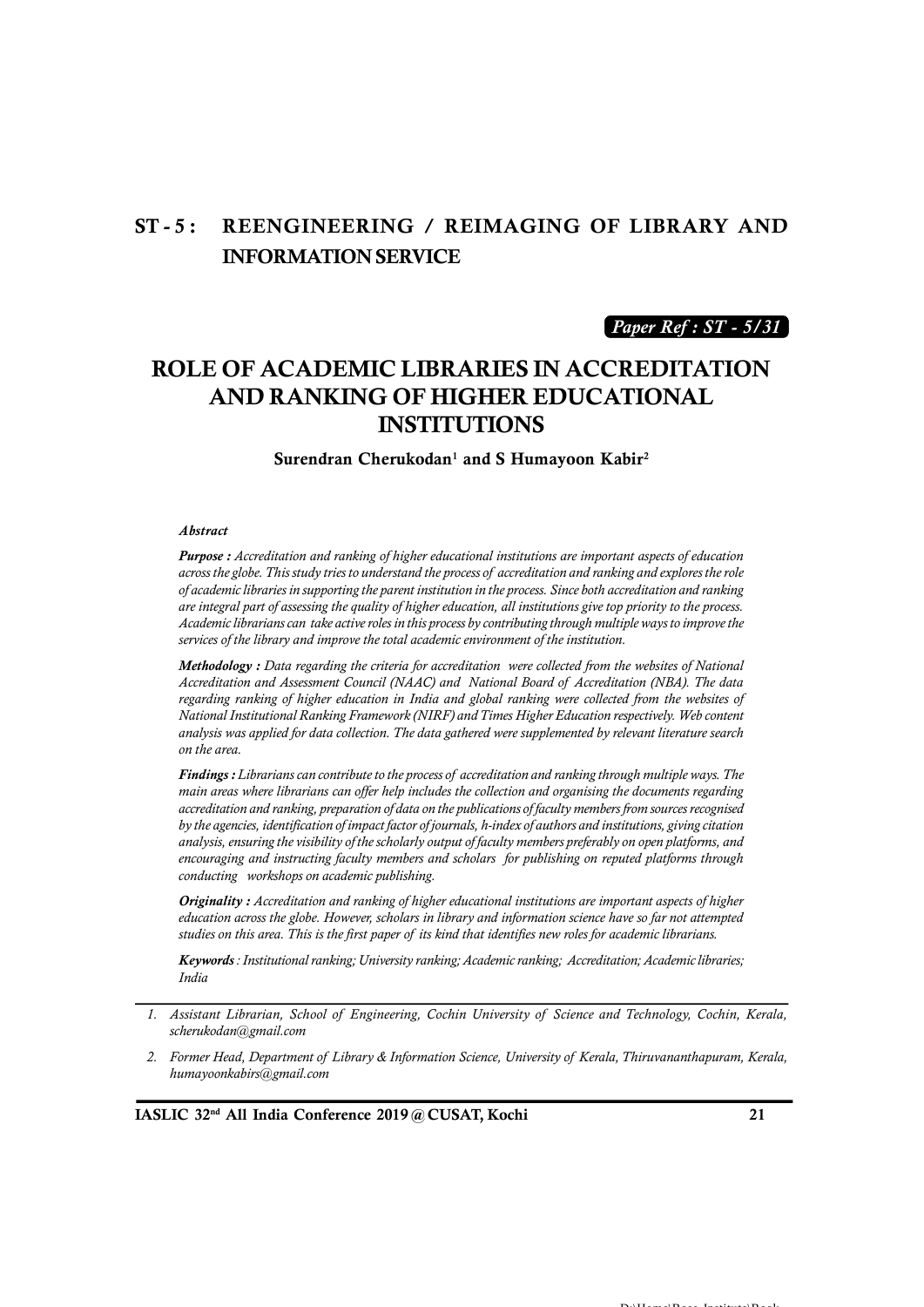# ST - 5 : REENGINEERING / REIMAGING OF LIBRARY AND INFORMATION SERVICE

*Paper Ref : ST - 5/31*

## ROLE OF ACADEMIC LIBRARIES IN ACCREDITATION AND RANKING OF HIGHER EDUCATIONAL INSTITUTIONS

**Surendran Cherukodan[1] and S Humayoon Kabir[2]**

***Abstract***

***Purpose :*** *Accreditation and ranking of higher educational institutions are important aspects of education across the globe. This study tries to understand the process of accreditation and ranking and explores the role of academic libraries in supporting the parent institution in the process. Since both accreditation and ranking are integral part of assessing the quality of higher education, all institutions give top priority to the process. Academic librarians can take active roles in this process by contributing through multiple ways to improve the services of the library and improve the total academic environment of the institution.*

***Methodology :*** *Data regarding the criteria for accreditation were collected from the websites of National Accreditation and Assessment Council (NAAC) and National Board of Accreditation (NBA). The data regarding ranking of higher education in India and global ranking were collected from the websites of National Institutional Ranking Framework (NIRF) and Times Higher Education respectively. Web content analysis was applied for data collection. The data gathered were supplemented by relevant literature search on the area.*

***Findings :*** *Librarians can contribute to the process of accreditation and ranking through multiple ways. The main areas where librarians can offer help includes the collection and organising the documents regarding accreditation and ranking, preparation of data on the publications of faculty members from sources recognised by the agencies, identification of impact factor of journals, h-index of authors and institutions, giving citation analysis, ensuring the visibility of the scholarly output of faculty members preferably on open platforms, and encouraging and instructing faculty members and scholars for publishing on reputed platforms through conducting workshops on academic publishing.*

***Originality :*** *Accreditation and ranking of higher educational institutions are important aspects of higher education across the globe. However, scholars in library and information science have so far not attempted studies on this area. This is the first paper of its kind that identifies new roles for academic librarians.*

***Keywords*** *: Institutional ranking; University ranking; Academic ranking; Accreditation; Academic libraries; India*

---

1. *Assistant Librarian, School of Engineering, Cochin University of Science and Technology, Cochin, Kerala, scherukodan@gmail.com*
2. *Former Head, Department of Library & Information Science, University of Kerala, Thiruvananthapuram, Kerala, humayoonkabirs@gmail.com*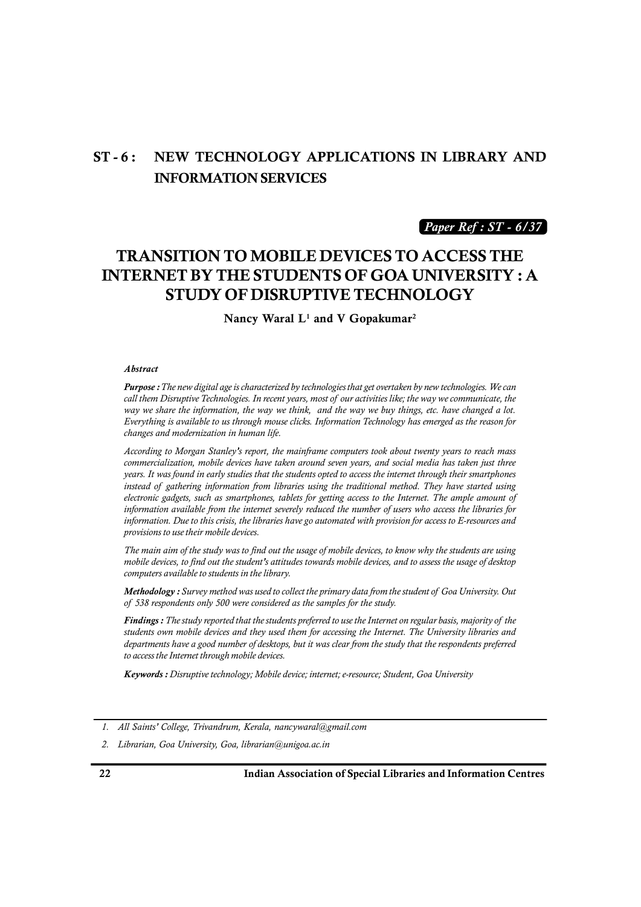## ST - 6 : NEW TECHNOLOGY APPLICATIONS IN LIBRARY AND INFORMATION SERVICES

*Paper Ref : ST - 6/37*

# TRANSITION TO MOBILE DEVICES TO ACCESS THE INTERNET BY THE STUDENTS OF GOA UNIVERSITY : A STUDY OF DISRUPTIVE TECHNOLOGY

**Nancy Waral L[1] and V Gopakumar[2]**

***Abstract***

***Purpose :*** *The new digital age is characterized by technologies that get overtaken by new technologies. We can call them Disruptive Technologies. In recent years, most of our activities like; the way we communicate, the way we share the information, the way we think, and the way we buy things, etc. have changed a lot. Everything is available to us through mouse clicks. Information Technology has emerged as the reason for changes and modernization in human life.*

*According to Morgan Stanley's report, the mainframe computers took about twenty years to reach mass commercialization, mobile devices have taken around seven years, and social media has taken just three years. It was found in early studies that the students opted to access the internet through their smartphones instead of gathering information from libraries using the traditional method. They have started using electronic gadgets, such as smartphones, tablets for getting access to the Internet. The ample amount of information available from the internet severely reduced the number of users who access the libraries for information. Due to this crisis, the libraries have go automated with provision for access to E-resources and provisions to use their mobile devices.*

*The main aim of the study was to find out the usage of mobile devices, to know why the students are using mobile devices, to find out the student's attitudes towards mobile devices, and to assess the usage of desktop computers available to students in the library.*

***Methodology :*** *Survey method was used to collect the primary data from the student of Goa University. Out of 538 respondents only 500 were considered as the samples for the study.*

***Findings :*** *The study reported that the students preferred to use the Internet on regular basis, majority of the students own mobile devices and they used them for accessing the Internet. The University libraries and departments have a good number of desktops, but it was clear from the study that the respondents preferred to access the Internet through mobile devices.*

***Keywords :*** *Disruptive technology; Mobile device; internet; e-resource; Student, Goa University*

---

1. *All Saints' College, Trivandrum, Kerala, nancywaral@gmail.com*
2. *Librarian, Goa University, Goa, librarian@unigoa.ac.in*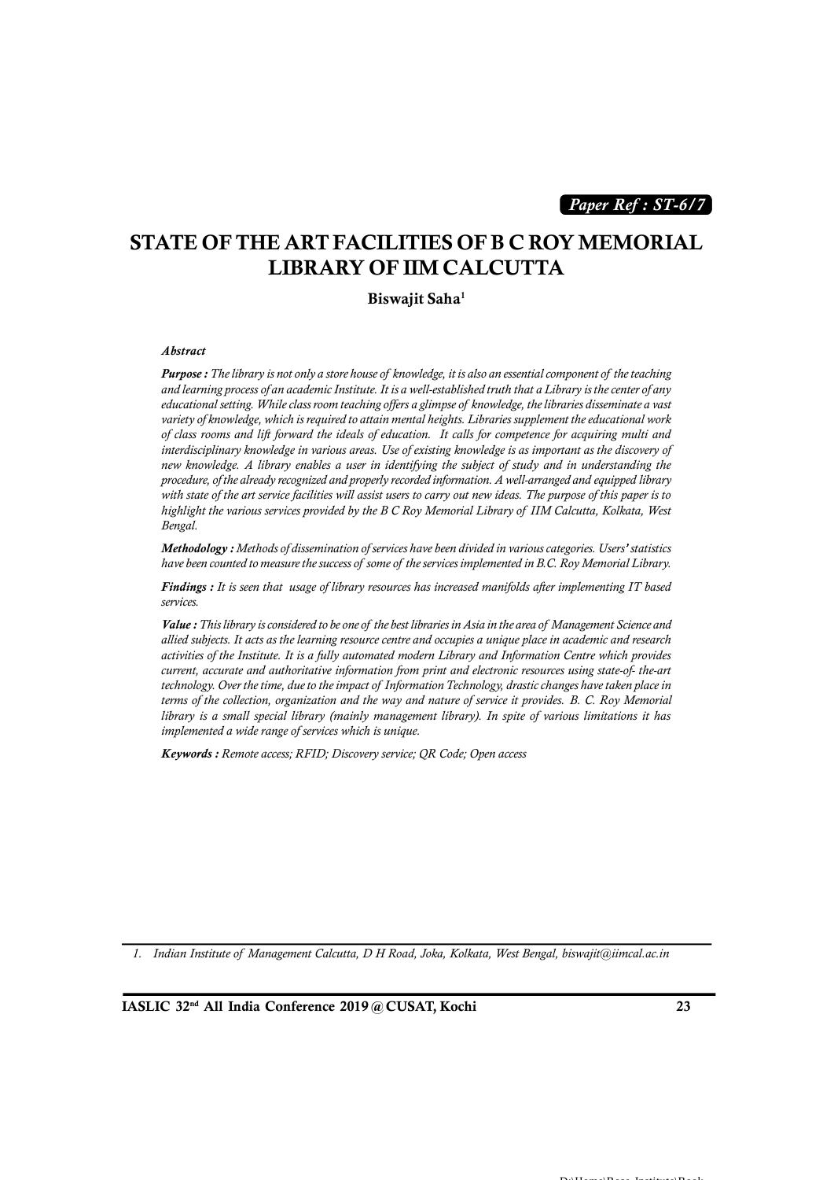*Paper Ref : ST-6/7*

# STATE OF THE ART FACILITIES OF B C ROY MEMORIAL LIBRARY OF IIM CALCUTTA

**Biswajit Saha**[1]

***Abstract***

***Purpose :*** *The library is not only a store house of knowledge, it is also an essential component of the teaching and learning process of an academic Institute. It is a well-established truth that a Library is the center of any educational setting. While class room teaching offers a glimpse of knowledge, the libraries disseminate a vast variety of knowledge, which is required to attain mental heights. Libraries supplement the educational work of class rooms and lift forward the ideals of education. It calls for competence for acquiring multi and interdisciplinary knowledge in various areas. Use of existing knowledge is as important as the discovery of new knowledge. A library enables a user in identifying the subject of study and in understanding the procedure, of the already recognized and properly recorded information. A well-arranged and equipped library with state of the art service facilities will assist users to carry out new ideas. The purpose of this paper is to highlight the various services provided by the B C Roy Memorial Library of IIM Calcutta, Kolkata, West Bengal.*

***Methodology :*** *Methods of dissemination of services have been divided in various categories. Users' statistics have been counted to measure the success of some of the services implemented in B.C. Roy Memorial Library.*

***Findings :*** *It is seen that usage of library resources has increased manifolds after implementing IT based services.*

***Value :*** *This library is considered to be one of the best libraries in Asia in the area of Management Science and allied subjects. It acts as the learning resource centre and occupies a unique place in academic and research activities of the Institute. It is a fully automated modern Library and Information Centre which provides current, accurate and authoritative information from print and electronic resources using state-of- the-art technology. Over the time, due to the impact of Information Technology, drastic changes have taken place in terms of the collection, organization and the way and nature of service it provides. B. C. Roy Memorial library is a small special library (mainly management library). In spite of various limitations it has implemented a wide range of services which is unique.*

***Keywords :*** *Remote access; RFID; Discovery service; QR Code; Open access*

---

*1. Indian Institute of Management Calcutta, D H Road, Joka, Kolkata, West Bengal, biswajit@iimcal.ac.in*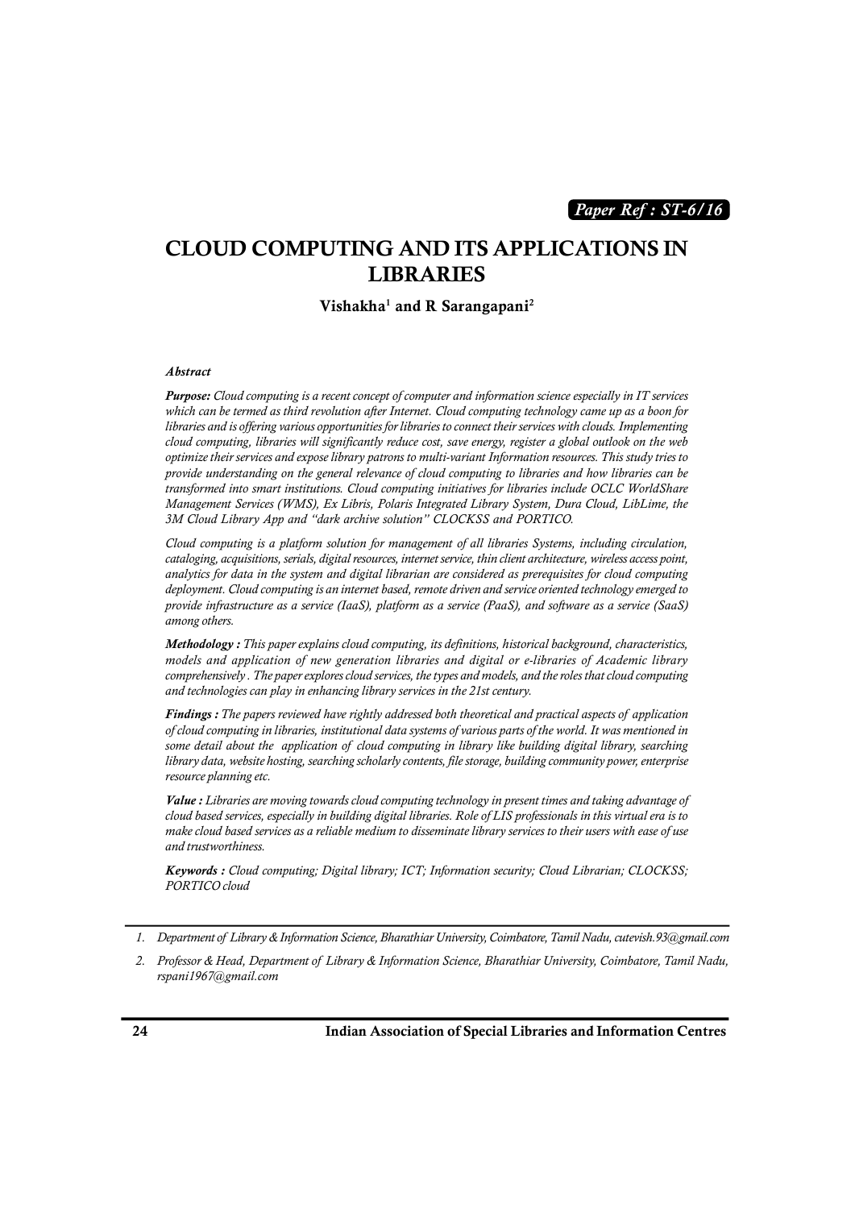*Paper Ref : ST-6/16*

# CLOUD COMPUTING AND ITS APPLICATIONS IN LIBRARIES

**Vishakha[1] and R Sarangapani[2]**

***Abstract***

***Purpose:*** *Cloud computing is a recent concept of computer and information science especially in IT services which can be termed as third revolution after Internet. Cloud computing technology came up as a boon for libraries and is offering various opportunities for libraries to connect their services with clouds. Implementing cloud computing, libraries will significantly reduce cost, save energy, register a global outlook on the web optimize their services and expose library patrons to multi-variant Information resources. This study tries to provide understanding on the general relevance of cloud computing to libraries and how libraries can be transformed into smart institutions. Cloud computing initiatives for libraries include OCLC WorldShare Management Services (WMS), Ex Libris, Polaris Integrated Library System, Dura Cloud, LibLime, the 3M Cloud Library App and "dark archive solution" CLOCKSS and PORTICO.*

*Cloud computing is a platform solution for management of all libraries Systems, including circulation, cataloging, acquisitions, serials, digital resources, internet service, thin client architecture, wireless access point, analytics for data in the system and digital librarian are considered as prerequisites for cloud computing deployment. Cloud computing is an internet based, remote driven and service oriented technology emerged to provide infrastructure as a service (IaaS), platform as a service (PaaS), and software as a service (SaaS) among others.*

***Methodology :*** *This paper explains cloud computing, its definitions, historical background, characteristics, models and application of new generation libraries and digital or e-libraries of Academic library comprehensively . The paper explores cloud services, the types and models, and the roles that cloud computing and technologies can play in enhancing library services in the 21st century.*

***Findings :*** *The papers reviewed have rightly addressed both theoretical and practical aspects of application of cloud computing in libraries, institutional data systems of various parts of the world. It was mentioned in some detail about the application of cloud computing in library like building digital library, searching library data, website hosting, searching scholarly contents, file storage, building community power, enterprise resource planning etc.*

***Value :*** *Libraries are moving towards cloud computing technology in present times and taking advantage of cloud based services, especially in building digital libraries. Role of LIS professionals in this virtual era is to make cloud based services as a reliable medium to disseminate library services to their users with ease of use and trustworthiness.*

***Keywords :*** *Cloud computing; Digital library; ICT; Information security; Cloud Librarian; CLOCKSS; PORTICO cloud*

---

1. *Department of Library & Information Science, Bharathiar University, Coimbatore, Tamil Nadu, cutevish.93@gmail.com*
2. *Professor & Head, Department of Library & Information Science, Bharathiar University, Coimbatore, Tamil Nadu, rspani1967@gmail.com*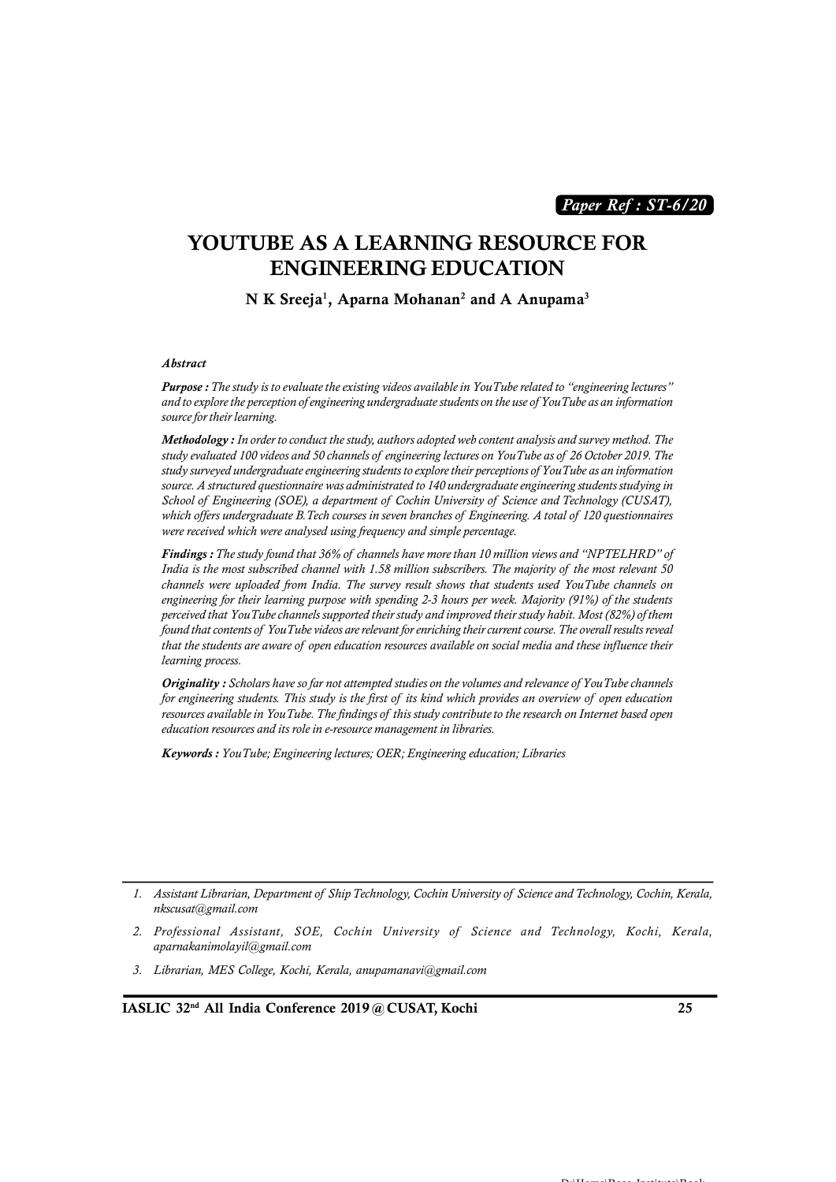*Paper Ref : ST-6/20*

# YOUTUBE AS A LEARNING RESOURCE FOR ENGINEERING EDUCATION

**N K Sreeja[1], Aparna Mohanan[2] and A Anupama[3]**

***Abstract***

***Purpose :*** *The study is to evaluate the existing videos available in YouTube related to "engineering lectures" and to explore the perception of engineering undergraduate students on the use of YouTube as an information source for their learning.*

***Methodology :*** *In order to conduct the study, authors adopted web content analysis and survey method. The study evaluated 100 videos and 50 channels of engineering lectures on YouTube as of 26 October 2019. The study surveyed undergraduate engineering students to explore their perceptions of YouTube as an information source. A structured questionnaire was administrated to 140 undergraduate engineering students studying in School of Engineering (SOE), a department of Cochin University of Science and Technology (CUSAT), which offers undergraduate B.Tech courses in seven branches of Engineering. A total of 120 questionnaires were received which were analysed using frequency and simple percentage.*

***Findings :*** *The study found that 36% of channels have more than 10 million views and "NPTELHRD" of India is the most subscribed channel with 1.58 million subscribers. The majority of the most relevant 50 channels were uploaded from India. The survey result shows that students used YouTube channels on engineering for their learning purpose with spending 2-3 hours per week. Majority (91%) of the students perceived that YouTube channels supported their study and improved their study habit. Most (82%) of them found that contents of YouTube videos are relevant for enriching their current course. The overall results reveal that the students are aware of open education resources available on social media and these influence their learning process.*

***Originality :*** *Scholars have so far not attempted studies on the volumes and relevance of YouTube channels for engineering students. This study is the first of its kind which provides an overview of open education resources available in YouTube. The findings of this study contribute to the research on Internet based open education resources and its role in e-resource management in libraries.*

***Keywords :*** *YouTube; Engineering lectures; OER; Engineering education; Libraries*

---

1. *Assistant Librarian, Department of Ship Technology, Cochin University of Science and Technology, Cochin, Kerala, nkscusat@gmail.com*
2. *Professional Assistant, SOE, Cochin University of Science and Technology, Kochi, Kerala, aparnakanimolayil@gmail.com*
3. *Librarian, MES College, Kochi, Kerala, anupamanavi@gmail.com*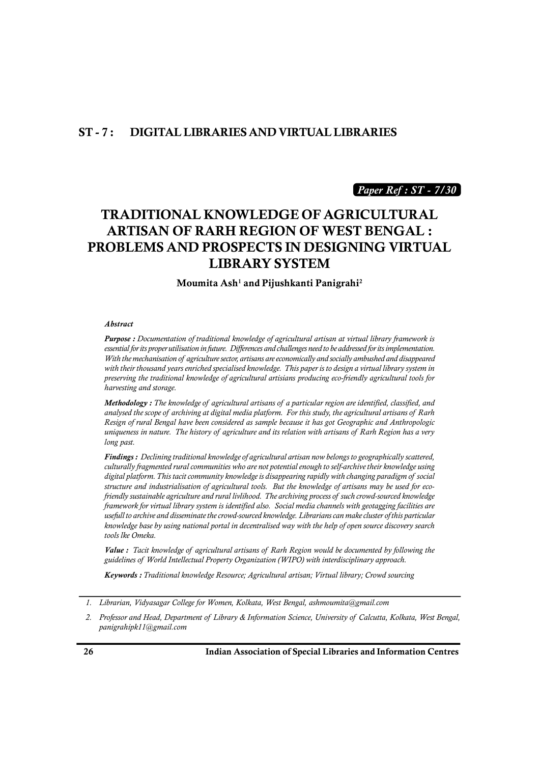## ST - 7 : DIGITAL LIBRARIES AND VIRTUAL LIBRARIES

***Paper Ref : ST - 7/30***

# TRADITIONAL KNOWLEDGE OF AGRICULTURAL ARTISAN OF RARH REGION OF WEST BENGAL : PROBLEMS AND PROSPECTS IN DESIGNING VIRTUAL LIBRARY SYSTEM

**Moumita Ash[1] and Pijushkanti Panigrahi[2]**

***Abstract***

***Purpose :*** *Documentation of traditional knowledge of agricultural artisan at virtual library framework is essential for its proper utilisation in future. Differences and challenges need to be addressed for its implementation. With the mechanisation of agriculture sector, artisans are economically and socially ambushed and disappeared with their thousand years enriched specialised knowledge. This paper is to design a virtual library system in preserving the traditional knowledge of agricultural artisians producing eco-friendly agricultural tools for harvesting and storage.*

***Methodology :*** *The knowledge of agricultural artisans of a particular region are identified, classified, and analysed the scope of archiving at digital media platform. For this study, the agricultural artisans of Rarh Resign of rural Bengal have been considered as sample because it has got Geographic and Anthropologic uniqueness in nature. The history of agriculture and its relation with artisans of Rarh Region has a very long past.*

***Findings :*** *Declining traditional knowledge of agricultural artisan now belongs to geographically scattered, culturally fragmented rural communities who are not potential enough to self-archive their knowledge using digital platform. This tacit community knowledge is disappearing rapidly with changing paradigm of social structure and industrialisation of agricultural tools. But the knowledge of artisans may be used for eco-friendly sustainable agriculture and rural livlihood. The archiving process of such crowd-sourced knowledge framework for virtual library system is identified also. Social media channels with geotagging facilities are usefull to archive and disseminate the crowd-sourced knowledge. Librarians can make cluster of this particular knowledge base by using national portal in decentralised way with the help of open source discovery search tools lke Omeka.*

***Value :*** *Tacit knowledge of agricultural artisans of Rarh Region would be documented by following the guidelines of World Intellectual Property Organization (WIPO) with interdisciplinary approach.*

***Keywords :*** *Traditional knowledge Resource; Agricultural artisan; Virtual library; Crowd sourcing*

---

1. *Librarian, Vidyasagar College for Women, Kolkata, West Bengal, ashmoumita@gmail.com*
2. *Professor and Head, Department of Library & Information Science, University of Calcutta, Kolkata, West Bengal, panigrahipk11@gmail.com*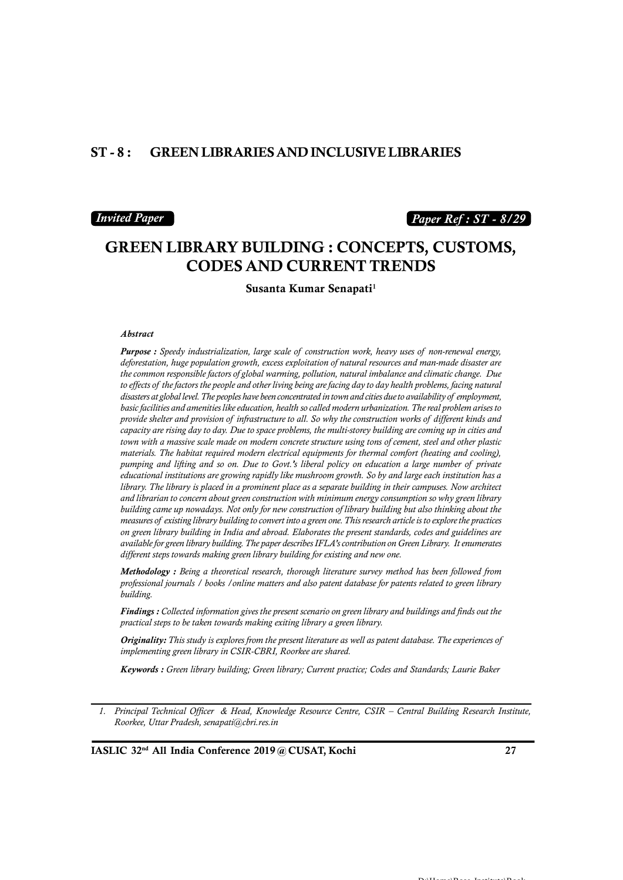## ST - 8 : GREEN LIBRARIES AND INCLUSIVE LIBRARIES

*Invited Paper* *Paper Ref : ST - 8/29*

# GREEN LIBRARY BUILDING : CONCEPTS, CUSTOMS, CODES AND CURRENT TRENDS

**Susanta Kumar Senapati[1]**

***Abstract***

***Purpose :*** *Speedy industrialization, large scale of construction work, heavy uses of non-renewal energy, deforestation, huge population growth, excess exploitation of natural resources and man-made disaster are the common responsible factors of global warming, pollution, natural imbalance and climatic change. Due to effects of the factors the people and other living being are facing day to day health problems, facing natural disasters at global level. The peoples have been concentrated in town and cities due to availability of employment, basic facilities and amenities like education, health so called modern urbanization. The real problem arises to provide shelter and provision of infrastructure to all. So why the construction works of different kinds and capacity are rising day to day. Due to space problems, the multi-storey building are coming up in cities and town with a massive scale made on modern concrete structure using tons of cement, steel and other plastic materials. The habitat required modern electrical equipments for thermal comfort (heating and cooling), pumping and lifting and so on. Due to Govt.'s liberal policy on education a large number of private educational institutions are growing rapidly like mushroom growth. So by and large each institution has a library. The library is placed in a prominent place as a separate building in their campuses. Now architect and librarian to concern about green construction with minimum energy consumption so why green library building came up nowadays. Not only for new construction of library building but also thinking about the measures of existing library building to convert into a green one. This research article is to explore the practices on green library building in India and abroad. Elaborates the present standards, codes and guidelines are available for green library building. The paper describes IFLA's contribution on Green Library. It enumerates different steps towards making green library building for existing and new one.*

***Methodology :*** *Being a theoretical research, thorough literature survey method has been followed from professional journals / books /online matters and also patent database for patents related to green library building.*

***Findings :*** *Collected information gives the present scenario on green library and buildings and finds out the practical steps to be taken towards making exiting library a green library.*

***Originality:*** *This study is explores from the present literature as well as patent database. The experiences of implementing green library in CSIR-CBRI, Roorkee are shared.*

***Keywords :*** *Green library building; Green library; Current practice; Codes and Standards; Laurie Baker*

---

1. *Principal Technical Officer & Head, Knowledge Resource Centre, CSIR – Central Building Research Institute, Roorkee, Uttar Pradesh, senapati@cbri.res.in*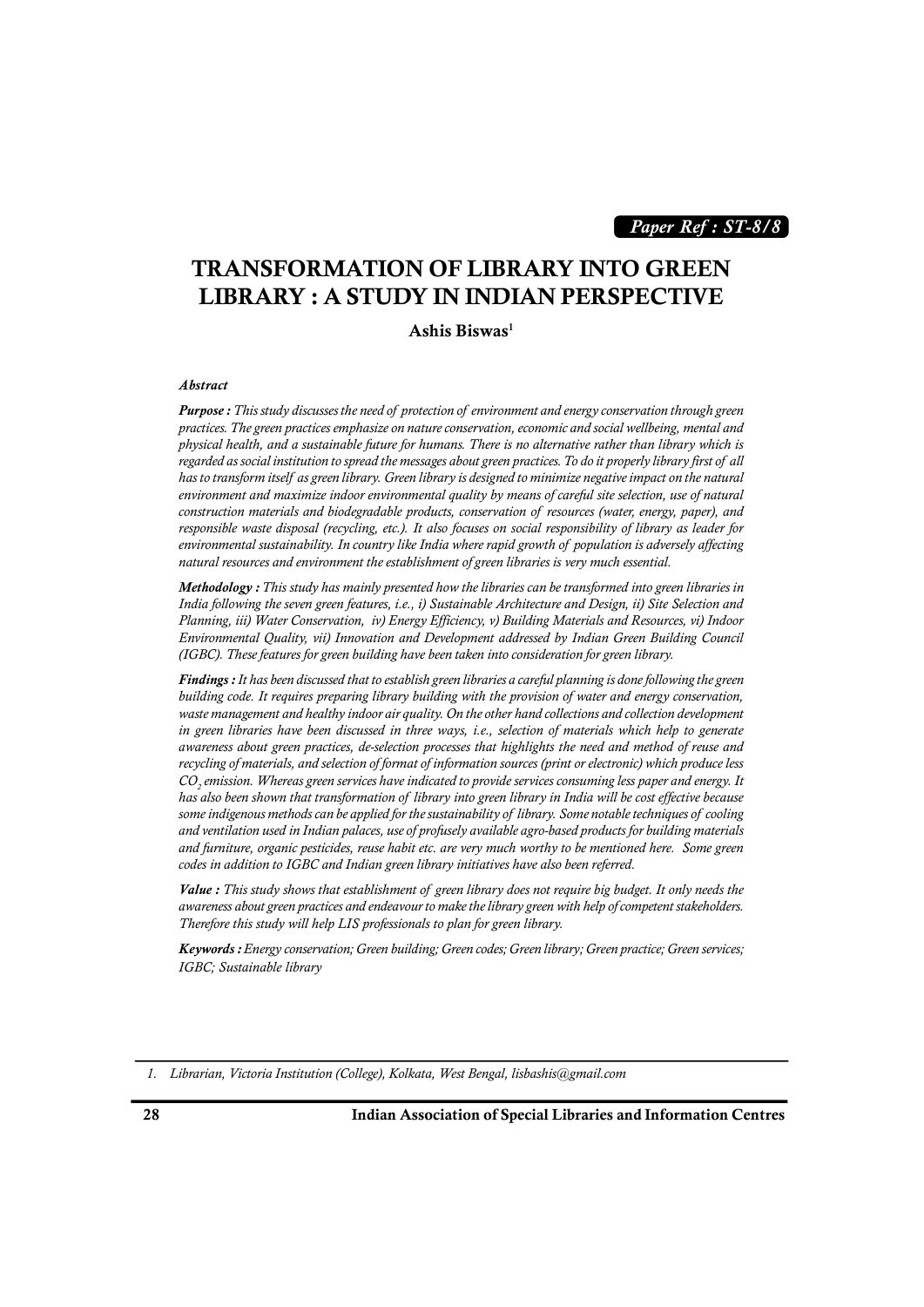*Paper Ref : ST-8/8*

# TRANSFORMATION OF LIBRARY INTO GREEN LIBRARY : A STUDY IN INDIAN PERSPECTIVE

**Ashis Biswas[1]**

***Abstract***

***Purpose :*** *This study discusses the need of protection of environment and energy conservation through green practices. The green practices emphasize on nature conservation, economic and social wellbeing, mental and physical health, and a sustainable future for humans. There is no alternative rather than library which is regarded as social institution to spread the messages about green practices. To do it properly library first of all has to transform itself as green library. Green library is designed to minimize negative impact on the natural environment and maximize indoor environmental quality by means of careful site selection, use of natural construction materials and biodegradable products, conservation of resources (water, energy, paper), and responsible waste disposal (recycling, etc.). It also focuses on social responsibility of library as leader for environmental sustainability. In country like India where rapid growth of population is adversely affecting natural resources and environment the establishment of green libraries is very much essential.*

***Methodology :*** *This study has mainly presented how the libraries can be transformed into green libraries in India following the seven green features, i.e., i) Sustainable Architecture and Design, ii) Site Selection and Planning, iii) Water Conservation, iv) Energy Efficiency, v) Building Materials and Resources, vi) Indoor Environmental Quality, vii) Innovation and Development addressed by Indian Green Building Council (IGBC). These features for green building have been taken into consideration for green library.*

***Findings :*** *It has been discussed that to establish green libraries a careful planning is done following the green building code. It requires preparing library building with the provision of water and energy conservation, waste management and healthy indoor air quality. On the other hand collections and collection development in green libraries have been discussed in three ways, i.e., selection of materials which help to generate awareness about green practices, de-selection processes that highlights the need and method of reuse and recycling of materials, and selection of format of information sources (print or electronic) which produce less $CO_2$ emission. Whereas green services have indicated to provide services consuming less paper and energy. It has also been shown that transformation of library into green library in India will be cost effective because some indigenous methods can be applied for the sustainability of library. Some notable techniques of cooling and ventilation used in Indian palaces, use of profusely available agro-based products for building materials and furniture, organic pesticides, reuse habit etc. are very much worthy to be mentioned here. Some green codes in addition to IGBC and Indian green library initiatives have also been referred.*

***Value :*** *This study shows that establishment of green library does not require big budget. It only needs the awareness about green practices and endeavour to make the library green with help of competent stakeholders. Therefore this study will help LIS professionals to plan for green library.*

***Keywords :*** *Energy conservation; Green building; Green codes; Green library; Green practice; Green services; IGBC; Sustainable library*

---

1. *Librarian, Victoria Institution (College), Kolkata, West Bengal, lisbashis@gmail.com*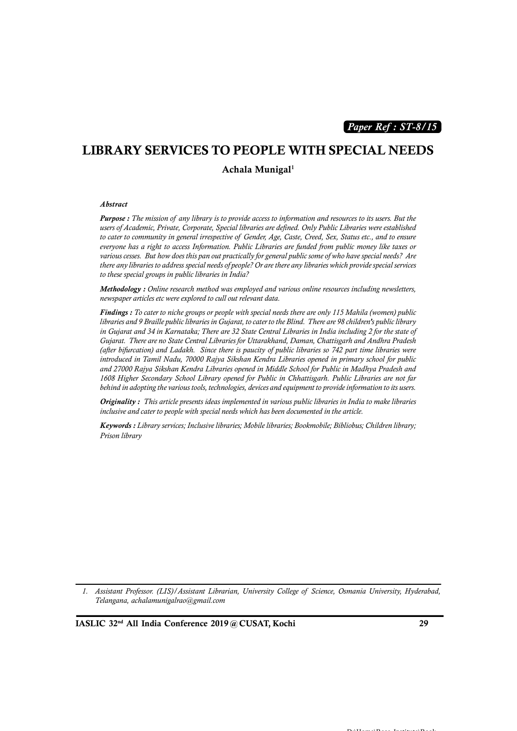*Paper Ref : ST-8/15*

# LIBRARY SERVICES TO PEOPLE WITH SPECIAL NEEDS

**Achala Munigal**[1]

***Abstract***

***Purpose :*** *The mission of any library is to provide access to information and resources to its users. But the users of Academic, Private, Corporate, Special libraries are defined. Only Public Libraries were established to cater to community in general irrespective of Gender, Age, Caste, Creed, Sex, Status etc., and to ensure everyone has a right to access Information. Public Libraries are funded from public money like taxes or various cesses. But how does this pan out practically for general public some of who have special needs? Are there any libraries to address special needs of people? Or are there any libraries which provide special services to these special groups in public libraries in India?*

***Methodology :*** *Online research method was employed and various online resources including newsletters, newspaper articles etc were explored to cull out relevant data.*

***Findings :*** *To cater to niche groups or people with special needs there are only 115 Mahila (women) public libraries and 9 Braille public libraries in Gujarat, to cater to the Blind. There are 98 children's public library in Gujarat and 34 in Karnataka; There are 32 State Central Libraries in India including 2 for the state of Gujarat. There are no State Central Libraries for Uttarakhand, Daman, Chattisgarh and Andhra Pradesh (after bifurcation) and Ladakh. Since there is paucity of public libraries so 742 part time libraries were introduced in Tamil Nadu, 70000 Rajya Sikshan Kendra Libraries opened in primary school for public and 27000 Rajya Sikshan Kendra Libraries opened in Middle School for Public in Madhya Pradesh and 1608 Higher Secondary School Library opened for Public in Chhattisgarh. Public Libraries are not far behind in adopting the various tools, technologies, devices and equipment to provide information to its users.*

***Originality :*** *This article presents ideas implemented in various public libraries in India to make libraries inclusive and cater to people with special needs which has been documented in the article.*

***Keywords :*** *Library services; Inclusive libraries; Mobile libraries; Bookmobile; Bibliobus; Children library; Prison library*

---

1. *Assistant Professor. (LIS)/Assistant Librarian, University College of Science, Osmania University, Hyderabad, Telangana, achalamunigalrao@gmail.com*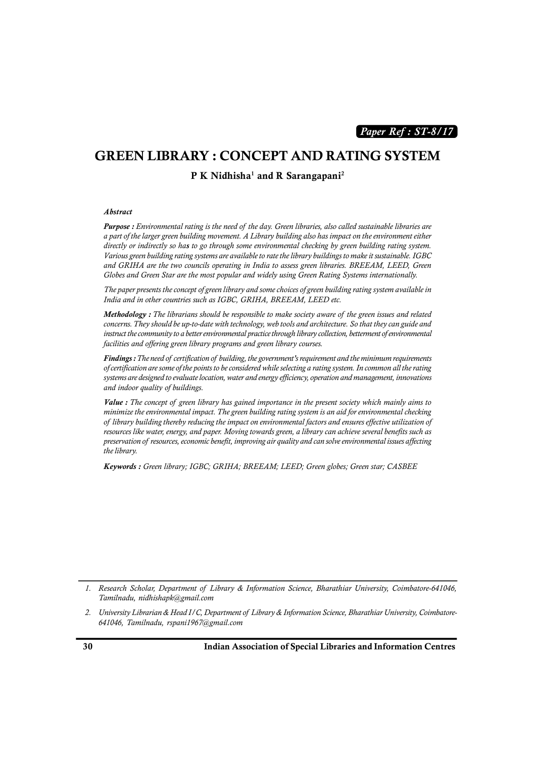*Paper Ref : ST-8/17*

# GREEN LIBRARY : CONCEPT AND RATING SYSTEM

**P K Nidhisha[1] and R Sarangapani[2]**

***Abstract***

***Purpose :*** *Environmental rating is the need of the day. Green libraries, also called sustainable libraries are a part of the larger green building movement. A Library building also has impact on the environment either directly or indirectly so has to go through some environmental checking by green building rating system. Various green building rating systems are available to rate the library buildings to make it sustainable. IGBC and GRIHA are the two councils operating in India to assess green libraries. BREEAM, LEED, Green Globes and Green Star are the most popular and widely using Green Rating Systems internationally.*

*The paper presents the concept of green library and some choices of green building rating system available in India and in other countries such as IGBC, GRIHA, BREEAM, LEED etc.*

***Methodology :*** *The librarians should be responsible to make society aware of the green issues and related concerns. They should be up-to-date with technology, web tools and architecture. So that they can guide and instruct the community to a better environmental practice through library collection, betterment of environmental facilities and offering green library programs and green library courses.*

***Findings :*** *The need of certification of building, the government's requirement and the minimum requirements of certification are some of the points to be considered while selecting a rating system. In common all the rating systems are designed to evaluate location, water and energy efficiency, operation and management, innovations and indoor quality of buildings.*

***Value :*** *The concept of green library has gained importance in the present society which mainly aims to minimize the environmental impact. The green building rating system is an aid for environmental checking of library building thereby reducing the impact on environmental factors and ensures effective utilization of resources like water, energy, and paper. Moving towards green, a library can achieve several benefits such as preservation of resources, economic benefit, improving air quality and can solve environmental issues affecting the library.*

***Keywords :*** *Green library; IGBC; GRIHA; BREEAM; LEED; Green globes; Green star; CASBEE*

---

1. *Research Scholar, Department of Library & Information Science, Bharathiar University, Coimbatore-641046, Tamilnadu, nidhishapk@gmail.com*
2. *University Librarian & Head I/C, Department of Library & Information Science, Bharathiar University, Coimbatore-641046, Tamilnadu, rspani1967@gmail.com*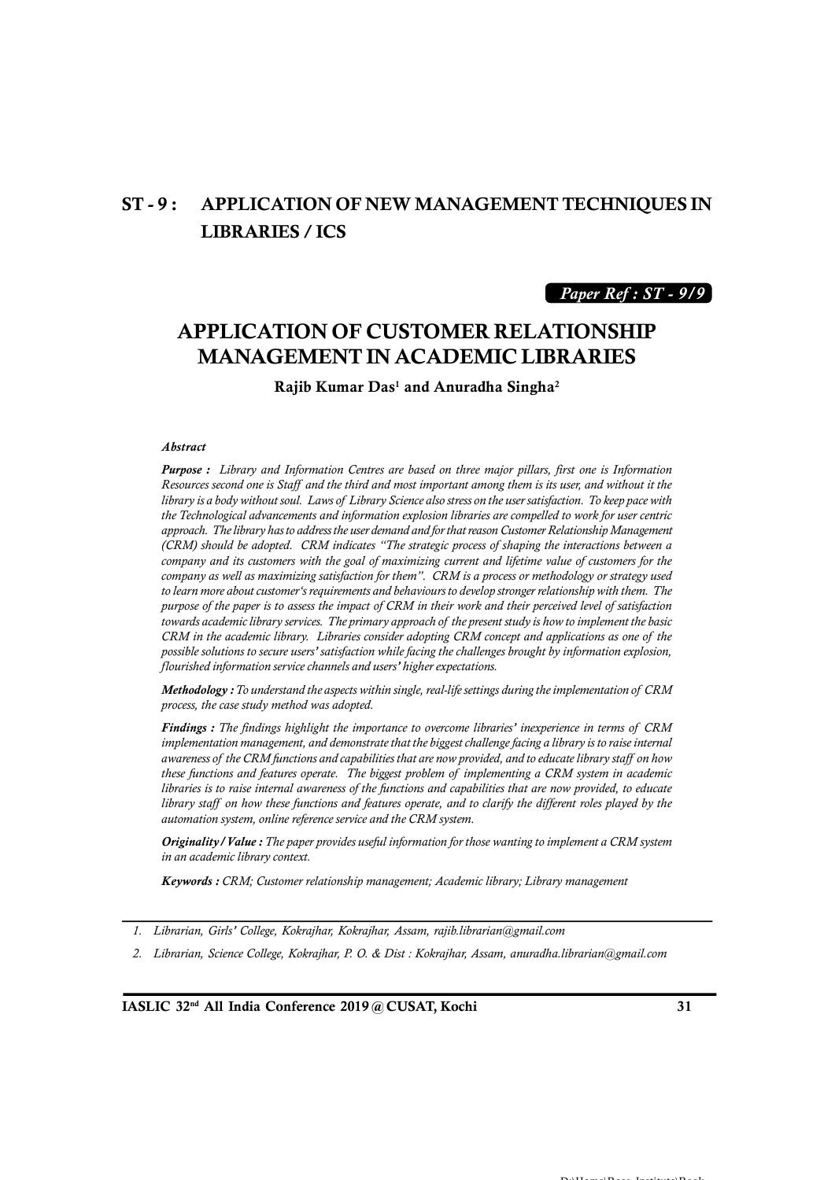## ST - 9 : APPLICATION OF NEW MANAGEMENT TECHNIQUES IN LIBRARIES / ICS

*Paper Ref : ST - 9/9*

# APPLICATION OF CUSTOMER RELATIONSHIP MANAGEMENT IN ACADEMIC LIBRARIES

**Rajib Kumar Das[1] and Anuradha Singha[2]**

***Abstract***

***Purpose :*** *Library and Information Centres are based on three major pillars, first one is Information Resources second one is Staff and the third and most important among them is its user, and without it the library is a body without soul. Laws of Library Science also stress on the user satisfaction. To keep pace with the Technological advancements and information explosion libraries are compelled to work for user centric approach. The library has to address the user demand and for that reason Customer Relationship Management (CRM) should be adopted. CRM indicates "The strategic process of shaping the interactions between a company and its customers with the goal of maximizing current and lifetime value of customers for the company as well as maximizing satisfaction for them". CRM is a process or methodology or strategy used to learn more about customer's requirements and behaviours to develop stronger relationship with them. The purpose of the paper is to assess the impact of CRM in their work and their perceived level of satisfaction towards academic library services. The primary approach of the present study is how to implement the basic CRM in the academic library. Libraries consider adopting CRM concept and applications as one of the possible solutions to secure users' satisfaction while facing the challenges brought by information explosion, flourished information service channels and users' higher expectations.*

***Methodology :*** *To understand the aspects within single, real-life settings during the implementation of CRM process, the case study method was adopted.*

***Findings :*** *The findings highlight the importance to overcome libraries' inexperience in terms of CRM implementation management, and demonstrate that the biggest challenge facing a library is to raise internal awareness of the CRM functions and capabilities that are now provided, and to educate library staff on how these functions and features operate. The biggest problem of implementing a CRM system in academic libraries is to raise internal awareness of the functions and capabilities that are now provided, to educate library staff on how these functions and features operate, and to clarify the different roles played by the automation system, online reference service and the CRM system.*

***Originality / Value :*** *The paper provides useful information for those wanting to implement a CRM system in an academic library context.*

***Keywords :*** *CRM; Customer relationship management; Academic library; Library management*

---

1. *Librarian, Girls' College, Kokrajhar, Kokrajhar, Assam, rajib.librarian@gmail.com*
2. *Librarian, Science College, Kokrajhar, P. O. & Dist : Kokrajhar, Assam, anuradha.librarian@gmail.com*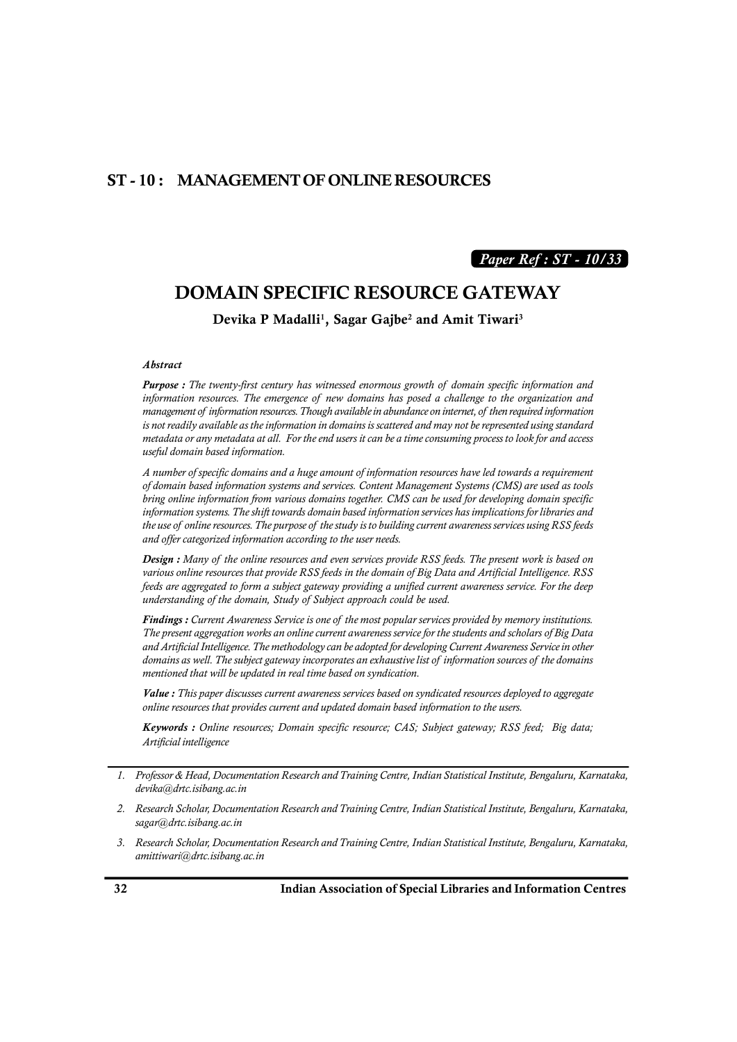## ST - 10 : MANAGEMENT OF ONLINE RESOURCES

***Paper Ref : ST - 10/33***

# DOMAIN SPECIFIC RESOURCE GATEWAY

**Devika P Madalli[1], Sagar Gajbe[2] and Amit Tiwari[3]**

***Abstract***

***Purpose :*** *The twenty-first century has witnessed enormous growth of domain specific information and information resources. The emergence of new domains has posed a challenge to the organization and management of information resources. Though available in abundance on internet, of then required information is not readily available as the information in domains is scattered and may not be represented using standard metadata or any metadata at all. For the end users it can be a time consuming process to look for and access useful domain based information.*

*A number of specific domains and a huge amount of information resources have led towards a requirement of domain based information systems and services. Content Management Systems (CMS) are used as tools bring online information from various domains together. CMS can be used for developing domain specific information systems. The shift towards domain based information services has implications for libraries and the use of online resources. The purpose of the study is to building current awareness services using RSS feeds and offer categorized information according to the user needs.*

***Design :*** *Many of the online resources and even services provide RSS feeds. The present work is based on various online resources that provide RSS feeds in the domain of Big Data and Artificial Intelligence. RSS feeds are aggregated to form a subject gateway providing a unified current awareness service. For the deep understanding of the domain, Study of Subject approach could be used.*

***Findings :*** *Current Awareness Service is one of the most popular services provided by memory institutions. The present aggregation works an online current awareness service for the students and scholars of Big Data and Artificial Intelligence. The methodology can be adopted for developing Current Awareness Service in other domains as well. The subject gateway incorporates an exhaustive list of information sources of the domains mentioned that will be updated in real time based on syndication.*

***Value :*** *This paper discusses current awareness services based on syndicated resources deployed to aggregate online resources that provides current and updated domain based information to the users.*

***Keywords :*** *Online resources; Domain specific resource; CAS; Subject gateway; RSS feed; Big data; Artificial intelligence*

---

1. *Professor & Head, Documentation Research and Training Centre, Indian Statistical Institute, Bengaluru, Karnataka, devika@drtc.isibang.ac.in*
2. *Research Scholar, Documentation Research and Training Centre, Indian Statistical Institute, Bengaluru, Karnataka, sagar@drtc.isibang.ac.in*
3. *Research Scholar, Documentation Research and Training Centre, Indian Statistical Institute, Bengaluru, Karnataka, amittiwari@drtc.isibang.ac.in*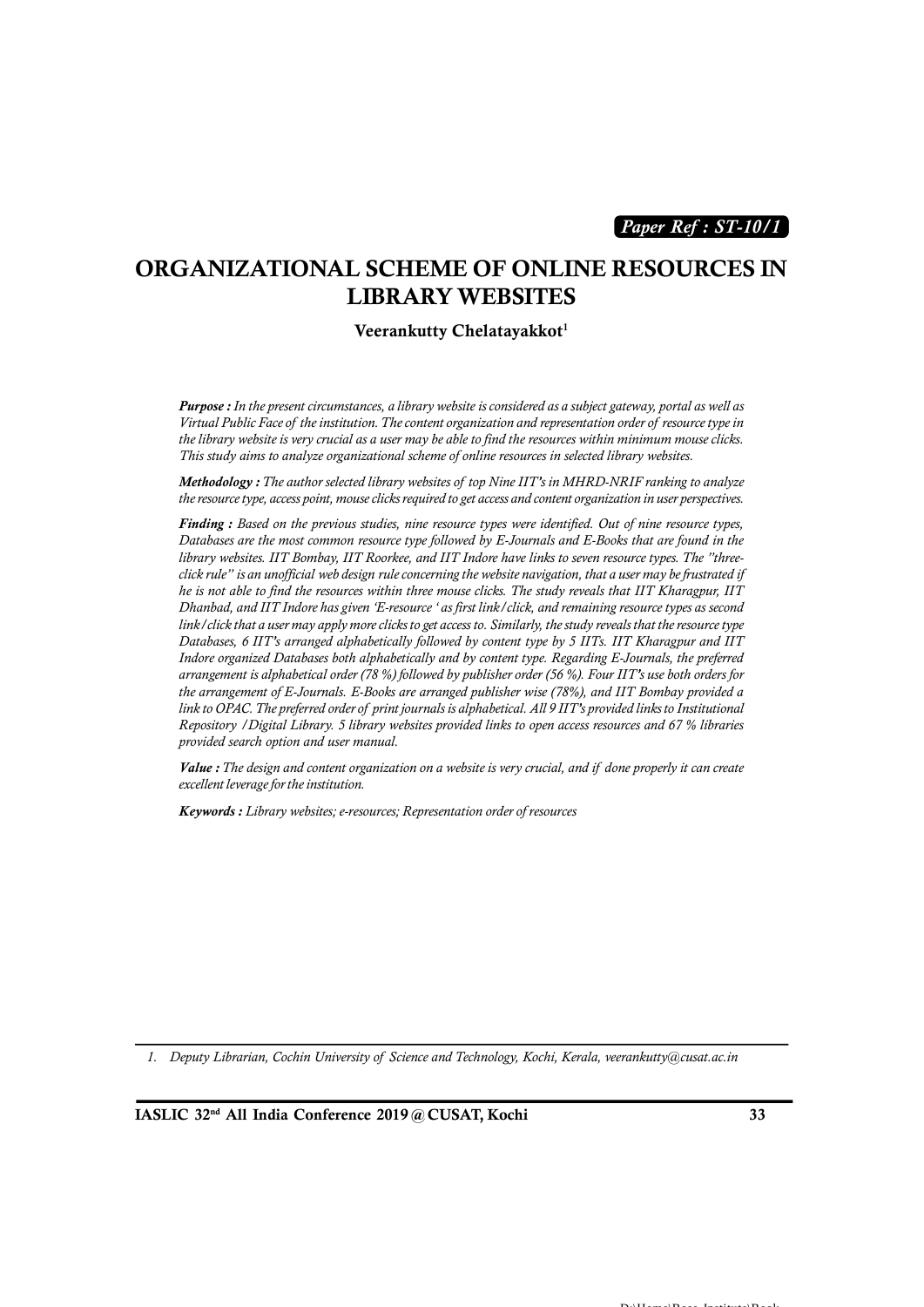*Paper Ref : ST-10/1*

# ORGANIZATIONAL SCHEME OF ONLINE RESOURCES IN LIBRARY WEBSITES

**Veerankutty Chelatayakkot**[1]

***Purpose :*** *In the present circumstances, a library website is considered as a subject gateway, portal as well as Virtual Public Face of the institution. The content organization and representation order of resource type in the library website is very crucial as a user may be able to find the resources within minimum mouse clicks. This study aims to analyze organizational scheme of online resources in selected library websites.*

***Methodology :*** *The author selected library websites of top Nine IIT's in MHRD-NRIF ranking to analyze the resource type, access point, mouse clicks required to get access and content organization in user perspectives.*

***Finding :*** *Based on the previous studies, nine resource types were identified. Out of nine resource types, Databases are the most common resource type followed by E-Journals and E-Books that are found in the library websites. IIT Bombay, IIT Roorkee, and IIT Indore have links to seven resource types. The "three-click rule" is an unofficial web design rule concerning the website navigation, that a user may be frustrated if he is not able to find the resources within three mouse clicks. The study reveals that IIT Kharagpur, IIT Dhanbad, and IIT Indore has given 'E-resource ' as first link/click, and remaining resource types as second link/click that a user may apply more clicks to get access to. Similarly, the study reveals that the resource type Databases, 6 IIT's arranged alphabetically followed by content type by 5 IITs. IIT Kharagpur and IIT Indore organized Databases both alphabetically and by content type. Regarding E-Journals, the preferred arrangement is alphabetical order (78 %) followed by publisher order (56 %). Four IIT's use both orders for the arrangement of E-Journals. E-Books are arranged publisher wise (78%), and IIT Bombay provided a link to OPAC. The preferred order of print journals is alphabetical. All 9 IIT's provided links to Institutional Repository /Digital Library. 5 library websites provided links to open access resources and 67 % libraries provided search option and user manual.*

***Value :*** *The design and content organization on a website is very crucial, and if done properly it can create excellent leverage for the institution.*

***Keywords :*** *Library websites; e-resources; Representation order of resources*

---

1. *Deputy Librarian, Cochin University of Science and Technology, Kochi, Kerala, veerankutty@cusat.ac.in*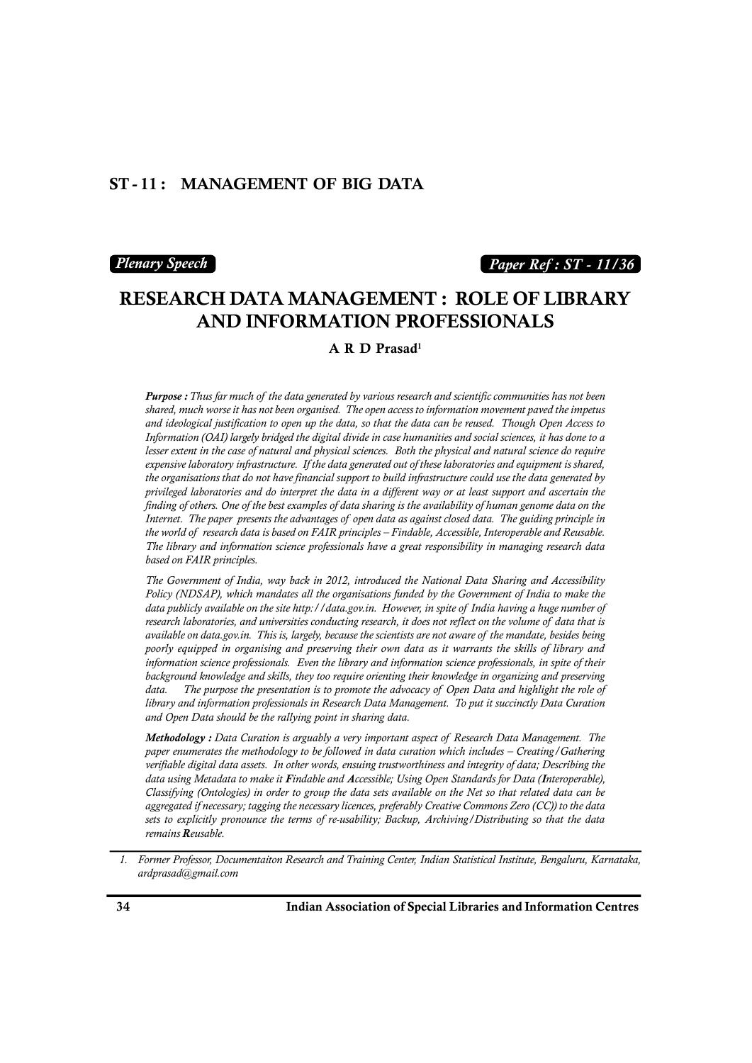## ST - 11 : MANAGEMENT OF BIG DATA

*Plenary Speech* | *Paper Ref : ST - 11/36*

# RESEARCH DATA MANAGEMENT : ROLE OF LIBRARY AND INFORMATION PROFESSIONALS

**A R D Prasad**[1]

***Purpose :*** *Thus far much of the data generated by various research and scientific communities has not been shared, much worse it has not been organised. The open access to information movement paved the impetus and ideological justification to open up the data, so that the data can be reused. Though Open Access to Information (OAI) largely bridged the digital divide in case humanities and social sciences, it has done to a lesser extent in the case of natural and physical sciences. Both the physical and natural science do require expensive laboratory infrastructure. If the data generated out of these laboratories and equipment is shared, the organisations that do not have financial support to build infrastructure could use the data generated by privileged laboratories and do interpret the data in a different way or at least support and ascertain the finding of others. One of the best examples of data sharing is the availability of human genome data on the Internet. The paper presents the advantages of open data as against closed data. The guiding principle in the world of research data is based on FAIR principles – Findable, Accessible, Interoperable and Reusable. The library and information science professionals have a great responsibility in managing research data based on FAIR principles.*

*The Government of India, way back in 2012, introduced the National Data Sharing and Accessibility Policy (NDSAP), which mandates all the organisations funded by the Government of India to make the data publicly available on the site http://data.gov.in. However, in spite of India having a huge number of research laboratories, and universities conducting research, it does not reflect on the volume of data that is available on data.gov.in. This is, largely, because the scientists are not aware of the mandate, besides being poorly equipped in organising and preserving their own data as it warrants the skills of library and information science professionals. Even the library and information science professionals, in spite of their background knowledge and skills, they too require orienting their knowledge in organizing and preserving data. The purpose the presentation is to promote the advocacy of Open Data and highlight the role of library and information professionals in Research Data Management. To put it succinctly Data Curation and Open Data should be the rallying point in sharing data.*

***Methodology :*** *Data Curation is arguably a very important aspect of Research Data Management. The paper enumerates the methodology to be followed in data curation which includes – Creating/Gathering verifiable digital data assets. In other words, ensuing trustworthiness and integrity of data; Describing the data using Metadata to make it* ***F****indable and* ***A****ccessible; Using Open Standards for Data (****I****nteroperable), Classifying (Ontologies) in order to group the data sets available on the Net so that related data can be aggregated if necessary; tagging the necessary licences, preferably Creative Commons Zero (CC)) to the data sets to explicitly pronounce the terms of re-usability; Backup, Archiving/Distributing so that the data remains* ***R****eusable.*

---

1. *Former Professor, Documentaiton Research and Training Center, Indian Statistical Institute, Bengaluru, Karnataka, ardprasad@gmail.com*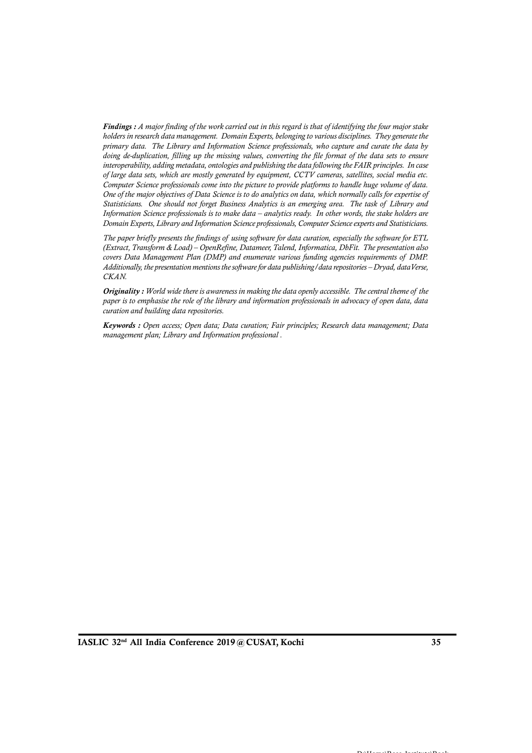***Findings :*** *A major finding of the work carried out in this regard is that of identifying the four major stake holders in research data management. Domain Experts, belonging to various disciplines. They generate the primary data. The Library and Information Science professionals, who capture and curate the data by doing de-duplication, filling up the missing values, converting the file format of the data sets to ensure interoperability, adding metadata, ontologies and publishing the data following the FAIR principles. In case of large data sets, which are mostly generated by equipment, CCTV cameras, satellites, social media etc. Computer Science professionals come into the picture to provide platforms to handle huge volume of data. One of the major objectives of Data Science is to do analytics on data, which normally calls for expertise of Statisticians. One should not forget Business Analytics is an emerging area. The task of Library and Information Science professionals is to make data – analytics ready. In other words, the stake holders are Domain Experts, Library and Information Science professionals, Computer Science experts and Statisticians.*

*The paper briefly presents the findings of using software for data curation, especially the software for ETL (Extract, Transform & Load) – OpenRefine, Datameer, Talend, Informatica, DbFit. The presentation also covers Data Management Plan (DMP) and enumerate various funding agencies requirements of DMP. Additionally, the presentation mentions the software for data publishing/data repositories – Dryad, dataVerse, CKAN.*

***Originality :*** *World wide there is awareness in making the data openly accessible. The central theme of the paper is to emphasise the role of the library and information professionals in advocacy of open data, data curation and building data repositories.*

***Keywords :*** *Open access; Open data; Data curation; Fair principles; Research data management; Data management plan; Library and Information professional .*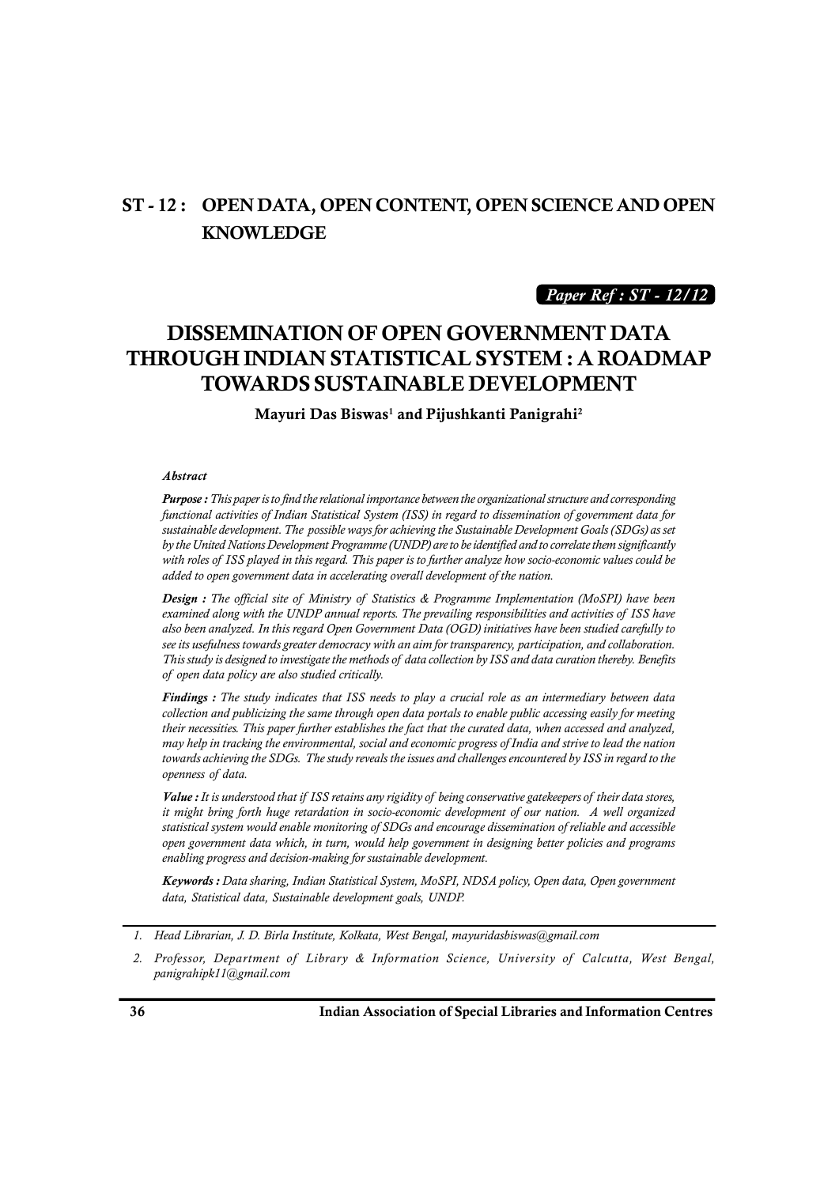## ST - 12 : OPEN DATA, OPEN CONTENT, OPEN SCIENCE AND OPEN KNOWLEDGE

***Paper Ref : ST - 12/12***

# DISSEMINATION OF OPEN GOVERNMENT DATA THROUGH INDIAN STATISTICAL SYSTEM : A ROADMAP TOWARDS SUSTAINABLE DEVELOPMENT

**Mayuri Das Biswas[1] and Pijushkanti Panigrahi[2]**

***Abstract***

***Purpose :*** *This paper is to find the relational importance between the organizational structure and corresponding functional activities of Indian Statistical System (ISS) in regard to dissemination of government data for sustainable development. The possible ways for achieving the Sustainable Development Goals (SDGs) as set by the United Nations Development Programme (UNDP) are to be identified and to correlate them significantly with roles of ISS played in this regard. This paper is to further analyze how socio-economic values could be added to open government data in accelerating overall development of the nation.*

***Design :*** *The official site of Ministry of Statistics & Programme Implementation (MoSPI) have been examined along with the UNDP annual reports. The prevailing responsibilities and activities of ISS have also been analyzed. In this regard Open Government Data (OGD) initiatives have been studied carefully to see its usefulness towards greater democracy with an aim for transparency, participation, and collaboration. This study is designed to investigate the methods of data collection by ISS and data curation thereby. Benefits of open data policy are also studied critically.*

***Findings :*** *The study indicates that ISS needs to play a crucial role as an intermediary between data collection and publicizing the same through open data portals to enable public accessing easily for meeting their necessities. This paper further establishes the fact that the curated data, when accessed and analyzed, may help in tracking the environmental, social and economic progress of India and strive to lead the nation towards achieving the SDGs. The study reveals the issues and challenges encountered by ISS in regard to the openness of data.*

***Value :*** *It is understood that if ISS retains any rigidity of being conservative gatekeepers of their data stores, it might bring forth huge retardation in socio-economic development of our nation. A well organized statistical system would enable monitoring of SDGs and encourage dissemination of reliable and accessible open government data which, in turn, would help government in designing better policies and programs enabling progress and decision-making for sustainable development.*

***Keywords :*** *Data sharing, Indian Statistical System, MoSPI, NDSA policy, Open data, Open government data, Statistical data, Sustainable development goals, UNDP.*

---

1. *Head Librarian, J. D. Birla Institute, Kolkata, West Bengal, mayuridasbiswas@gmail.com*
2. *Professor, Department of Library & Information Science, University of Calcutta, West Bengal, panigrahipk11@gmail.com*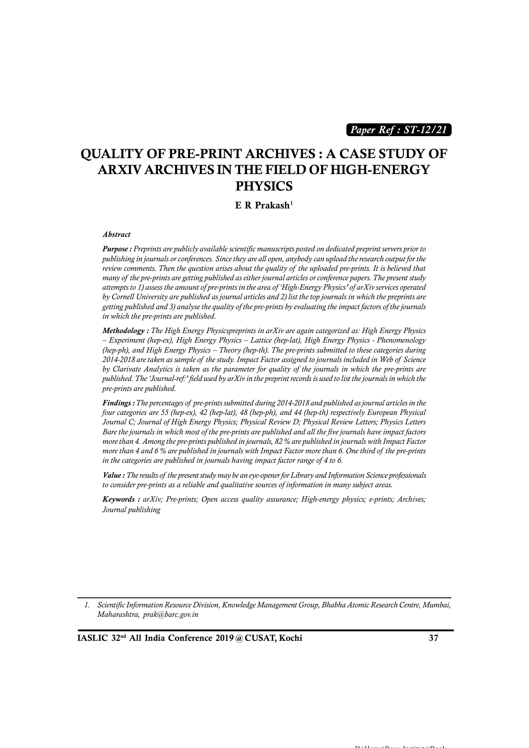*Paper Ref : ST-12/21*

# QUALITY OF PRE-PRINT ARCHIVES : A CASE STUDY OF ARXIV ARCHIVES IN THE FIELD OF HIGH-ENERGY PHYSICS

**E R Prakash**[1]

### *Abstract*

***Purpose :*** *Preprints are publicly available scientific manuscripts posted on dedicated preprint servers prior to publishing in journals or conferences. Since they are all open, anybody can upload the research output for the review comments. Then the question arises about the quality of the uploaded pre-prints. It is believed that many of the pre-prints are getting published as either journal articles or conference papers. The present study attempts to 1) assess the amount of pre-prints in the area of 'High-Energy Physics' of arXiv services operated by Cornell University are published as journal articles and 2) list the top journals in which the preprints are getting published and 3) analyse the quality of the pre-prints by evaluating the impact factors of the journals in which the pre-prints are published.*

***Methodology :*** *The High Energy Physicspreprints in arXiv are again categorized as: High Energy Physics – Experiment (hep-ex), High Energy Physics – Lattice (hep-lat), High Energy Physics - Phenomenology (hep-ph), and High Energy Physics – Theory (hep-th). The pre-prints submitted to these categories during 2014-2018 are taken as sample of the study. Impact Factor assigned to journals included in Web of Science by Clarivate Analytics is taken as the parameter for quality of the journals in which the pre-prints are published. The 'Journal-ref:' field used by arXiv in the preprint records is used to list the journals in which the pre-prints are published.*

***Findings :*** *The percentages of pre-prints submitted during 2014-2018 and published as journal articles in the four categories are 55 (hep-ex), 42 (hep-lat), 48 (hep-ph), and 44 (hep-th) respectively European Physical Journal C; Journal of High Energy Physics; Physical Review D; Physical Review Letters; Physics Letters Bare the journals in which most of the pre-prints are published and all the five journals have impact factors more than 4. Among the pre-prints published in journals, 82 % are published in journals with Impact Factor more than 4 and 6 % are published in journals with Impact Factor more than 6. One third of the pre-prints in the categories are published in journals having impact factor range of 4 to 6.*

***Value :*** *The results of the present study may be an eye-opener for Library and Information Science professionals to consider pre-prints as a reliable and qualitative sources of information in many subject areas.*

***Keywords :*** *arXiv; Pre-prints; Open access quality assurance; High-energy physics; e-prints; Archives; Journal publishing*

---

1. *Scientific Information Resource Division, Knowledge Management Group, Bhabha Atomic Research Centre, Mumbai, Maharashtra, prak@barc.gov.in*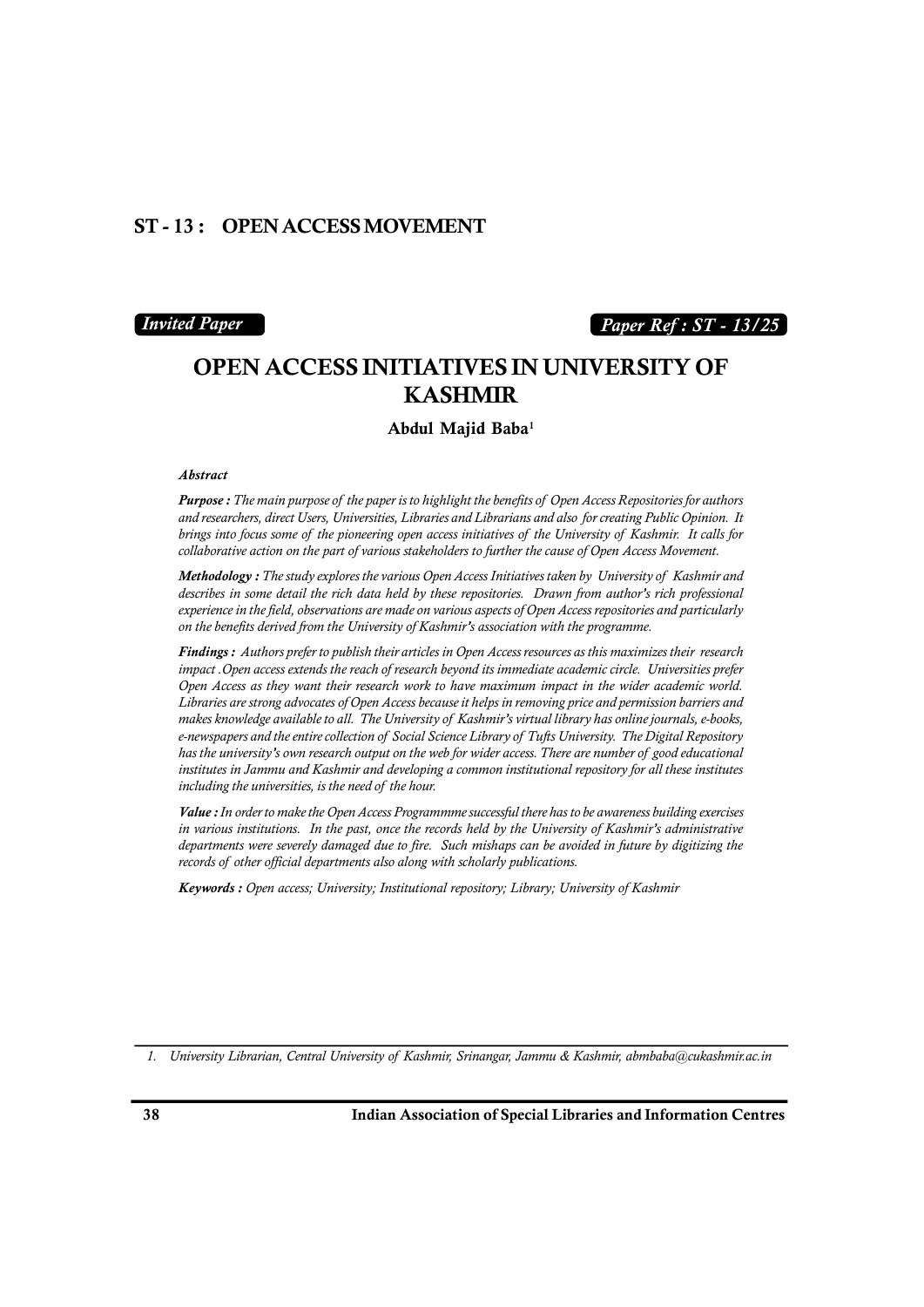## ST - 13 : OPEN ACCESS MOVEMENT

*Invited Paper*

*Paper Ref : ST - 13/25*

# OPEN ACCESS INITIATIVES IN UNIVERSITY OF KASHMIR

**Abdul Majid Baba**[1]

***Abstract***

***Purpose :*** *The main purpose of the paper is to highlight the benefits of Open Access Repositories for authors and researchers, direct Users, Universities, Libraries and Librarians and also for creating Public Opinion. It brings into focus some of the pioneering open access initiatives of the University of Kashmir. It calls for collaborative action on the part of various stakeholders to further the cause of Open Access Movement.*

***Methodology :*** *The study explores the various Open Access Initiatives taken by University of Kashmir and describes in some detail the rich data held by these repositories. Drawn from author's rich professional experience in the field, observations are made on various aspects of Open Access repositories and particularly on the benefits derived from the University of Kashmir's association with the programme.*

***Findings :*** *Authors prefer to publish their articles in Open Access resources as this maximizes their research impact .Open access extends the reach of research beyond its immediate academic circle. Universities prefer Open Access as they want their research work to have maximum impact in the wider academic world. Libraries are strong advocates of Open Access because it helps in removing price and permission barriers and makes knowledge available to all. The University of Kashmir's virtual library has online journals, e-books, e-newspapers and the entire collection of Social Science Library of Tufts University. The Digital Repository has the university's own research output on the web for wider access. There are number of good educational institutes in Jammu and Kashmir and developing a common institutional repository for all these institutes including the universities, is the need of the hour.*

***Value :*** *In order to make the Open Access Programmme successful there has to be awareness building exercises in various institutions. In the past, once the records held by the University of Kashmir's administrative departments were severely damaged due to fire. Such mishaps can be avoided in future by digitizing the records of other official departments also along with scholarly publications.*

***Keywords :*** *Open access; University; Institutional repository; Library; University of Kashmir*

---

*1. University Librarian, Central University of Kashmir, Srinangar, Jammu & Kashmir, abmbaba@cukashmir.ac.in*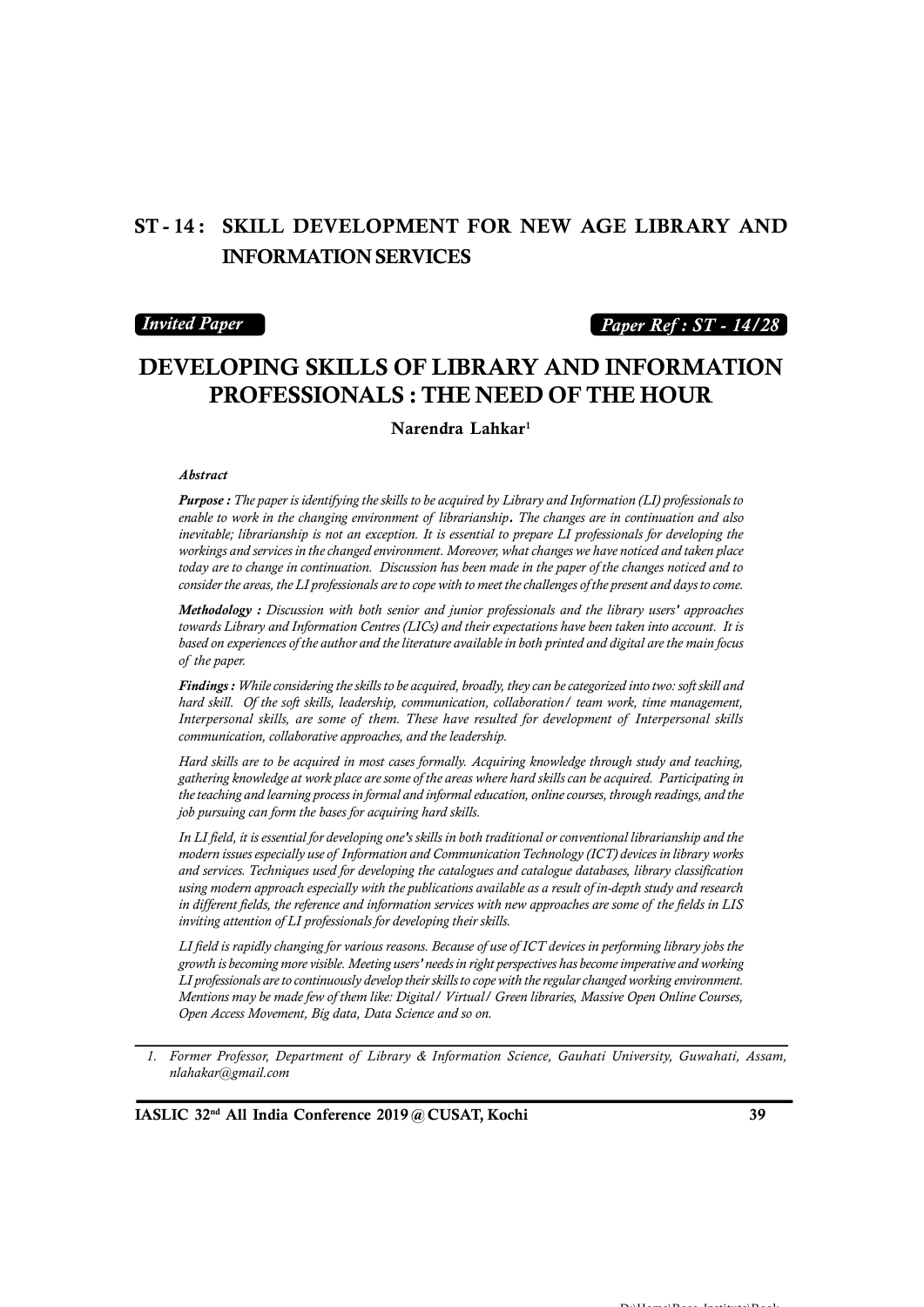# ST - 14 : SKILL DEVELOPMENT FOR NEW AGE LIBRARY AND INFORMATION SERVICES

*Invited Paper* *Paper Ref : ST - 14/28*

## DEVELOPING SKILLS OF LIBRARY AND INFORMATION PROFESSIONALS : THE NEED OF THE HOUR

**Narendra Lahkar**[1]

***Abstract***

***Purpose :*** *The paper is identifying the skills to be acquired by Library and Information (LI) professionals to enable to work in the changing environment of librarianship. The changes are in continuation and also inevitable; librarianship is not an exception. It is essential to prepare LI professionals for developing the workings and services in the changed environment. Moreover, what changes we have noticed and taken place today are to change in continuation. Discussion has been made in the paper of the changes noticed and to consider the areas, the LI professionals are to cope with to meet the challenges of the present and days to come.*

***Methodology :*** *Discussion with both senior and junior professionals and the library users' approaches towards Library and Information Centres (LICs) and their expectations have been taken into account. It is based on experiences of the author and the literature available in both printed and digital are the main focus of the paper.*

***Findings :*** *While considering the skills to be acquired, broadly, they can be categorized into two: soft skill and hard skill. Of the soft skills, leadership, communication, collaboration/ team work, time management, Interpersonal skills, are some of them. These have resulted for development of Interpersonal skills communication, collaborative approaches, and the leadership.*

*Hard skills are to be acquired in most cases formally. Acquiring knowledge through study and teaching, gathering knowledge at work place are some of the areas where hard skills can be acquired. Participating in the teaching and learning process in formal and informal education, online courses, through readings, and the job pursuing can form the bases for acquiring hard skills.*

*In LI field, it is essential for developing one's skills in both traditional or conventional librarianship and the modern issues especially use of Information and Communication Technology (ICT) devices in library works and services. Techniques used for developing the catalogues and catalogue databases, library classification using modern approach especially with the publications available as a result of in-depth study and research in different fields, the reference and information services with new approaches are some of the fields in LIS inviting attention of LI professionals for developing their skills.*

*LI field is rapidly changing for various reasons. Because of use of ICT devices in performing library jobs the growth is becoming more visible. Meeting users' needs in right perspectives has become imperative and working LI professionals are to continuously develop their skills to cope with the regular changed working environment. Mentions may be made few of them like: Digital/ Virtual/ Green libraries, Massive Open Online Courses, Open Access Movement, Big data, Data Science and so on.*

---

1. *Former Professor, Department of Library & Information Science, Gauhati University, Guwahati, Assam, nlahakar@gmail.com*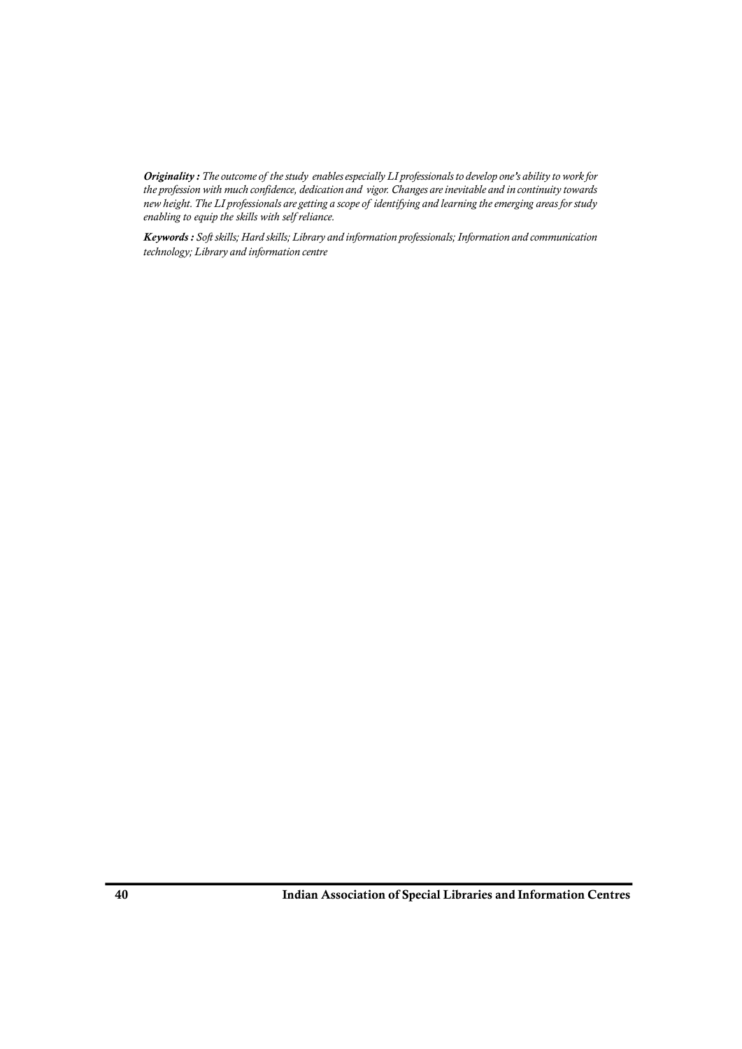***Originality :*** *The outcome of the study enables especially LI professionals to develop one's ability to work for the profession with much confidence, dedication and vigor. Changes are inevitable and in continuity towards new height. The LI professionals are getting a scope of identifying and learning the emerging areas for study enabling to equip the skills with self reliance.*

***Keywords :*** *Soft skills; Hard skills; Library and information professionals; Information and communication technology; Library and information centre*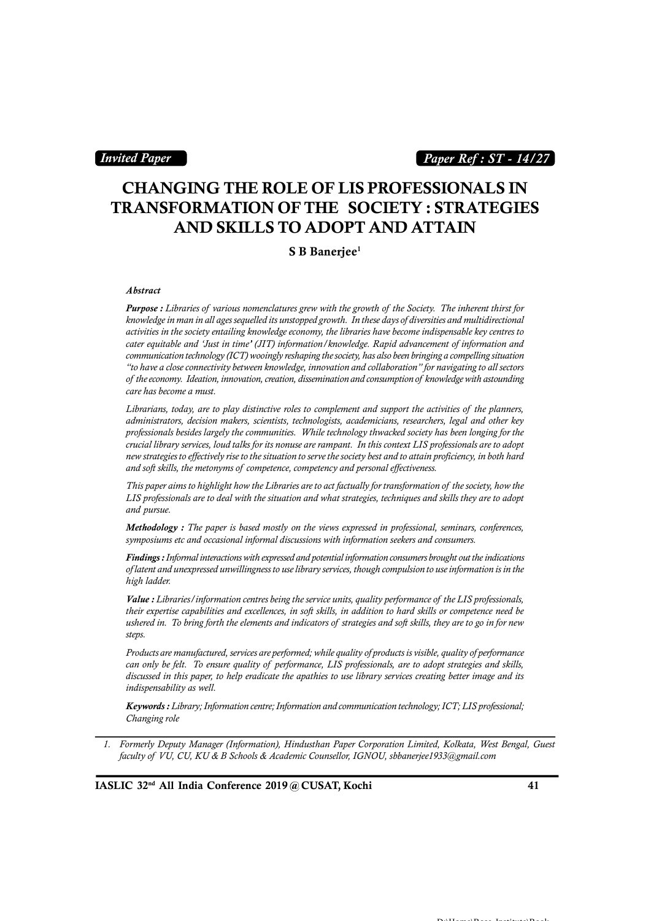*Invited Paper*

*Paper Ref : ST - 14/27*

# CHANGING THE ROLE OF LIS PROFESSIONALS IN TRANSFORMATION OF THE SOCIETY : STRATEGIES AND SKILLS TO ADOPT AND ATTAIN

**S B Banerjee[1]**

***Abstract***

***Purpose :*** *Libraries of various nomenclatures grew with the growth of the Society. The inherent thirst for knowledge in man in all ages sequelled its unstopped growth. In these days of diversities and multidirectional activities in the society entailing knowledge economy, the libraries have become indispensable key centres to cater equitable and 'Just in time' (JIT) information/knowledge. Rapid advancement of information and communication technology (ICT) wooingly reshaping the society, has also been bringing a compelling situation "to have a close connectivity between knowledge, innovation and collaboration" for navigating to all sectors of the economy. Ideation, innovation, creation, dissemination and consumption of knowledge with astounding care has become a must.*

*Librarians, today, are to play distinctive roles to complement and support the activities of the planners, administrators, decision makers, scientists, technologists, academicians, researchers, legal and other key professionals besides largely the communities. While technology thwacked society has been longing for the crucial library services, loud talks for its nonuse are rampant. In this context LIS professionals are to adopt new strategies to effectively rise to the situation to serve the society best and to attain proficiency, in both hard and soft skills, the metonyms of competence, competency and personal effectiveness.*

*This paper aims to highlight how the Libraries are to act factually for transformation of the society, how the LIS professionals are to deal with the situation and what strategies, techniques and skills they are to adopt and pursue.*

***Methodology :*** *The paper is based mostly on the views expressed in professional, seminars, conferences, symposiums etc and occasional informal discussions with information seekers and consumers.*

***Findings :*** *Informal interactions with expressed and potential information consumers brought out the indications of latent and unexpressed unwillingness to use library services, though compulsion to use information is in the high ladder.*

***Value :*** *Libraries/information centres being the service units, quality performance of the LIS professionals, their expertise capabilities and excellences, in soft skills, in addition to hard skills or competence need be ushered in. To bring forth the elements and indicators of strategies and soft skills, they are to go in for new steps.*

*Products are manufactured, services are performed; while quality of products is visible, quality of performance can only be felt. To ensure quality of performance, LIS professionals, are to adopt strategies and skills, discussed in this paper, to help eradicate the apathies to use library services creating better image and its indispensability as well.*

***Keywords :*** *Library; Information centre; Information and communication technology; ICT; LIS professional; Changing role*

---

1. *Formerly Deputy Manager (Information), Hindusthan Paper Corporation Limited, Kolkata, West Bengal, Guest faculty of VU, CU, KU & B Schools & Academic Counsellor, IGNOU, sbbanerjee1933@gmail.com*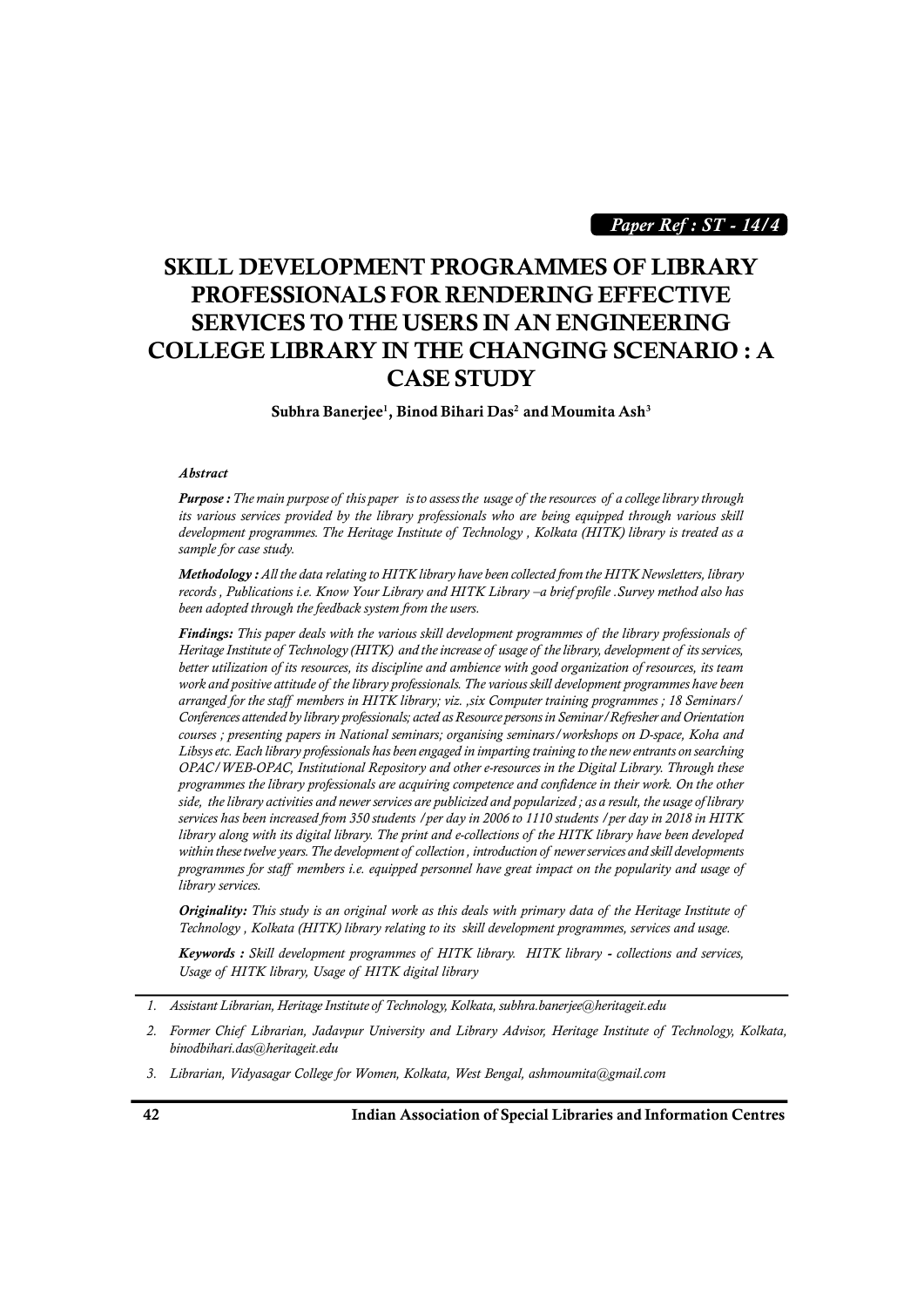*Paper Ref : ST - 14/4*

# SKILL DEVELOPMENT PROGRAMMES OF LIBRARY PROFESSIONALS FOR RENDERING EFFECTIVE SERVICES TO THE USERS IN AN ENGINEERING COLLEGE LIBRARY IN THE CHANGING SCENARIO : A CASE STUDY

**Subhra Banerjee[1], Binod Bihari Das[2] and Moumita Ash[3]**

***Abstract***

***Purpose :*** *The main purpose of this paper is to assess the usage of the resources of a college library through its various services provided by the library professionals who are being equipped through various skill development programmes. The Heritage Institute of Technology , Kolkata (HITK) library is treated as a sample for case study.*

***Methodology :*** *All the data relating to HITK library have been collected from the HITK Newsletters, library records , Publications i.e. Know Your Library and HITK Library –a brief profile .Survey method also has been adopted through the feedback system from the users.*

***Findings:*** *This paper deals with the various skill development programmes of the library professionals of Heritage Institute of Technology (HITK) and the increase of usage of the library, development of its services, better utilization of its resources, its discipline and ambience with good organization of resources, its team work and positive attitude of the library professionals. The various skill development programmes have been arranged for the staff members in HITK library; viz. ,six Computer training programmes ; 18 Seminars/ Conferences attended by library professionals; acted as Resource persons in Seminar/Refresher and Orientation courses ; presenting papers in National seminars; organising seminars/workshops on D-space, Koha and Libsys etc. Each library professionals has been engaged in imparting training to the new entrants on searching OPAC/WEB-OPAC, Institutional Repository and other e-resources in the Digital Library. Through these programmes the library professionals are acquiring competence and confidence in their work. On the other side, the library activities and newer services are publicized and popularized ; as a result, the usage of library services has been increased from 350 students /per day in 2006 to 1110 students /per day in 2018 in HITK library along with its digital library. The print and e-collections of the HITK library have been developed within these twelve years. The development of collection , introduction of newer services and skill developments programmes for staff members i.e. equipped personnel have great impact on the popularity and usage of library services.*

***Originality:*** *This study is an original work as this deals with primary data of the Heritage Institute of Technology , Kolkata (HITK) library relating to its skill development programmes, services and usage.*

***Keywords :*** *Skill development programmes of HITK library. HITK library - collections and services, Usage of HITK library, Usage of HITK digital library*

---

1. *Assistant Librarian, Heritage Institute of Technology, Kolkata, subhra.banerjee@heritageit.edu*
2. *Former Chief Librarian, Jadavpur University and Library Advisor, Heritage Institute of Technology, Kolkata, binodbihari.das@heritageit.edu*
3. *Librarian, Vidyasagar College for Women, Kolkata, West Bengal, ashmoumita@gmail.com*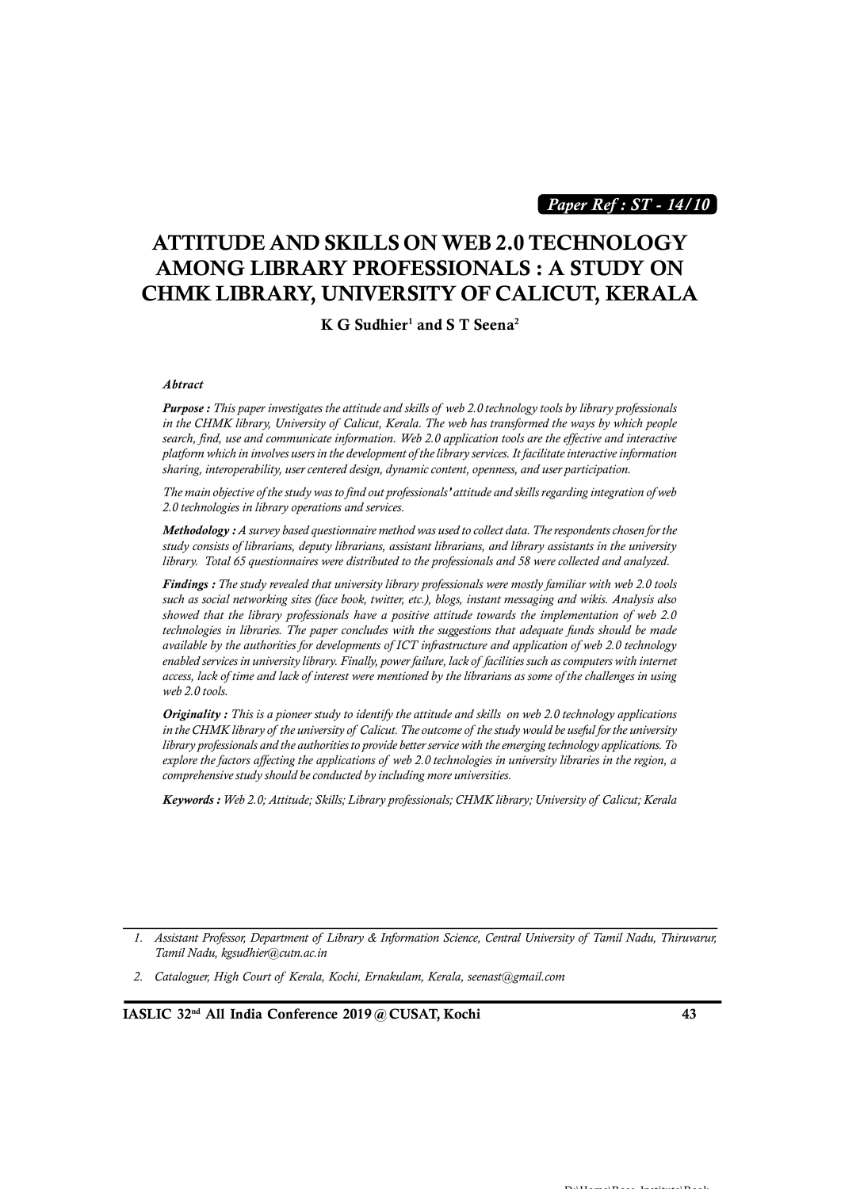*Paper Ref : ST - 14/10*

# ATTITUDE AND SKILLS ON WEB 2.0 TECHNOLOGY AMONG LIBRARY PROFESSIONALS : A STUDY ON CHMK LIBRARY, UNIVERSITY OF CALICUT, KERALA

**K G Sudhier[1] and S T Seena[2]**

***Abtract***

***Purpose :*** *This paper investigates the attitude and skills of web 2.0 technology tools by library professionals in the CHMK library, University of Calicut, Kerala. The web has transformed the ways by which people search, find, use and communicate information. Web 2.0 application tools are the effective and interactive platform which in involves users in the development of the library services. It facilitate interactive information sharing, interoperability, user centered design, dynamic content, openness, and user participation.*

*The main objective of the study was to find out professionals' attitude and skills regarding integration of web 2.0 technologies in library operations and services.*

***Methodology :*** *A survey based questionnaire method was used to collect data. The respondents chosen for the study consists of librarians, deputy librarians, assistant librarians, and library assistants in the university library. Total 65 questionnaires were distributed to the professionals and 58 were collected and analyzed.*

***Findings :*** *The study revealed that university library professionals were mostly familiar with web 2.0 tools such as social networking sites (face book, twitter, etc.), blogs, instant messaging and wikis. Analysis also showed that the library professionals have a positive attitude towards the implementation of web 2.0 technologies in libraries. The paper concludes with the suggestions that adequate funds should be made available by the authorities for developments of ICT infrastructure and application of web 2.0 technology enabled services in university library. Finally, power failure, lack of facilities such as computers with internet access, lack of time and lack of interest were mentioned by the librarians as some of the challenges in using web 2.0 tools.*

***Originality :*** *This is a pioneer study to identify the attitude and skills on web 2.0 technology applications in the CHMK library of the university of Calicut. The outcome of the study would be useful for the university library professionals and the authorities to provide better service with the emerging technology applications. To explore the factors affecting the applications of web 2.0 technologies in university libraries in the region, a comprehensive study should be conducted by including more universities.*

***Keywords :*** *Web 2.0; Attitude; Skills; Library professionals; CHMK library; University of Calicut; Kerala*

---

1. *Assistant Professor, Department of Library & Information Science, Central University of Tamil Nadu, Thiruvarur, Tamil Nadu, kgsudhier@cutn.ac.in*
2. *Cataloguer, High Court of Kerala, Kochi, Ernakulam, Kerala, seenast@gmail.com*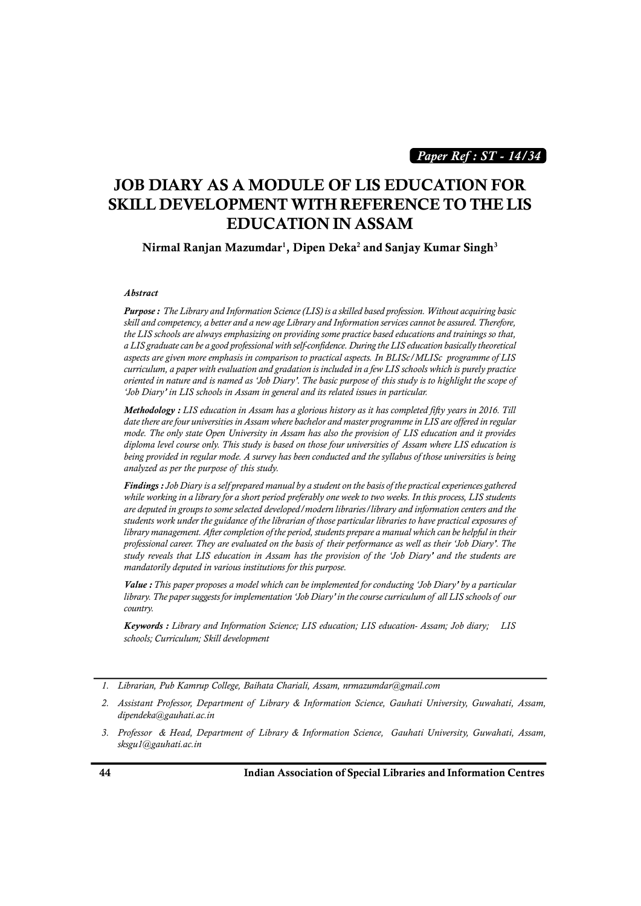*Paper Ref : ST - 14/34*

# JOB DIARY AS A MODULE OF LIS EDUCATION FOR SKILL DEVELOPMENT WITH REFERENCE TO THE LIS EDUCATION IN ASSAM

**Nirmal Ranjan Mazumdar[1], Dipen Deka[2] and Sanjay Kumar Singh[3]**

### *Abstract*

***Purpose :*** *The Library and Information Science (LIS) is a skilled based profession. Without acquiring basic skill and competency, a better and a new age Library and Information services cannot be assured. Therefore, the LIS schools are always emphasizing on providing some practice based educations and trainings so that, a LIS graduate can be a good professional with self-confidence. During the LIS education basically theoretical aspects are given more emphasis in comparison to practical aspects. In BLISc/MLISc programme of LIS curriculum, a paper with evaluation and gradation is included in a few LIS schools which is purely practice oriented in nature and is named as 'Job Diary'. The basic purpose of this study is to highlight the scope of 'Job Diary' in LIS schools in Assam in general and its related issues in particular.*

***Methodology :*** *LIS education in Assam has a glorious history as it has completed fifty years in 2016. Till date there are four universities in Assam where bachelor and master programme in LIS are offered in regular mode. The only state Open University in Assam has also the provision of LIS education and it provides diploma level course only. This study is based on those four universities of Assam where LIS education is being provided in regular mode. A survey has been conducted and the syllabus of those universities is being analyzed as per the purpose of this study.*

***Findings :*** *Job Diary is a self prepared manual by a student on the basis of the practical experiences gathered while working in a library for a short period preferably one week to two weeks. In this process, LIS students are deputed in groups to some selected developed/modern libraries/library and information centers and the students work under the guidance of the librarian of those particular libraries to have practical exposures of library management. After completion of the period, students prepare a manual which can be helpful in their professional career. They are evaluated on the basis of their performance as well as their 'Job Diary'. The study reveals that LIS education in Assam has the provision of the 'Job Diary' and the students are mandatorily deputed in various institutions for this purpose.*

***Value :*** *This paper proposes a model which can be implemented for conducting 'Job Diary' by a particular library. The paper suggests for implementation 'Job Diary' in the course curriculum of all LIS schools of our country.*

***Keywords :*** *Library and Information Science; LIS education; LIS education- Assam; Job diary; LIS schools; Curriculum; Skill development*

---

1. *Librarian, Pub Kamrup College, Baihata Chariali, Assam, nrmazumdar@gmail.com*
2. *Assistant Professor, Department of Library & Information Science, Gauhati University, Guwahati, Assam, dipendeka@gauhati.ac.in*
3. *Professor & Head, Department of Library & Information Science, Gauhati University, Guwahati, Assam, sksgu1@gauhati.ac.in*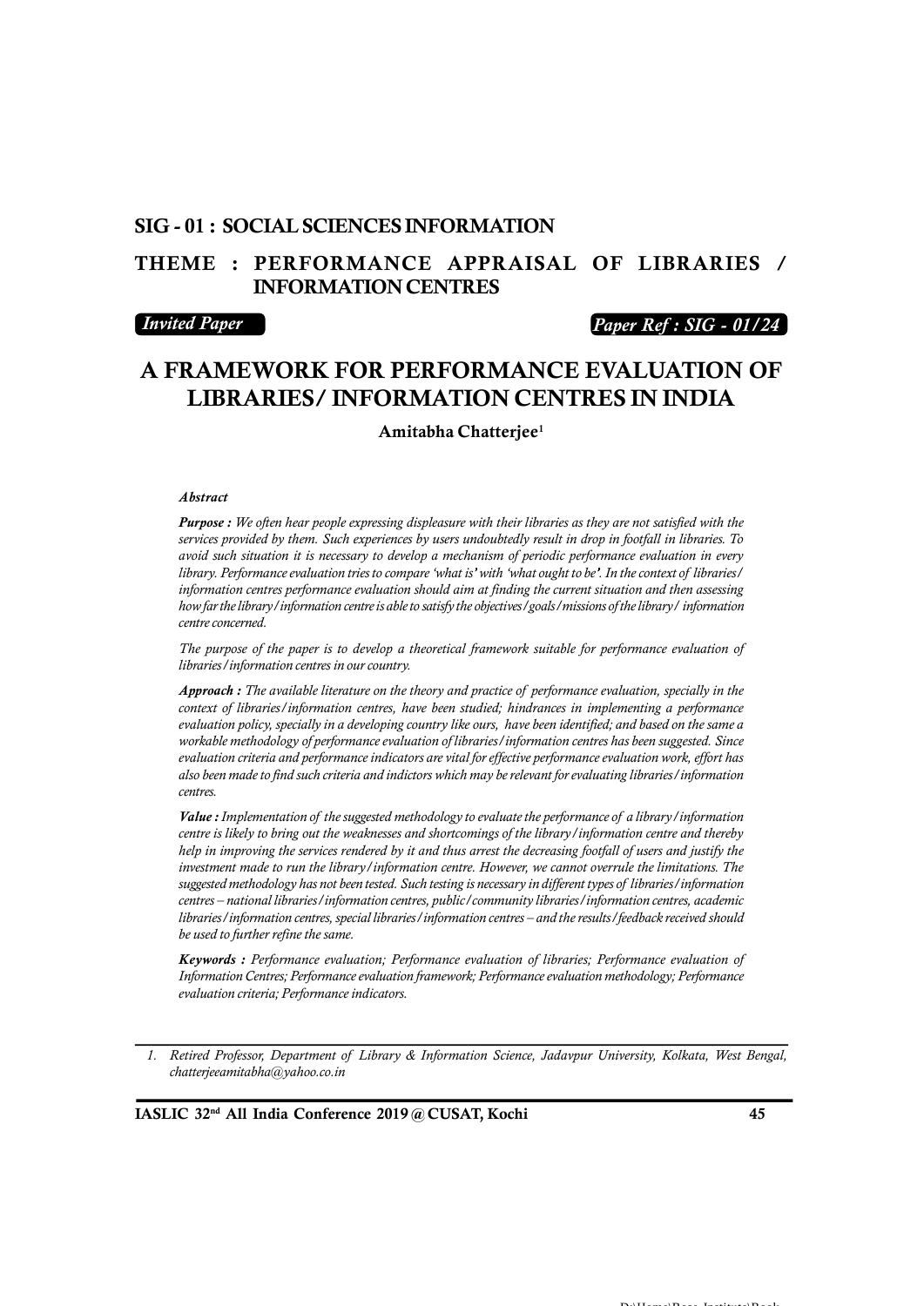## SIG - 01 : SOCIAL SCIENCES INFORMATION

## THEME : PERFORMANCE APPRAISAL OF LIBRARIES / INFORMATION CENTRES

***Invited Paper*** ***Paper Ref : SIG - 01/24***

# A FRAMEWORK FOR PERFORMANCE EVALUATION OF LIBRARIES/ INFORMATION CENTRES IN INDIA

**Amitabha Chatterjee[1]**

***Abstract***

***Purpose :*** *We often hear people expressing displeasure with their libraries as they are not satisfied with the services provided by them. Such experiences by users undoubtedly result in drop in footfall in libraries. To avoid such situation it is necessary to develop a mechanism of periodic performance evaluation in every library. Performance evaluation tries to compare 'what is' with 'what ought to be'. In the context of libraries/ information centres performance evaluation should aim at finding the current situation and then assessing how far the library/information centre is able to satisfy the objectives/goals/missions of the library/ information centre concerned.*

*The purpose of the paper is to develop a theoretical framework suitable for performance evaluation of libraries/information centres in our country.*

***Approach :*** *The available literature on the theory and practice of performance evaluation, specially in the context of libraries/information centres, have been studied; hindrances in implementing a performance evaluation policy, specially in a developing country like ours, have been identified; and based on the same a workable methodology of performance evaluation of libraries/information centres has been suggested. Since evaluation criteria and performance indicators are vital for effective performance evaluation work, effort has also been made to find such criteria and indictors which may be relevant for evaluating libraries/information centres.*

***Value :*** *Implementation of the suggested methodology to evaluate the performance of a library/information centre is likely to bring out the weaknesses and shortcomings of the library/information centre and thereby help in improving the services rendered by it and thus arrest the decreasing footfall of users and justify the investment made to run the library/information centre. However, we cannot overrule the limitations. The suggested methodology has not been tested. Such testing is necessary in different types of libraries/information centres – national libraries/information centres, public/community libraries/information centres, academic libraries/information centres, special libraries/information centres – and the results/feedback received should be used to further refine the same.*

***Keywords :*** *Performance evaluation; Performance evaluation of libraries; Performance evaluation of Information Centres; Performance evaluation framework; Performance evaluation methodology; Performance evaluation criteria; Performance indicators.*

---

1. *Retired Professor, Department of Library & Information Science, Jadavpur University, Kolkata, West Bengal, chatterjeeamitabha@yahoo.co.in*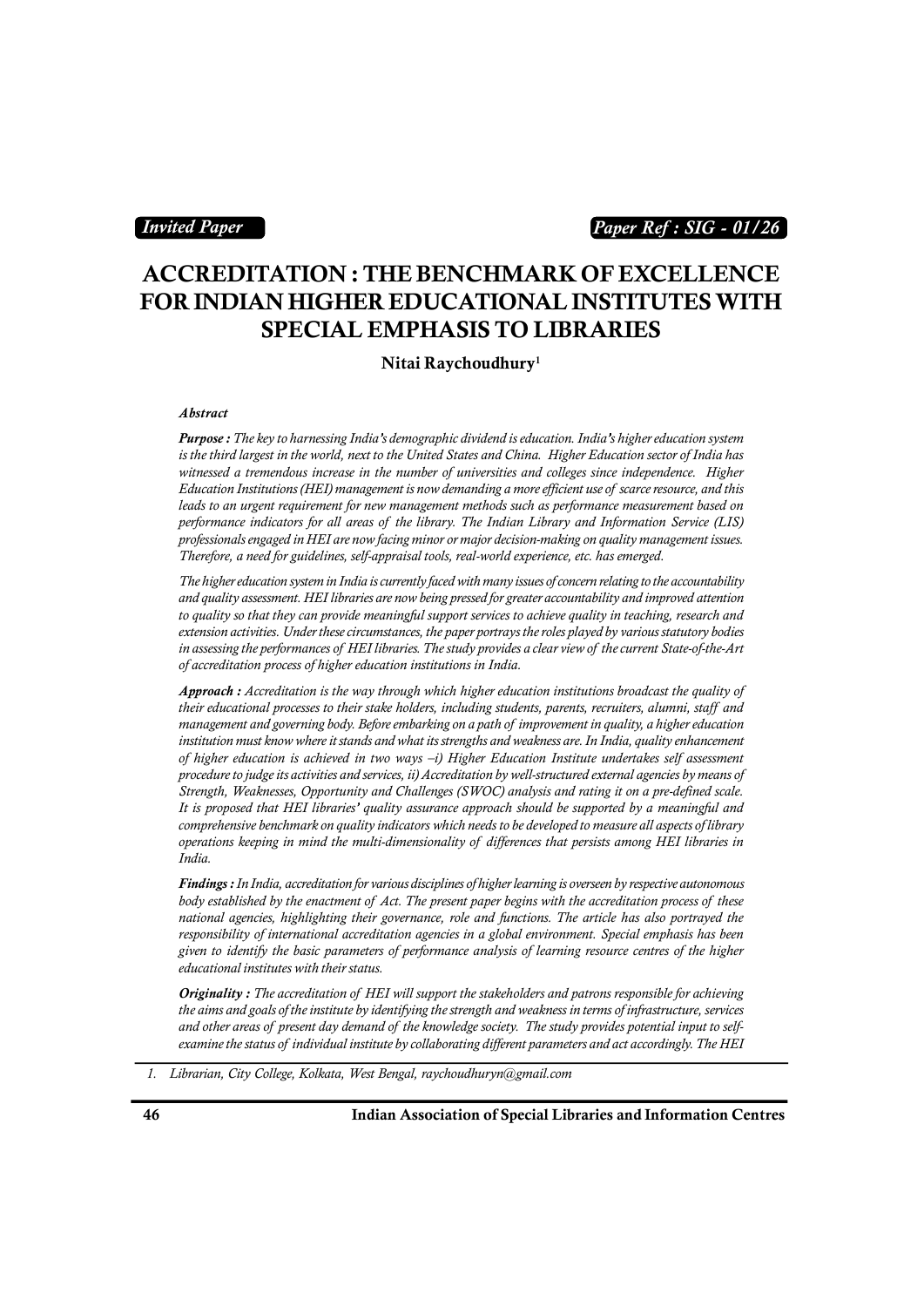*Invited Paper*

*Paper Ref : SIG - 01/26*

# ACCREDITATION : THE BENCHMARK OF EXCELLENCE FOR INDIAN HIGHER EDUCATIONAL INSTITUTES WITH SPECIAL EMPHASIS TO LIBRARIES

**Nitai Raychoudhury**[1]

***Abstract***

***Purpose :*** *The key to harnessing India's demographic dividend is education. India's higher education system is the third largest in the world, next to the United States and China. Higher Education sector of India has witnessed a tremendous increase in the number of universities and colleges since independence. Higher Education Institutions (HEI) management is now demanding a more efficient use of scarce resource, and this leads to an urgent requirement for new management methods such as performance measurement based on performance indicators for all areas of the library. The Indian Library and Information Service (LIS) professionals engaged in HEI are now facing minor or major decision-making on quality management issues. Therefore, a need for guidelines, self-appraisal tools, real-world experience, etc. has emerged.*

*The higher education system in India is currently faced with many issues of concern relating to the accountability and quality assessment. HEI libraries are now being pressed for greater accountability and improved attention to quality so that they can provide meaningful support services to achieve quality in teaching, research and extension activities. Under these circumstances, the paper portrays the roles played by various statutory bodies in assessing the performances of HEI libraries. The study provides a clear view of the current State-of-the-Art of accreditation process of higher education institutions in India.*

***Approach :*** *Accreditation is the way through which higher education institutions broadcast the quality of their educational processes to their stake holders, including students, parents, recruiters, alumni, staff and management and governing body. Before embarking on a path of improvement in quality, a higher education institution must know where it stands and what its strengths and weakness are. In India, quality enhancement of higher education is achieved in two ways –i) Higher Education Institute undertakes self assessment procedure to judge its activities and services, ii) Accreditation by well-structured external agencies by means of Strength, Weaknesses, Opportunity and Challenges (SWOC) analysis and rating it on a pre-defined scale. It is proposed that HEI libraries' quality assurance approach should be supported by a meaningful and comprehensive benchmark on quality indicators which needs to be developed to measure all aspects of library operations keeping in mind the multi-dimensionality of differences that persists among HEI libraries in India.*

***Findings :*** *In India, accreditation for various disciplines of higher learning is overseen by respective autonomous body established by the enactment of Act. The present paper begins with the accreditation process of these national agencies, highlighting their governance, role and functions. The article has also portrayed the responsibility of international accreditation agencies in a global environment. Special emphasis has been given to identify the basic parameters of performance analysis of learning resource centres of the higher educational institutes with their status.*

***Originality :*** *The accreditation of HEI will support the stakeholders and patrons responsible for achieving the aims and goals of the institute by identifying the strength and weakness in terms of infrastructure, services and other areas of present day demand of the knowledge society. The study provides potential input to self-examine the status of individual institute by collaborating different parameters and act accordingly. The HEI*

---

*1. Librarian, City College, Kolkata, West Bengal, raychoudhuryn@gmail.com*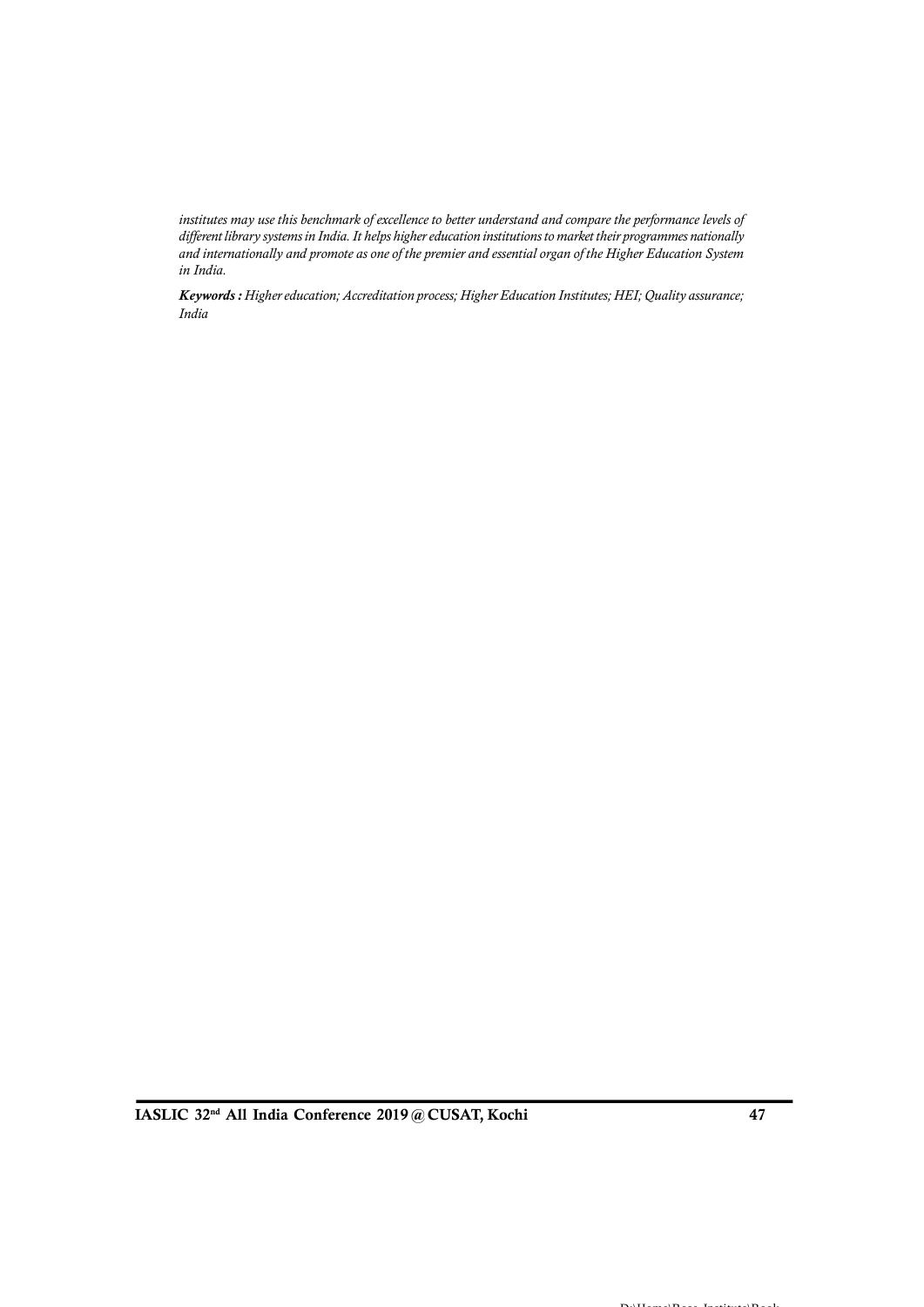*institutes may use this benchmark of excellence to better understand and compare the performance levels of different library systems in India. It helps higher education institutions to market their programmes nationally and internationally and promote as one of the premier and essential organ of the Higher Education System in India.*

***Keywords :*** *Higher education; Accreditation process; Higher Education Institutes; HEI; Quality assurance; India*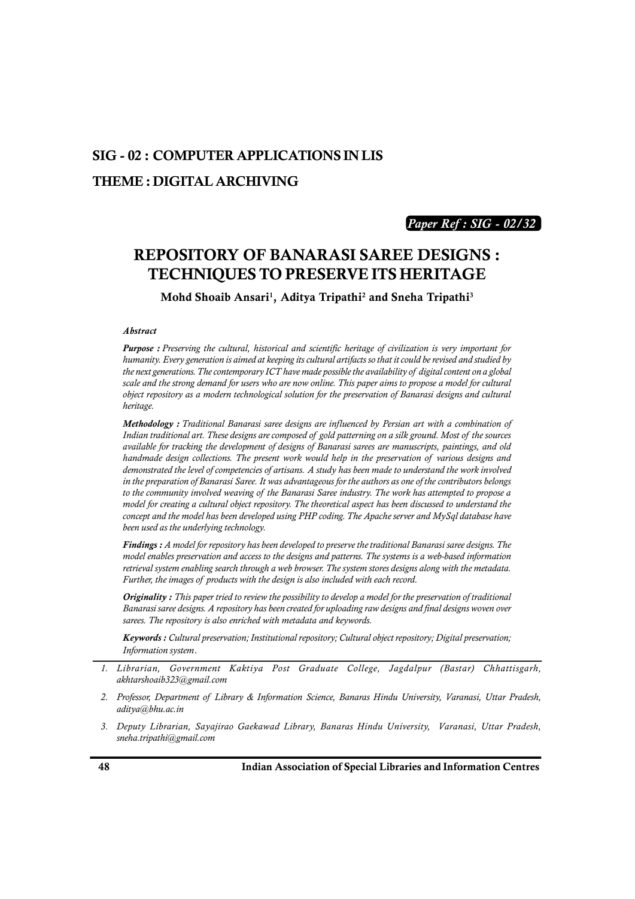## SIG - 02 : COMPUTER APPLICATIONS IN LIS

## THEME : DIGITAL ARCHIVING

*Paper Ref : SIG - 02/32*

# REPOSITORY OF BANARASI SAREE DESIGNS : TECHNIQUES TO PRESERVE ITS HERITAGE

**Mohd Shoaib Ansari[1], Aditya Tripathi[2] and Sneha Tripathi[3]**

***Abstract***

***Purpose :*** *Preserving the cultural, historical and scientific heritage of civilization is very important for humanity. Every generation is aimed at keeping its cultural artifacts so that it could be revised and studied by the next generations. The contemporary ICT have made possible the availability of digital content on a global scale and the strong demand for users who are now online. This paper aims to propose a model for cultural object repository as a modern technological solution for the preservation of Banarasi designs and cultural heritage.*

***Methodology :*** *Traditional Banarasi saree designs are influenced by Persian art with a combination of Indian traditional art. These designs are composed of gold patterning on a silk ground. Most of the sources available for tracking the development of designs of Banarasi sarees are manuscripts, paintings, and old handmade design collections. The present work would help in the preservation of various designs and demonstrated the level of competencies of artisans. A study has been made to understand the work involved in the preparation of Banarasi Saree. It was advantageous for the authors as one of the contributors belongs to the community involved weaving of the Banarasi Saree industry. The work has attempted to propose a model for creating a cultural object repository. The theoretical aspect has been discussed to understand the concept and the model has been developed using PHP coding. The Apache server and MySql database have been used as the underlying technology.*

***Findings :*** *A model for repository has been developed to preserve the traditional Banarasi saree designs. The model enables preservation and access to the designs and patterns. The systems is a web-based information retrieval system enabling search through a web browser. The system stores designs along with the metadata. Further, the images of products with the design is also included with each record.*

***Originality :*** *This paper tried to review the possibility to develop a model for the preservation of traditional Banarasi saree designs. A repository has been created for uploading raw designs and final designs woven over sarees. The repository is also enriched with metadata and keywords.*

***Keywords :*** *Cultural preservation; Institutional repository; Cultural object repository; Digital preservation; Information system.*

1. *Librarian, Government Kaktiya Post Graduate College, Jagdalpur (Bastar) Chhattisgarh, akhtarshoaib323@gmail.com*
2. *Professor, Department of Library & Information Science, Banaras Hindu University, Varanasi, Uttar Pradesh, aditya@bhu.ac.in*
3. *Deputy Librarian, Sayajirao Gaekawad Library, Banaras Hindu University, Varanasi, Uttar Pradesh, sneha.tripathi@gmail.com*